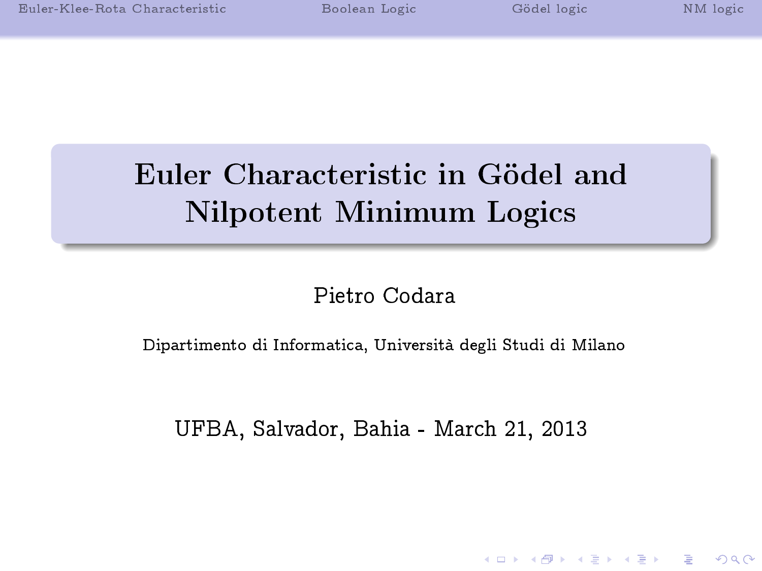# Euler Characteristic in Gödel and Nilpotent Minimum Logics

Pietro Codara

Dipartimento di Informatica, Università degli Studi di Milano

UFBA, Salvador, Bahia - March 21, 2013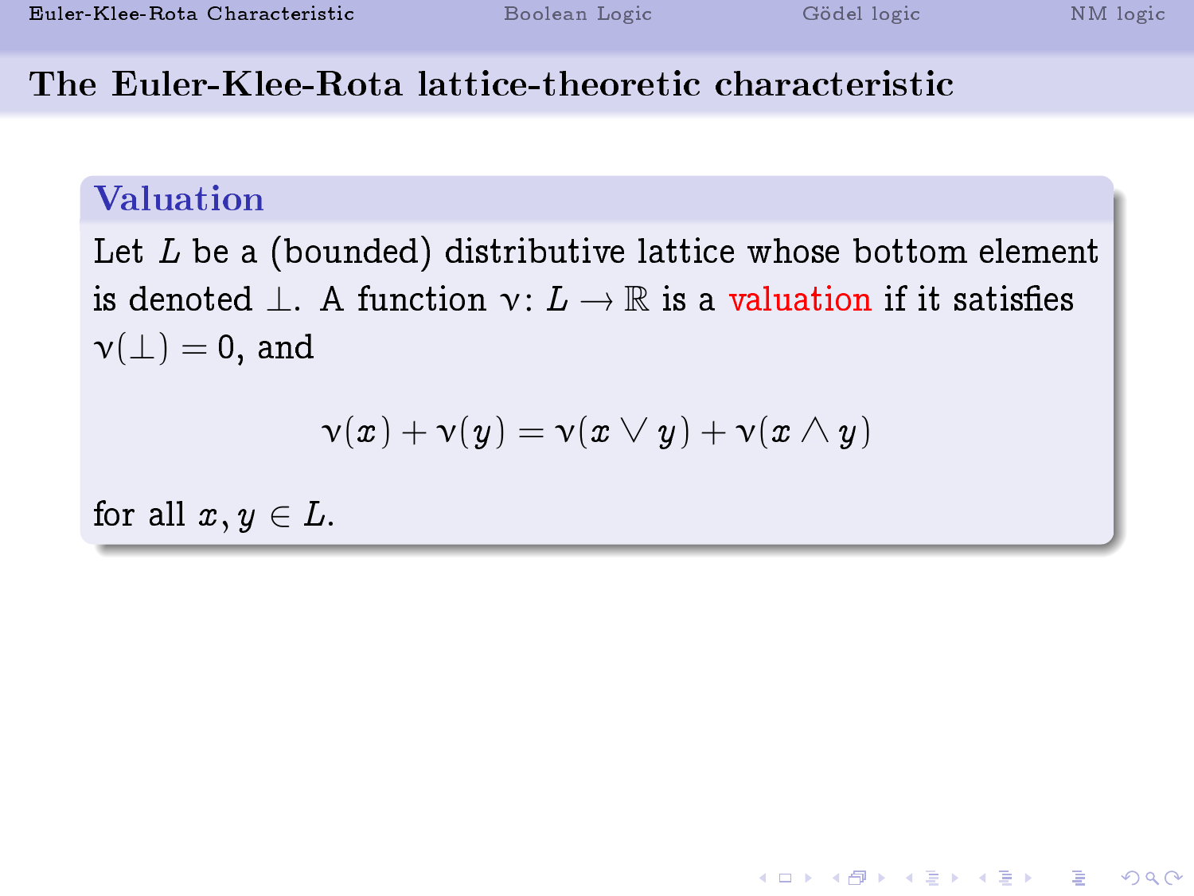## The Euler-Klee-Rota lattice-theoretic characteristic

### Valuation

Let $L$ be a (bounded) distributive lattice whose bottom element is denoted $\bot$. A function $\nu\colon L \to \mathbb{R}$ is a valuation if it satisfies $\nu(\bot) = 0$, and

$$\nu(x) + \nu(y) = \nu(x \vee y) + \nu(x \wedge y)$$

for all $x, y \in L$.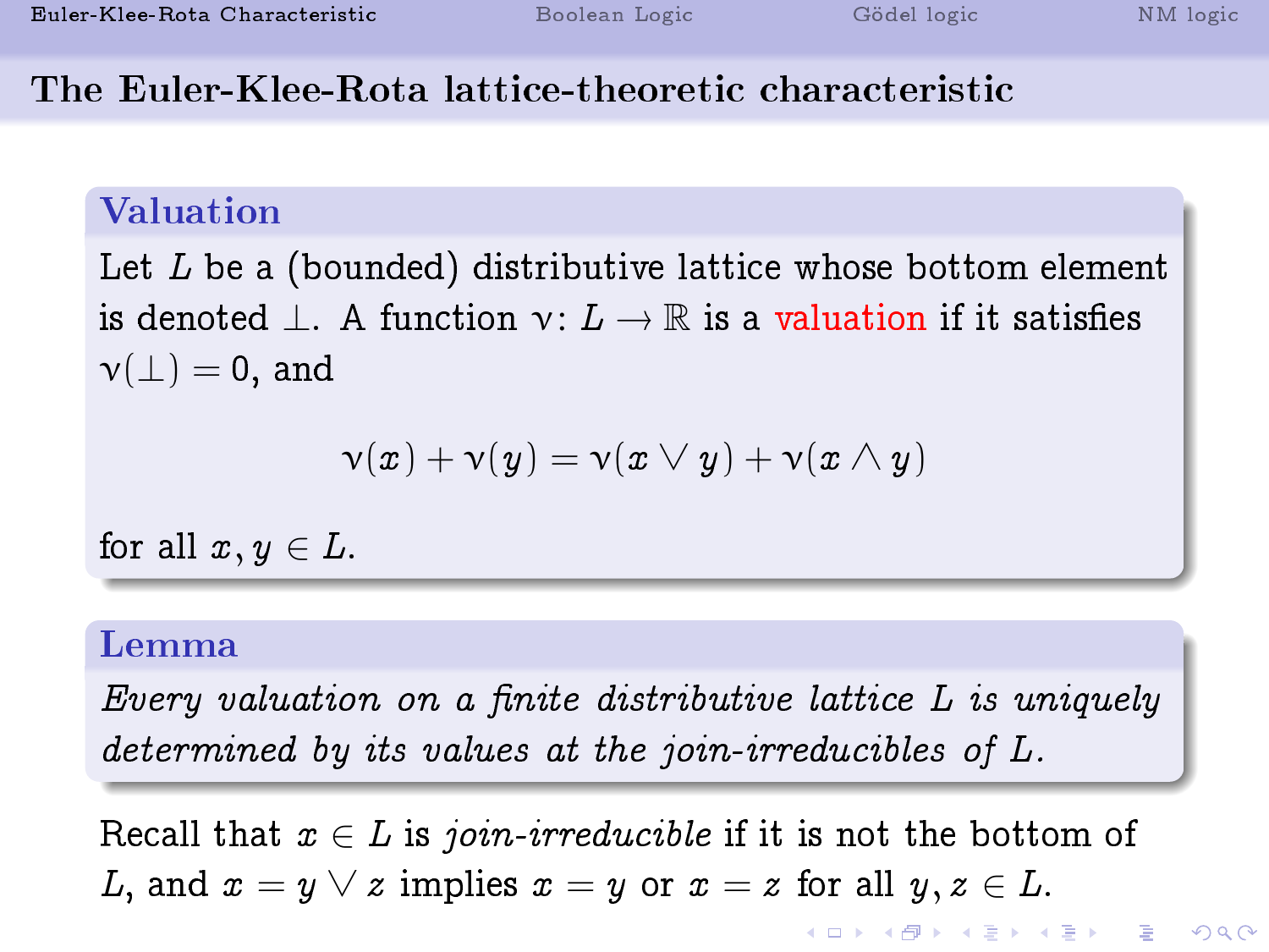## The Euler-Klee-Rota lattice-theoretic characteristic

### Valuation

Let $L$ be a (bounded) distributive lattice whose bottom element is denoted $\bot$. A function $\nu \colon L \to \mathbb{R}$ is a valuation if it satisfies $\nu(\bot) = 0$, and

$$\nu(x) + \nu(y) = \nu(x \vee y) + \nu(x \wedge y)$$

for all $x, y \in L$.

### Lemma

*Every valuation on a finite distributive lattice $L$ is uniquely determined by its values at the join-irreducibles of $L$.*

Recall that $x \in L$ is *join-irreducible* if it is not the bottom of $L$, and $x = y \vee z$ implies $x = y$ or $x = z$ for all $y, z \in L$.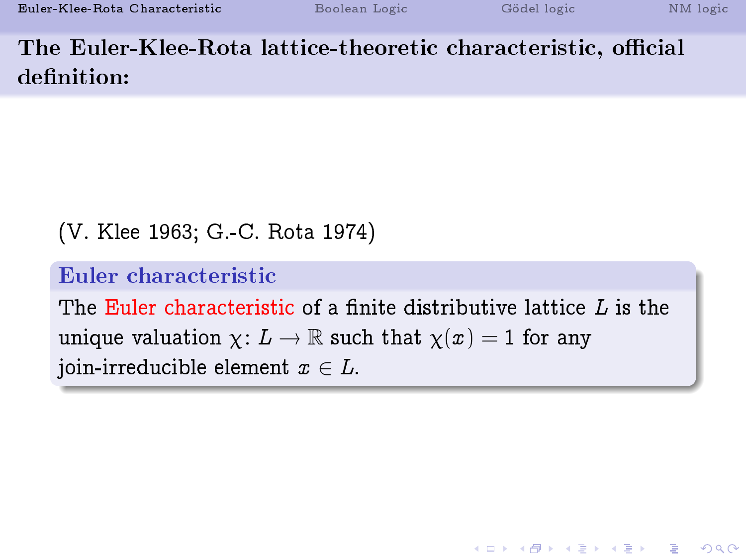## The Euler-Klee-Rota lattice-theoretic characteristic, official definition:

(V. Klee 1963; G.-C. Rota 1974)

**Euler characteristic**

The Euler characteristic of a finite distributive lattice $L$ is the unique valuation $\chi\colon L \to \mathbb{R}$ such that $\chi(x) = 1$ for any join-irreducible element $x \in L$.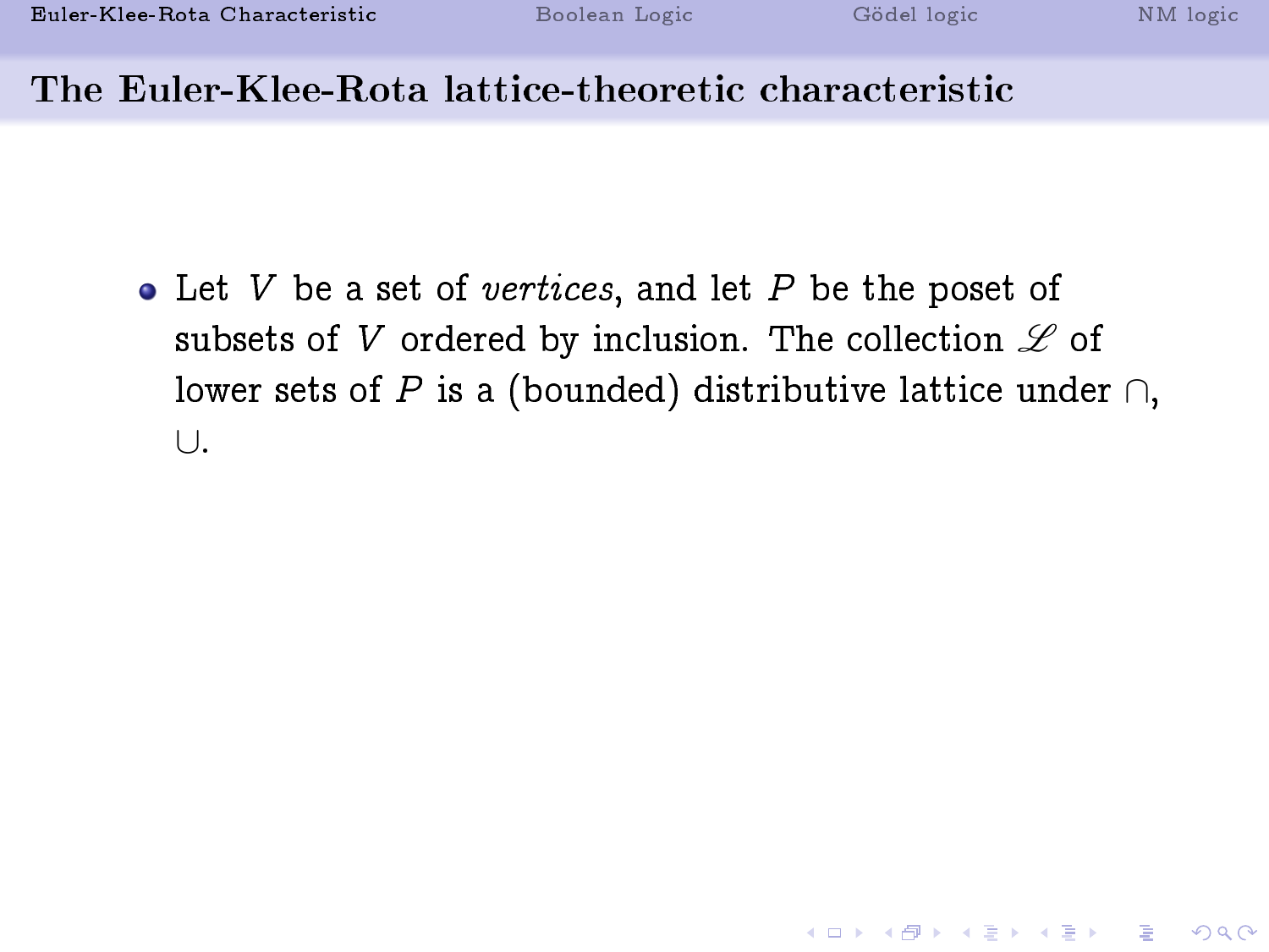## The Euler-Klee-Rota lattice-theoretic characteristic

- Let $V$ be a set of *vertices*, and let $P$ be the poset of subsets of $V$ ordered by inclusion. The collection $\mathscr{L}$ of lower sets of $P$ is a (bounded) distributive lattice under $\cap$, $\cup$.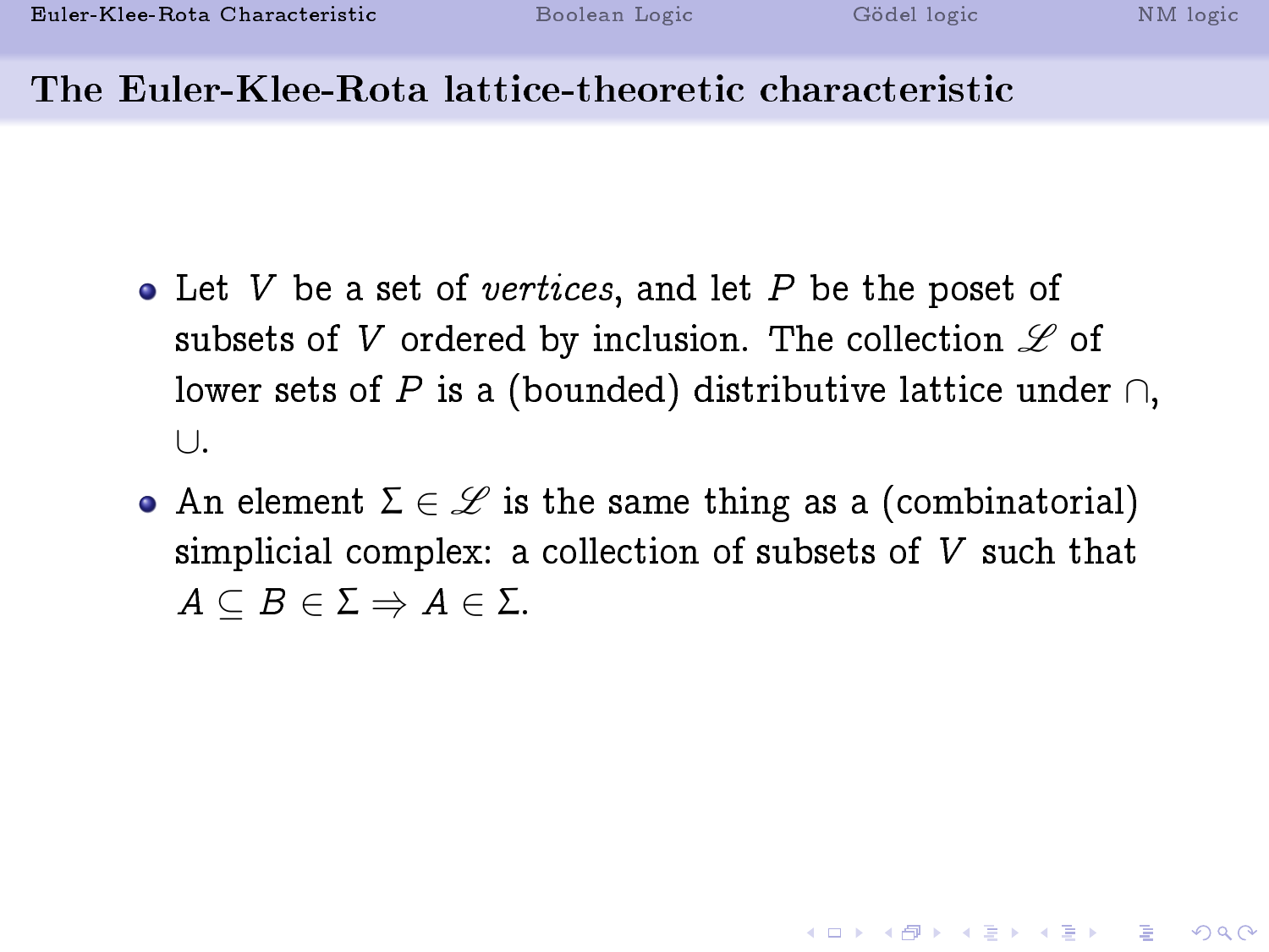## The Euler-Klee-Rota lattice-theoretic characteristic

- Let $V$ be a set of *vertices*, and let $P$ be the poset of subsets of $V$ ordered by inclusion. The collection $\mathscr{L}$ of lower sets of $P$ is a (bounded) distributive lattice under $\cap$, $\cup$.
- An element $\Sigma \in \mathscr{L}$ is the same thing as a (combinatorial) simplicial complex: a collection of subsets of $V$ such that $A \subseteq B \in \Sigma \Rightarrow A \in \Sigma$.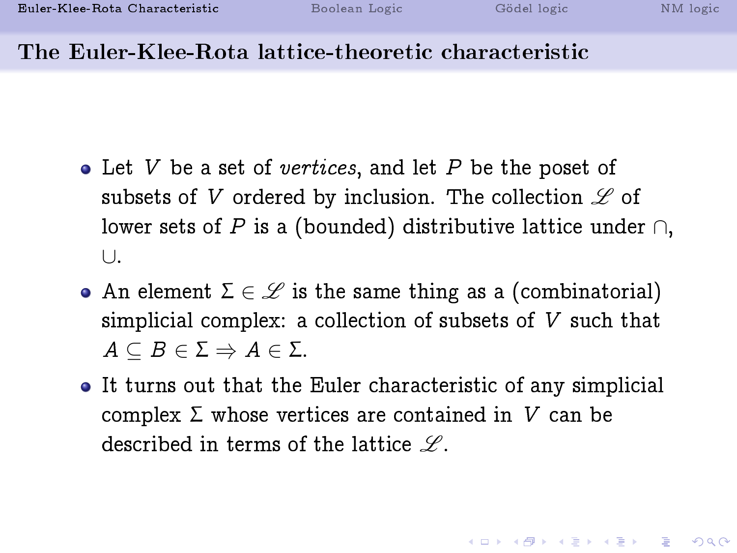## The Euler-Klee-Rota lattice-theoretic characteristic

- Let $V$ be a set of *vertices*, and let $P$ be the poset of subsets of $V$ ordered by inclusion. The collection $\mathscr{L}$ of lower sets of $P$ is a (bounded) distributive lattice under $\cap$, $\cup$.
- An element $\Sigma \in \mathscr{L}$ is the same thing as a (combinatorial) simplicial complex: a collection of subsets of $V$ such that $A \subseteq B \in \Sigma \Rightarrow A \in \Sigma$.
- It turns out that the Euler characteristic of any simplicial complex $\Sigma$ whose vertices are contained in $V$ can be described in terms of the lattice $\mathscr{L}$.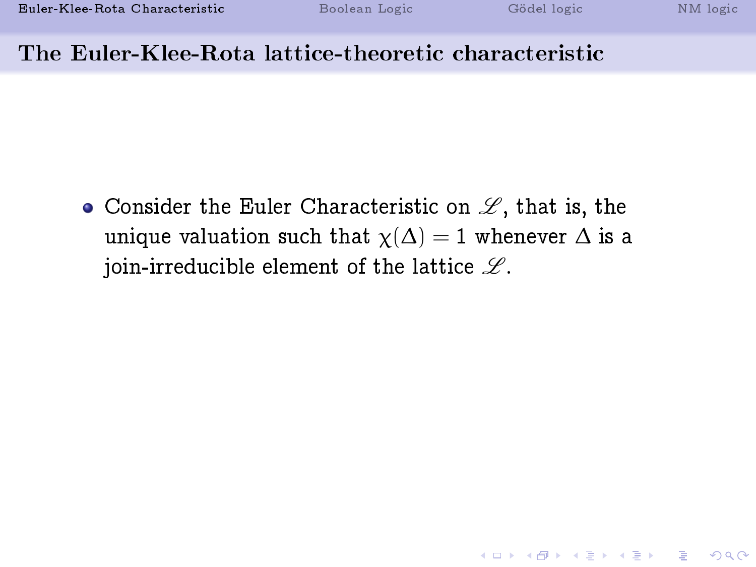## The Euler-Klee-Rota lattice-theoretic characteristic

- Consider the Euler Characteristic on $\mathscr{L}$, that is, the unique valuation such that $\chi(\Delta) = 1$ whenever $\Delta$ is a join-irreducible element of the lattice $\mathscr{L}$.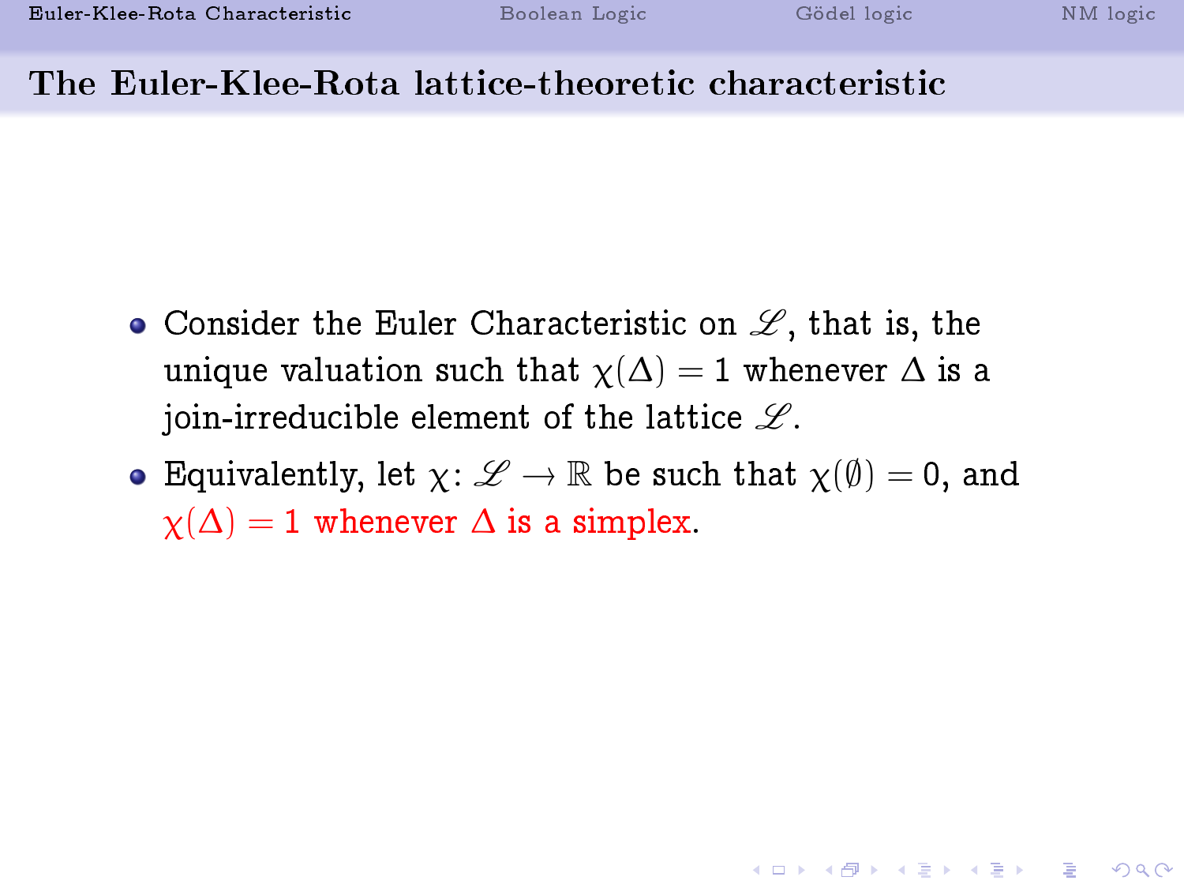## The Euler-Klee-Rota lattice-theoretic characteristic

- Consider the Euler Characteristic on $\mathscr{L}$, that is, the unique valuation such that $\chi(\Delta) = 1$ whenever $\Delta$ is a join-irreducible element of the lattice $\mathscr{L}$.
- Equivalently, let $\chi\colon \mathscr{L} \to \mathbb{R}$ be such that $\chi(\emptyset) = 0$, and $\chi(\Delta) = 1$ whenever $\Delta$ is a simplex.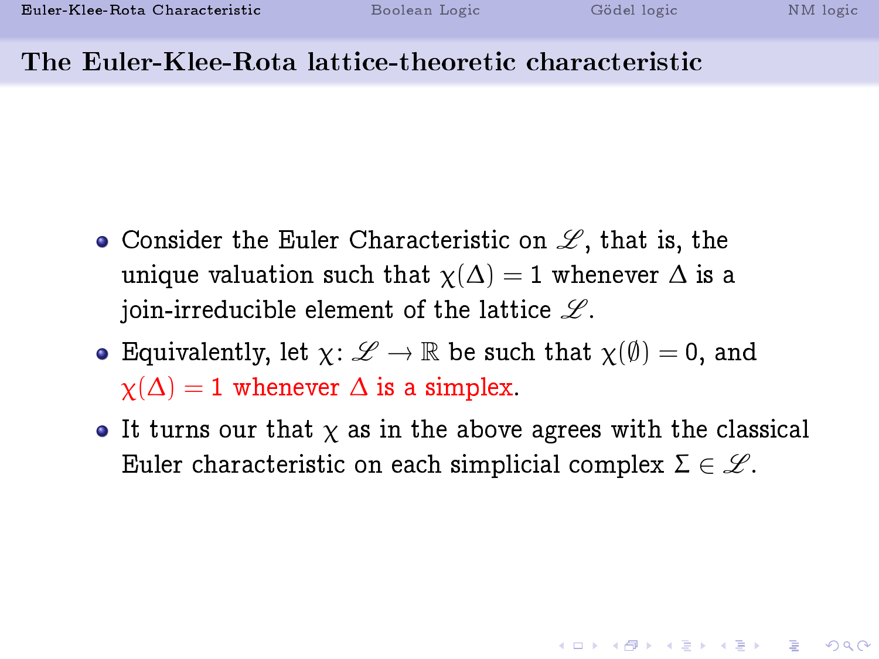## The Euler-Klee-Rota lattice-theoretic characteristic

- Consider the Euler Characteristic on $\mathscr{L}$, that is, the unique valuation such that $\chi(\Delta) = 1$ whenever $\Delta$ is a join-irreducible element of the lattice $\mathscr{L}$.
- Equivalently, let $\chi \colon \mathscr{L} \to \mathbb{R}$ be such that $\chi(\emptyset) = 0$, and $\chi(\Delta) = 1$ whenever $\Delta$ is a simplex.
- It turns our that $\chi$ as in the above agrees with the classical Euler characteristic on each simplicial complex $\Sigma \in \mathscr{L}$.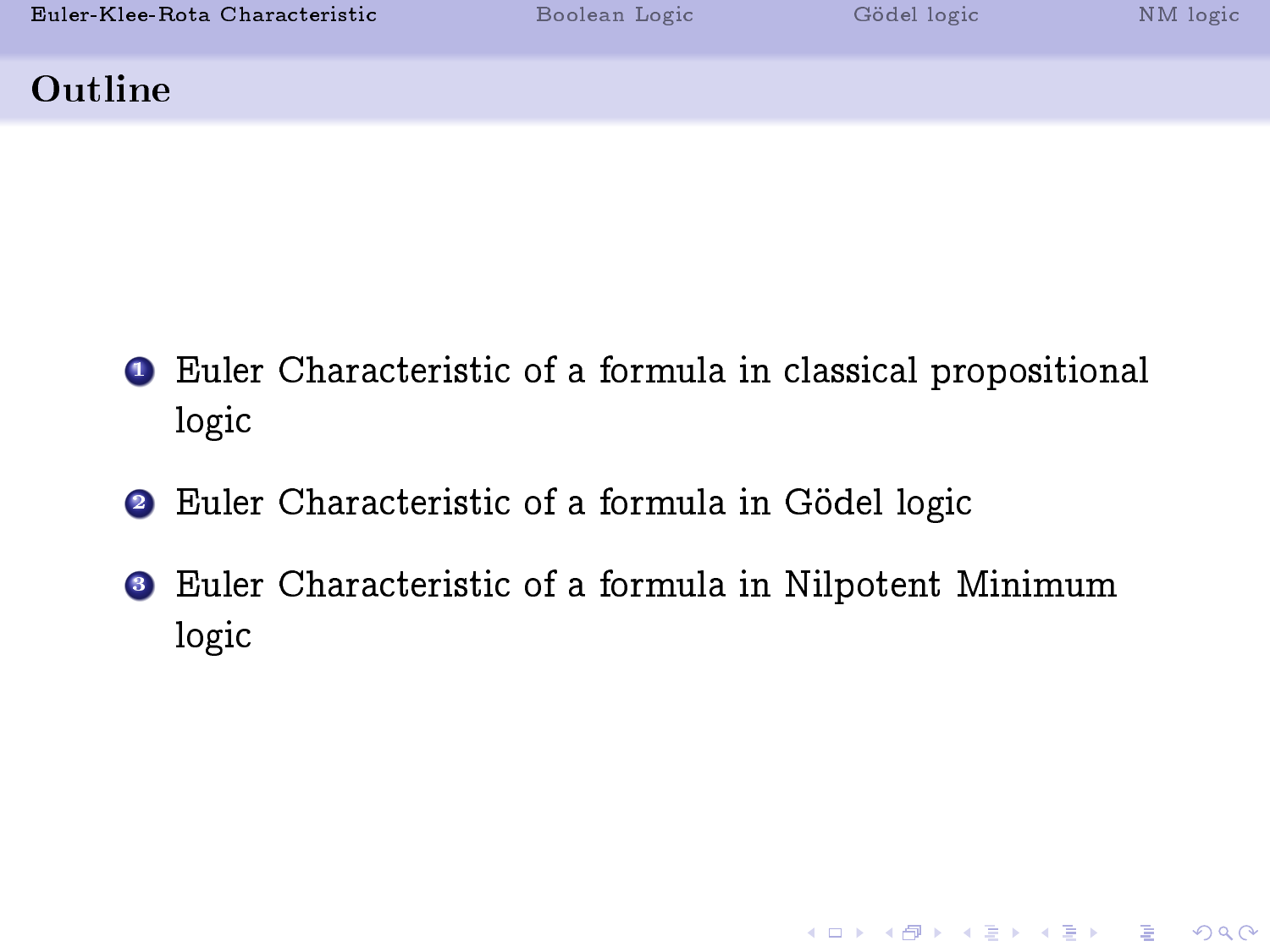# Outline

1. Euler Characteristic of a formula in classical propositional logic
2. Euler Characteristic of a formula in Gödel logic
3. Euler Characteristic of a formula in Nilpotent Minimum logic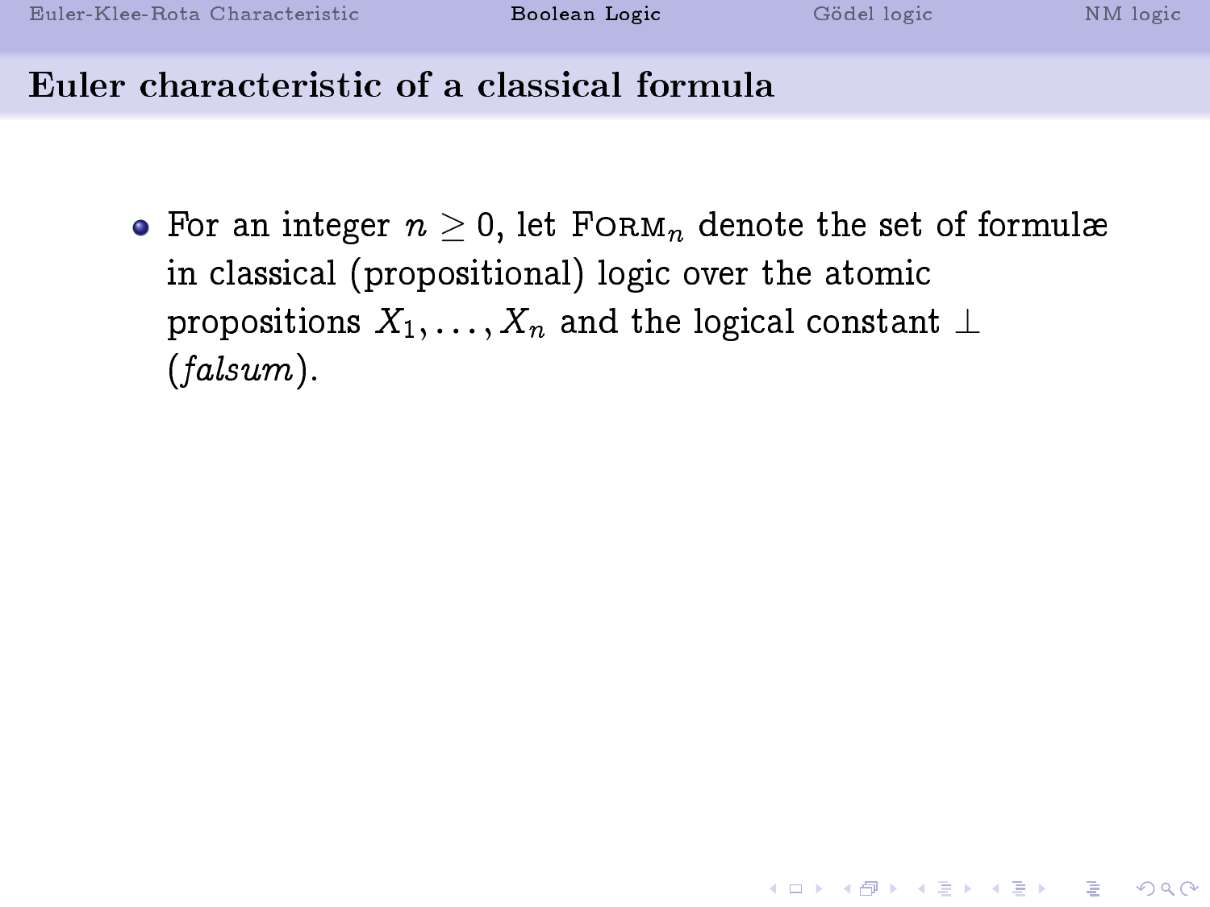## Euler characteristic of a classical formula

- For an integer $n \geq 0$, let $\textsc{Form}_n$ denote the set of formulæ in classical (propositional) logic over the atomic propositions $X_1, \ldots, X_n$ and the logical constant $\perp$ (*falsum*).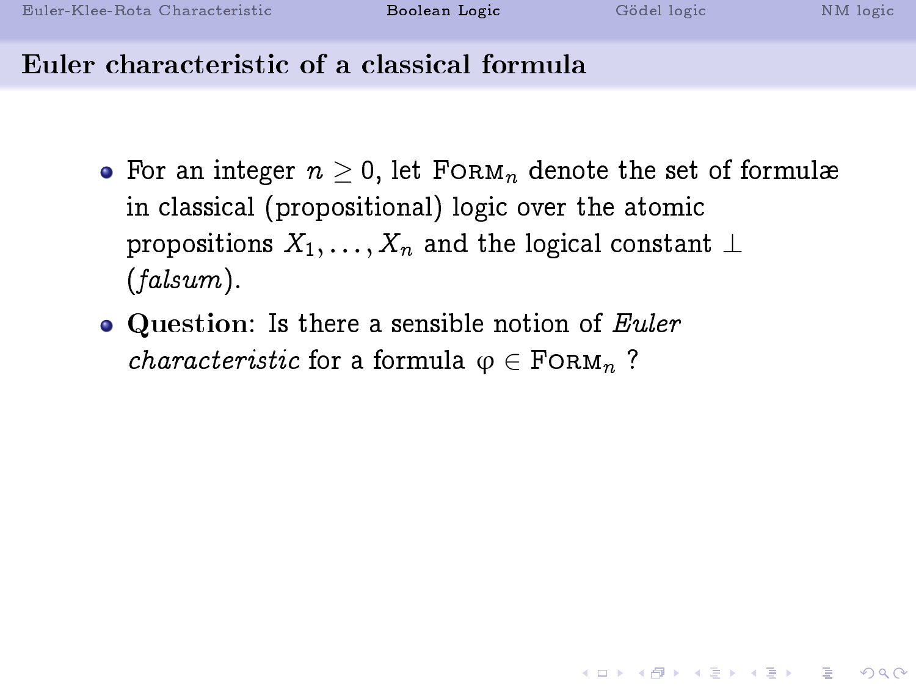## Euler characteristic of a classical formula

- For an integer $n \geq 0$, let $\textsc{Form}_n$ denote the set of formulæ in classical (propositional) logic over the atomic propositions $X_1, \ldots, X_n$ and the logical constant $\perp$ (*falsum*).
- **Question**: Is there a sensible notion of *Euler characteristic* for a formula $\varphi \in \textsc{Form}_n$ ?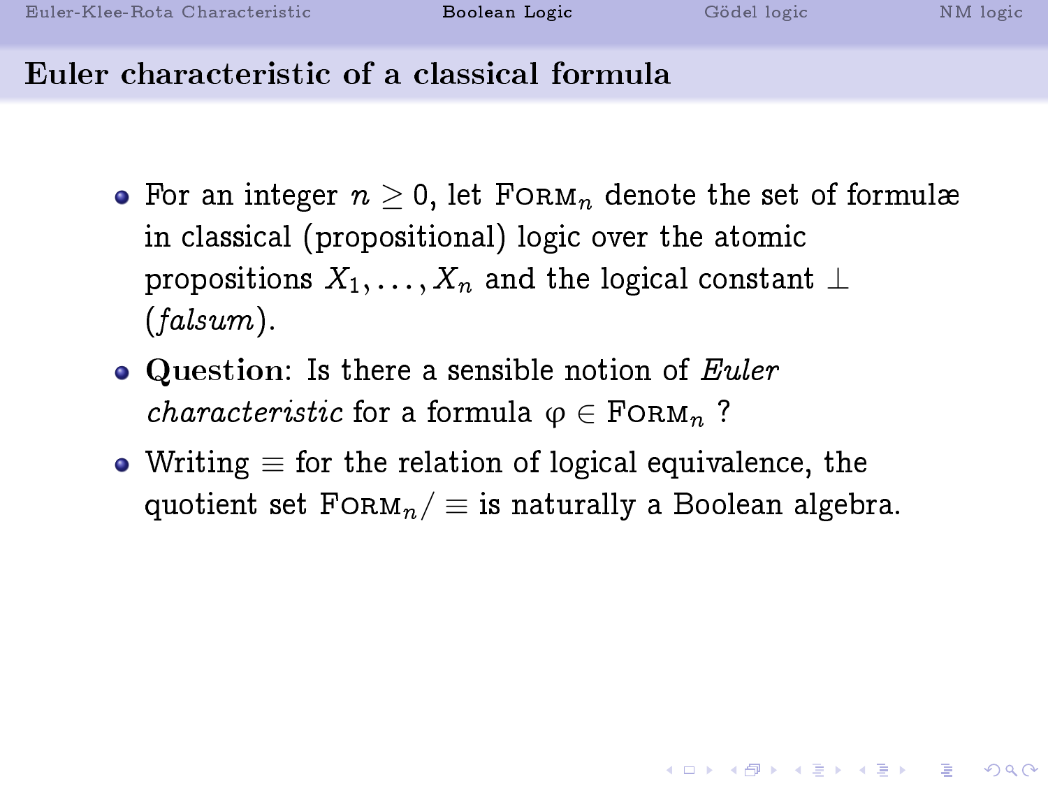## Euler characteristic of a classical formula

- For an integer $n \geq 0$, let $\textsc{Form}_n$ denote the set of formulæ in classical (propositional) logic over the atomic propositions $X_1, \ldots, X_n$ and the logical constant $\bot$ (*falsum*).
- **Question**: Is there a sensible notion of *Euler characteristic* for a formula $\varphi \in \textsc{Form}_n$ ?
- Writing $\equiv$ for the relation of logical equivalence, the quotient set $\textsc{Form}_n/\equiv$ is naturally a Boolean algebra.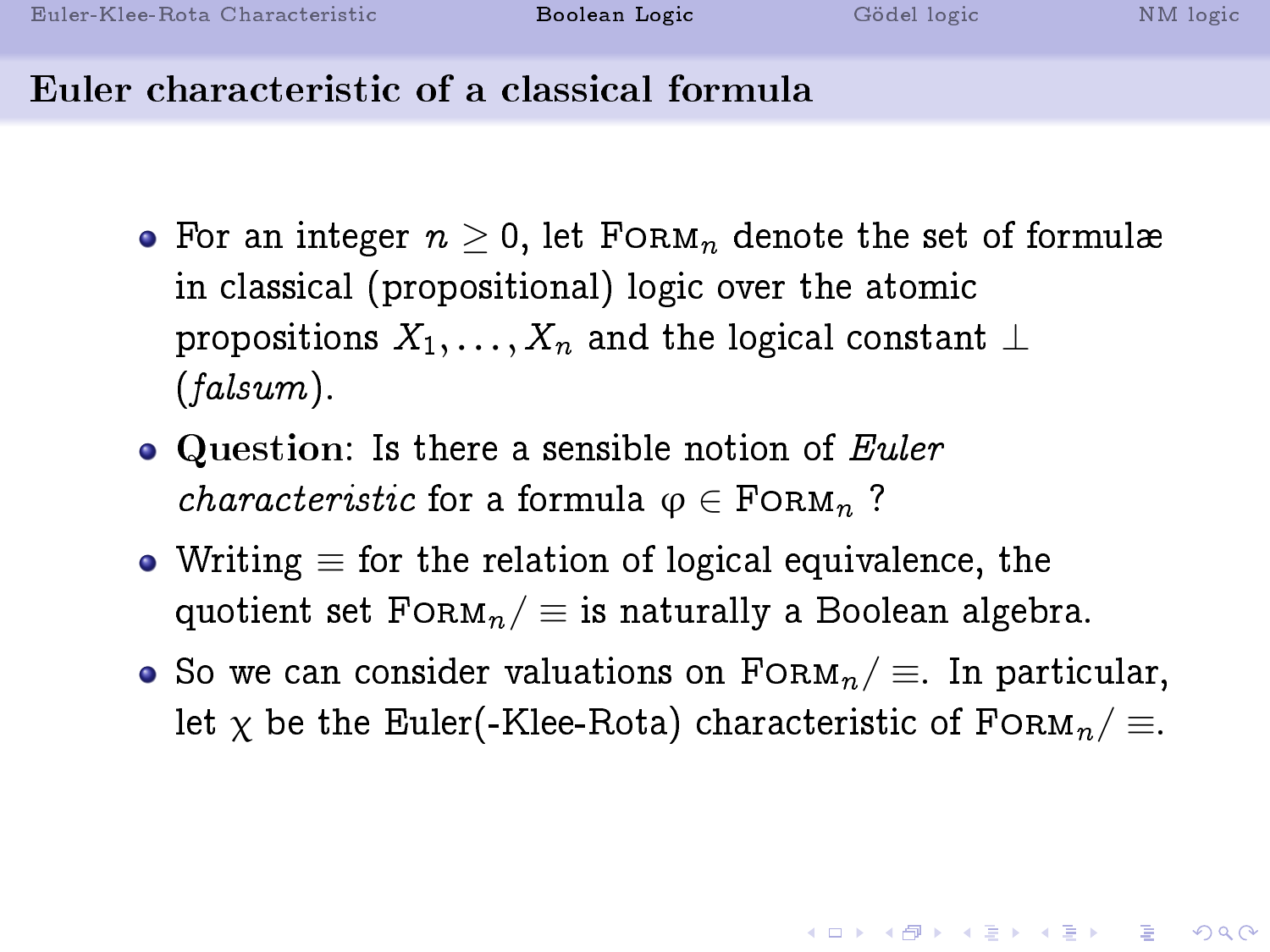## Euler characteristic of a classical formula

- For an integer $n \geq 0$, let $\text{FORM}_n$ denote the set of formulæ in classical (propositional) logic over the atomic propositions $X_1, \ldots, X_n$ and the logical constant $\bot$ (*falsum*).
- **Question**: Is there a sensible notion of *Euler characteristic* for a formula $\varphi \in \text{FORM}_n$ ?
- Writing $\equiv$ for the relation of logical equivalence, the quotient set $\text{FORM}_n/\equiv$ is naturally a Boolean algebra.
- So we can consider valuations on $\text{FORM}_n/\equiv$. In particular, let $\chi$ be the Euler(-Klee-Rota) characteristic of $\text{FORM}_n/\equiv$.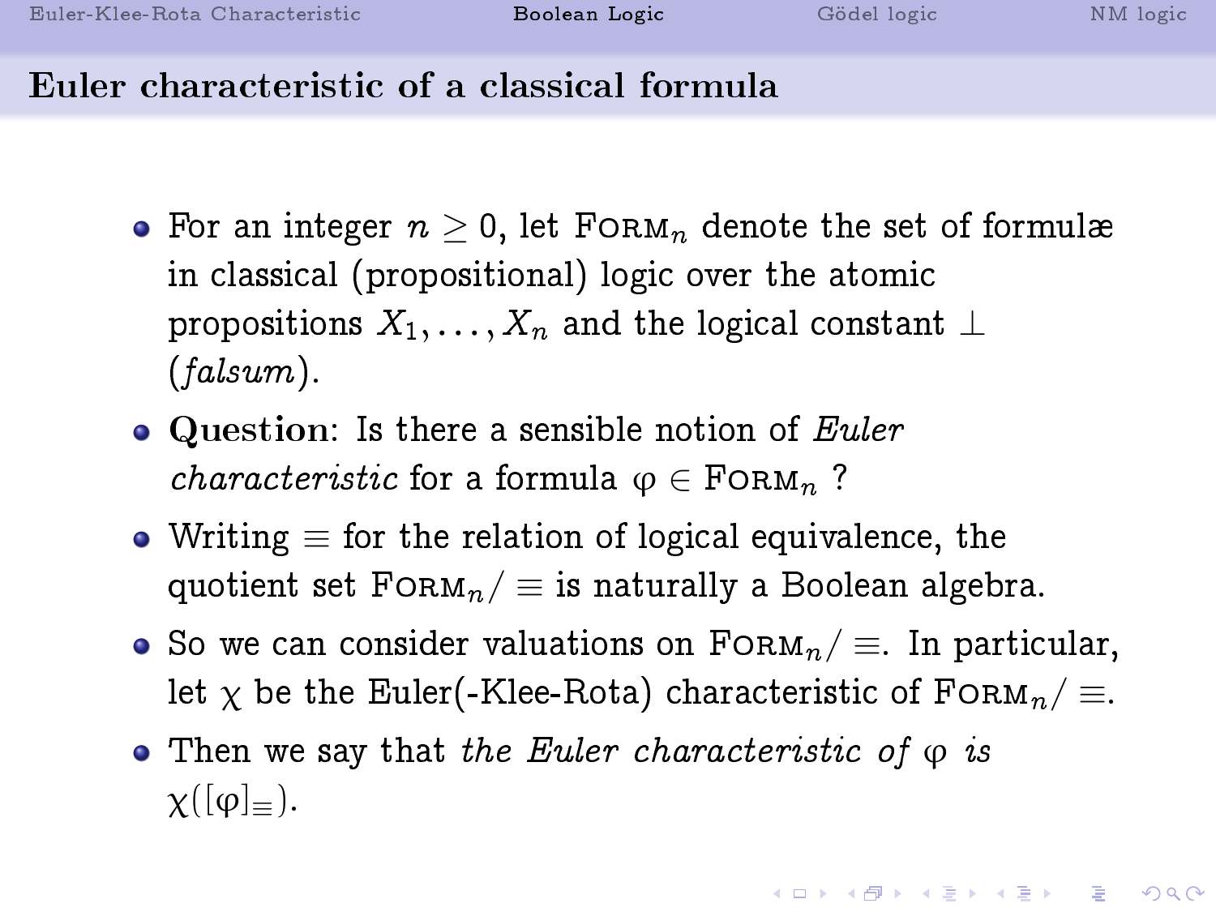## Euler characteristic of a classical formula

- For an integer $n \geq 0$, let $\textsc{Form}_n$ denote the set of formulæ in classical (propositional) logic over the atomic propositions $X_1, \ldots, X_n$ and the logical constant $\bot$ (*falsum*).
- **Question**: Is there a sensible notion of *Euler characteristic* for a formula $\varphi \in \textsc{Form}_n$ ?
- Writing $\equiv$ for the relation of logical equivalence, the quotient set $\textsc{Form}_n / \equiv$ is naturally a Boolean algebra.
- So we can consider valuations on $\textsc{Form}_n / \equiv$. In particular, let $\chi$ be the Euler(-Klee-Rota) characteristic of $\textsc{Form}_n / \equiv$.
- Then we say that *the Euler characteristic of* $\varphi$ *is* $\chi([\varphi]_\equiv)$.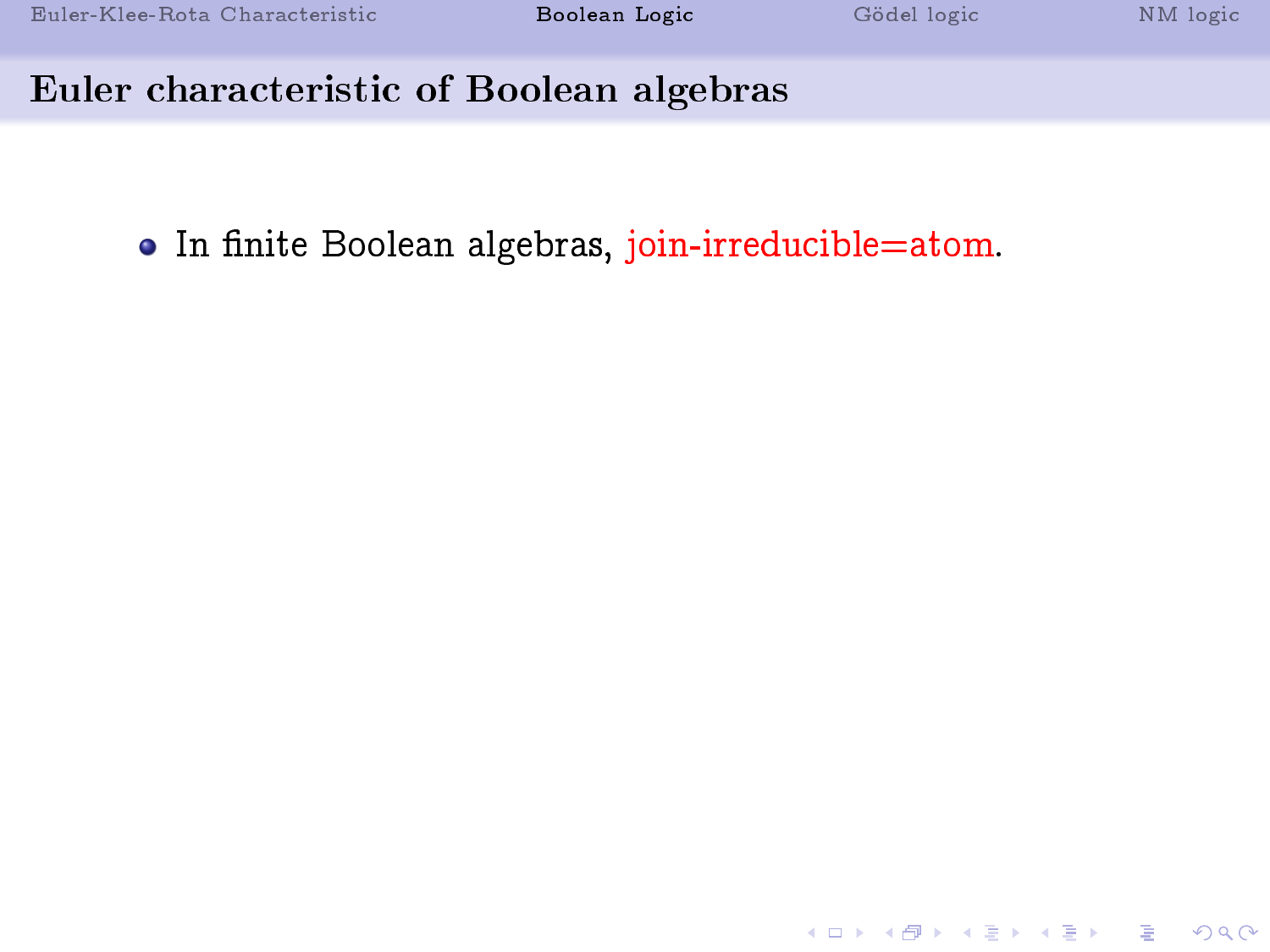## Euler characteristic of Boolean algebras

- In finite Boolean algebras, join-irreducible=atom.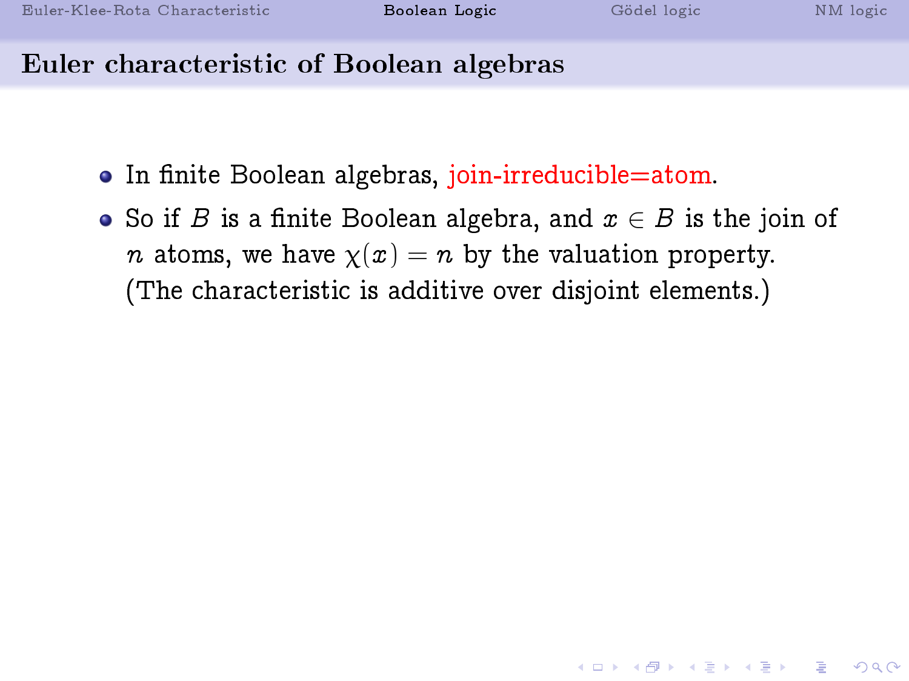## Euler characteristic of Boolean algebras

- In finite Boolean algebras, join-irreducible=atom.
- So if $B$ is a finite Boolean algebra, and $x \in B$ is the join of $n$ atoms, we have $\chi(x) = n$ by the valuation property. (The characteristic is additive over disjoint elements.)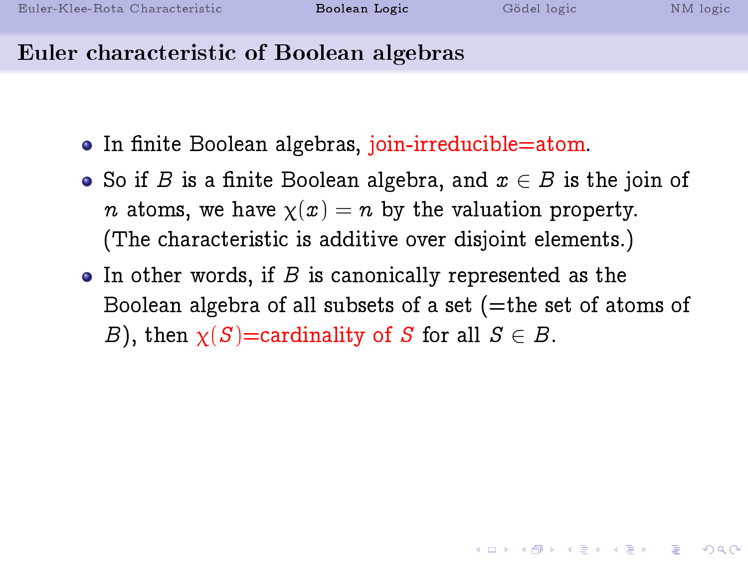## Euler characteristic of Boolean algebras

- In finite Boolean algebras, join-irreducible=atom.
- So if $B$ is a finite Boolean algebra, and $x \in B$ is the join of $n$ atoms, we have $\chi(x) = n$ by the valuation property. (The characteristic is additive over disjoint elements.)
- In other words, if $B$ is canonically represented as the Boolean algebra of all subsets of a set (=the set of atoms of $B$), then $\chi(S)$=cardinality of $S$ for all $S \in B$.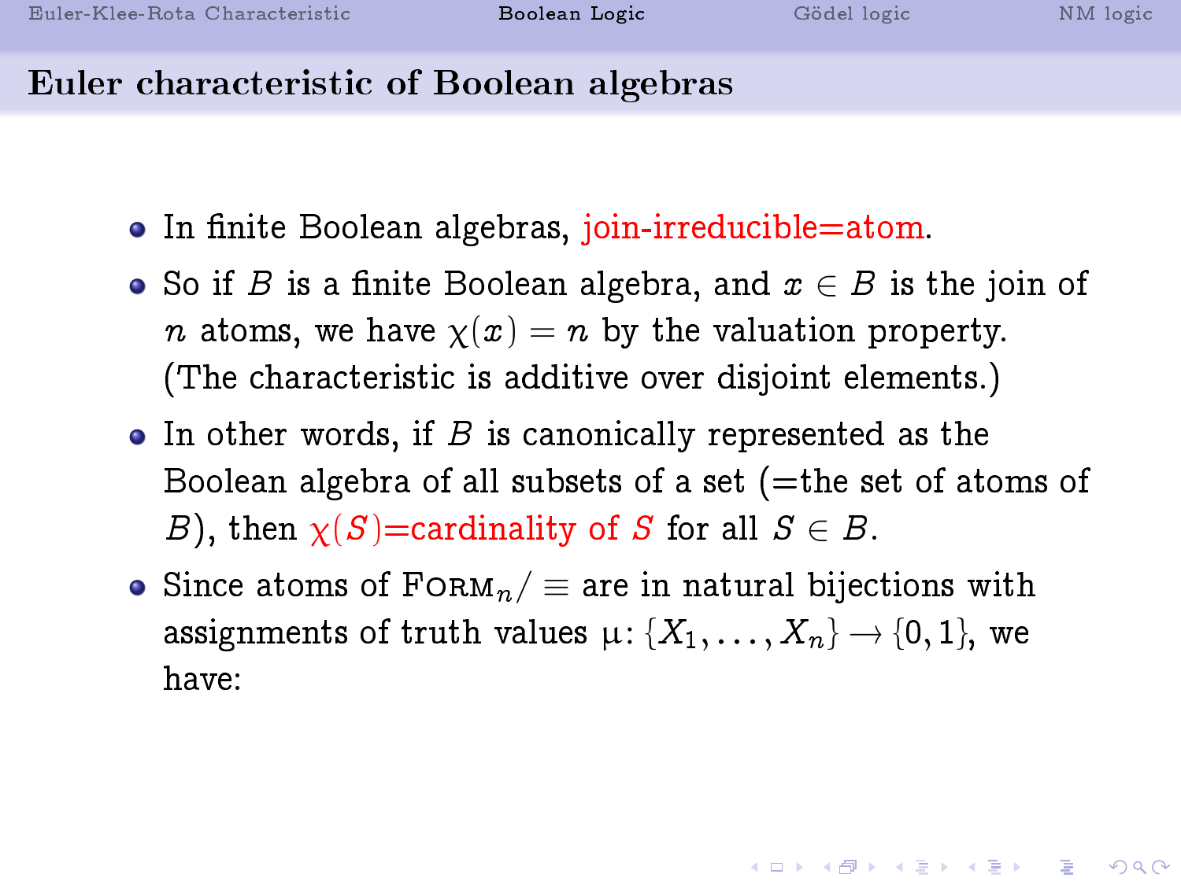## Euler characteristic of Boolean algebras

- In finite Boolean algebras, join-irreducible=atom.
- So if $B$ is a finite Boolean algebra, and $x \in B$ is the join of $n$ atoms, we have $\chi(x) = n$ by the valuation property. (The characteristic is additive over disjoint elements.)
- In other words, if $B$ is canonically represented as the Boolean algebra of all subsets of a set (=the set of atoms of $B$), then $\chi(S)$=cardinality of $S$ for all $S \in B$.
- Since atoms of $\textsc{Form}_n/\equiv$ are in natural bijections with assignments of truth values $\mu\colon \{X_1, \ldots, X_n\} \to \{0, 1\}$, we have: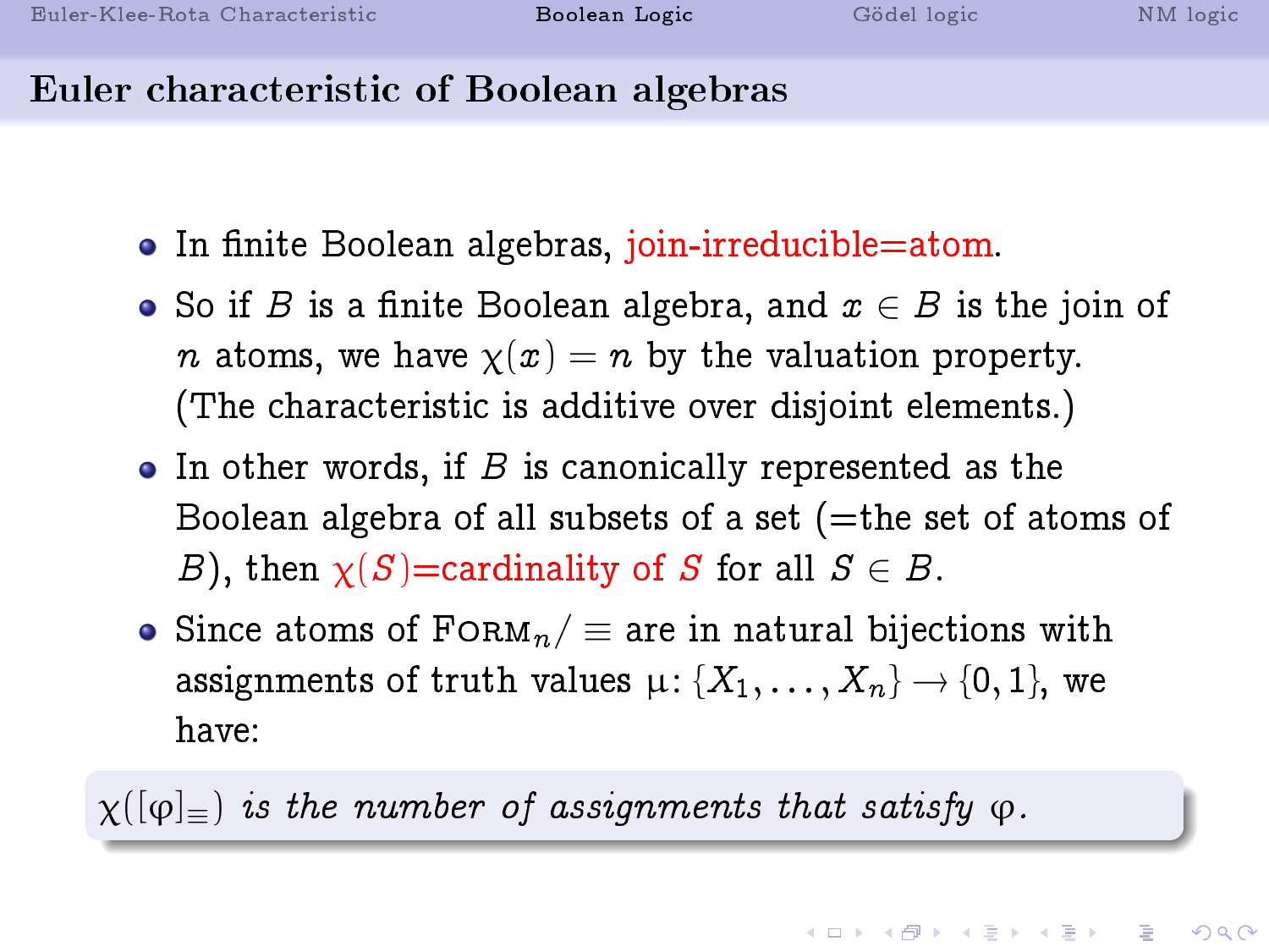## Euler characteristic of Boolean algebras

- In finite Boolean algebras, join-irreducible=atom.
- So if $B$ is a finite Boolean algebra, and $x \in B$ is the join of $n$ atoms, we have $\chi(x) = n$ by the valuation property. (The characteristic is additive over disjoint elements.)
- In other words, if $B$ is canonically represented as the Boolean algebra of all subsets of a set (=the set of atoms of $B$), then $\chi(S)$=cardinality of $S$ for all $S \in B$.
- Since atoms of $\textsc{Form}_n/\equiv$ are in natural bijections with assignments of truth values $\mu\colon \{X_1, \ldots, X_n\} \to \{0, 1\}$, we have:

$\chi([\varphi]_\equiv)$ *is the number of assignments that satisfy* $\varphi$.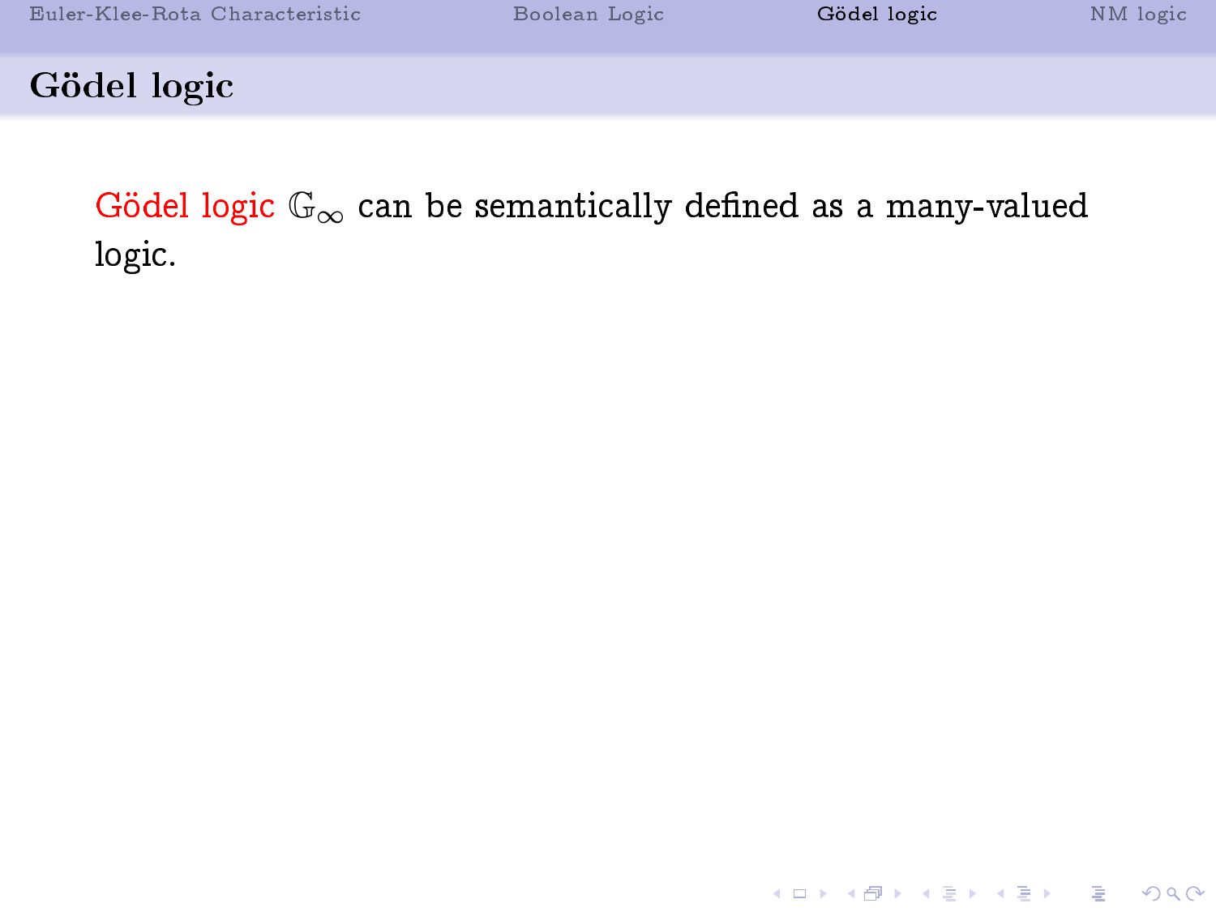# Gödel logic

Gödel logic $\mathbb{G}_\infty$ can be semantically defined as a many-valued logic.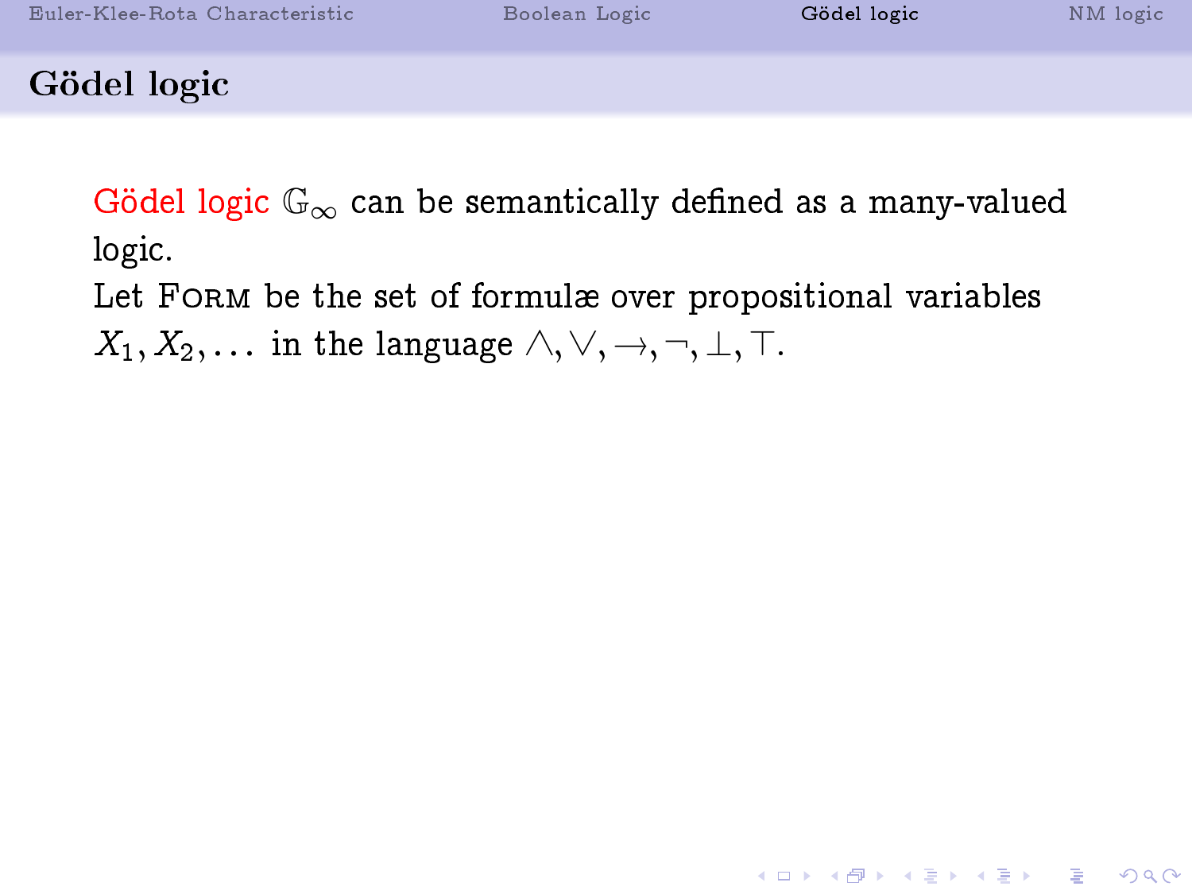## Gödel logic

Gödel logic $\mathbb{G}_\infty$ can be semantically defined as a many-valued logic.
Let Form be the set of formulæ over propositional variables $X_1, X_2, \ldots$ in the language $\wedge, \vee, \rightarrow, \neg, \bot, \top$.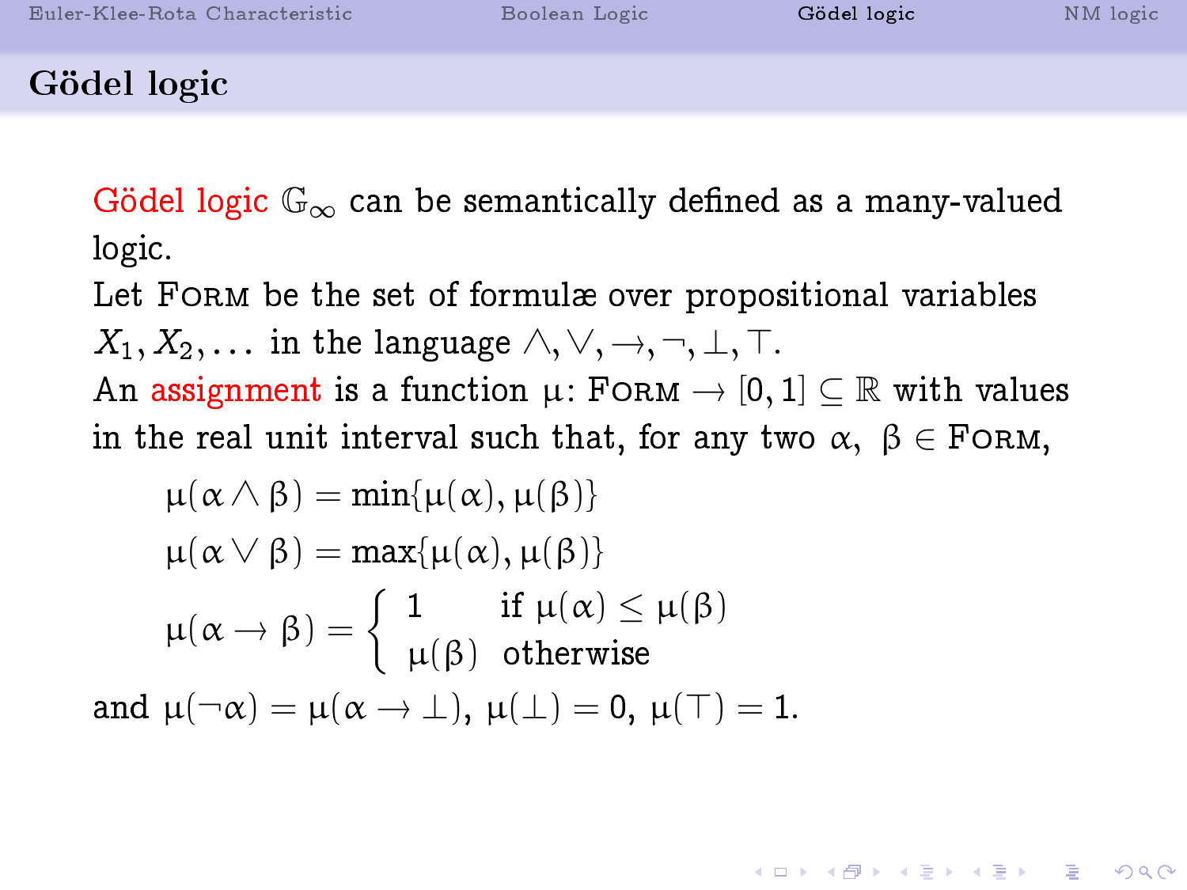# Gödel logic

Gödel logic $\mathbb{G}_\infty$ can be semantically defined as a many-valued logic.

Let Form be the set of formulæ over propositional variables $X_1, X_2, \ldots$ in the language $\wedge, \vee, \rightarrow, \neg, \bot, \top$.

An assignment is a function $\mu\colon \text{Form} \rightarrow [0,1] \subseteq \mathbb{R}$ with values in the real unit interval such that, for any two $\alpha,\ \beta \in \text{Form}$,

$$\mu(\alpha \wedge \beta) = \min\{\mu(\alpha), \mu(\beta)\}$$

$$\mu(\alpha \vee \beta) = \max\{\mu(\alpha), \mu(\beta)\}$$

$$\mu(\alpha \rightarrow \beta) = \begin{cases} 1 & \text{if } \mu(\alpha) \leq \mu(\beta) \\ \mu(\beta) & \text{otherwise} \end{cases}$$

and $\mu(\neg\alpha) = \mu(\alpha \rightarrow \bot)$, $\mu(\bot) = 0$, $\mu(\top) = 1$.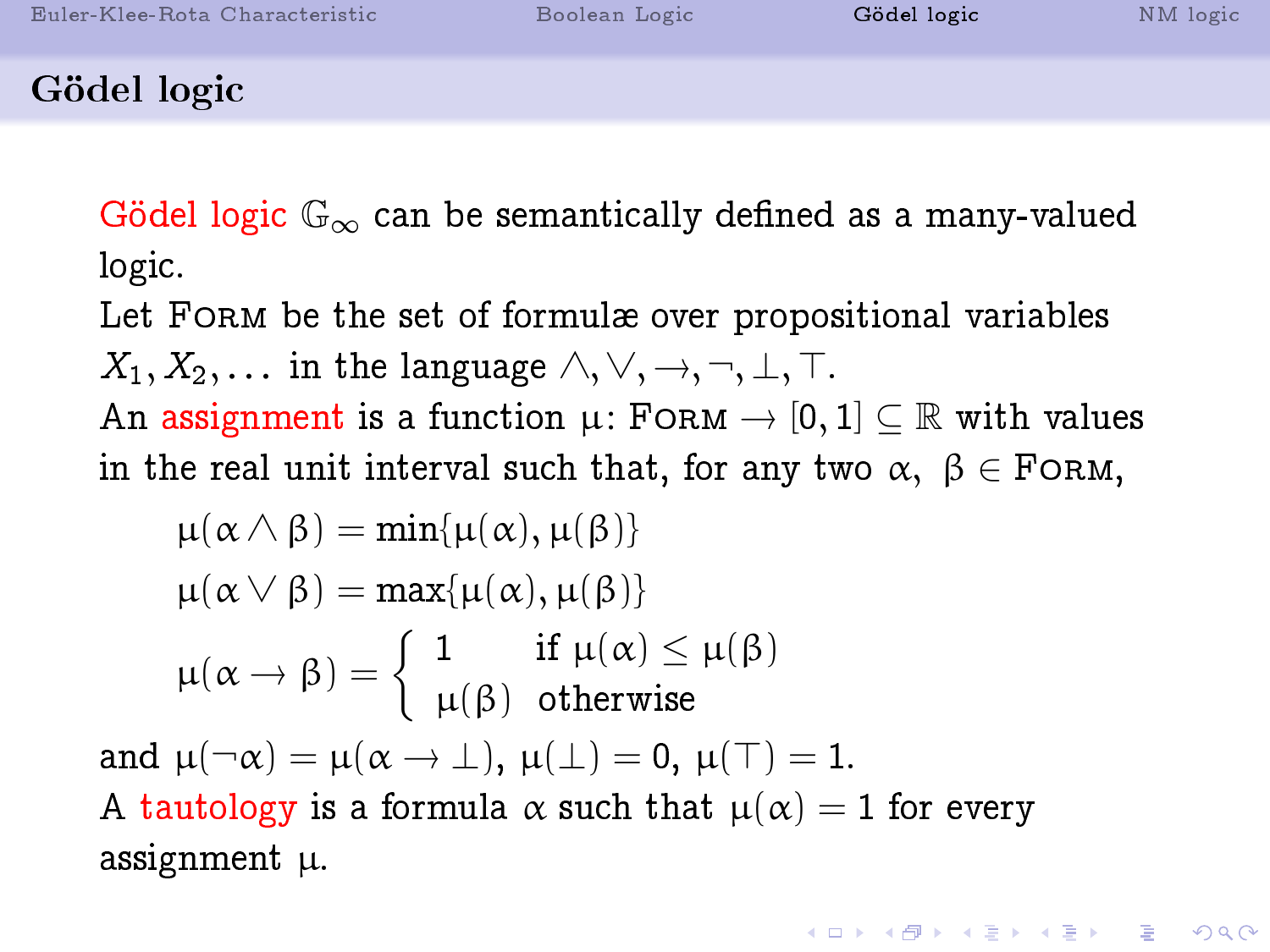## Gödel logic

Gödel logic $\mathbb{G}_\infty$ can be semantically defined as a many-valued logic.

Let Form be the set of formulæ over propositional variables $X_1, X_2, \ldots$ in the language $\wedge, \vee, \to, \neg, \bot, \top$.

An assignment is a function $\mu \colon \text{Form} \to [0,1] \subseteq \mathbb{R}$ with values in the real unit interval such that, for any two $\alpha,\ \beta \in \text{Form}$,

$$\mu(\alpha \wedge \beta) = \min\{\mu(\alpha), \mu(\beta)\}$$

$$\mu(\alpha \vee \beta) = \max\{\mu(\alpha), \mu(\beta)\}$$

$$\mu(\alpha \to \beta) = \begin{cases} 1 & \text{if } \mu(\alpha) \leq \mu(\beta) \\ \mu(\beta) & \text{otherwise} \end{cases}$$

and $\mu(\neg\alpha) = \mu(\alpha \to \bot)$, $\mu(\bot) = 0$, $\mu(\top) = 1$.

A tautology is a formula $\alpha$ such that $\mu(\alpha) = 1$ for every assignment $\mu$.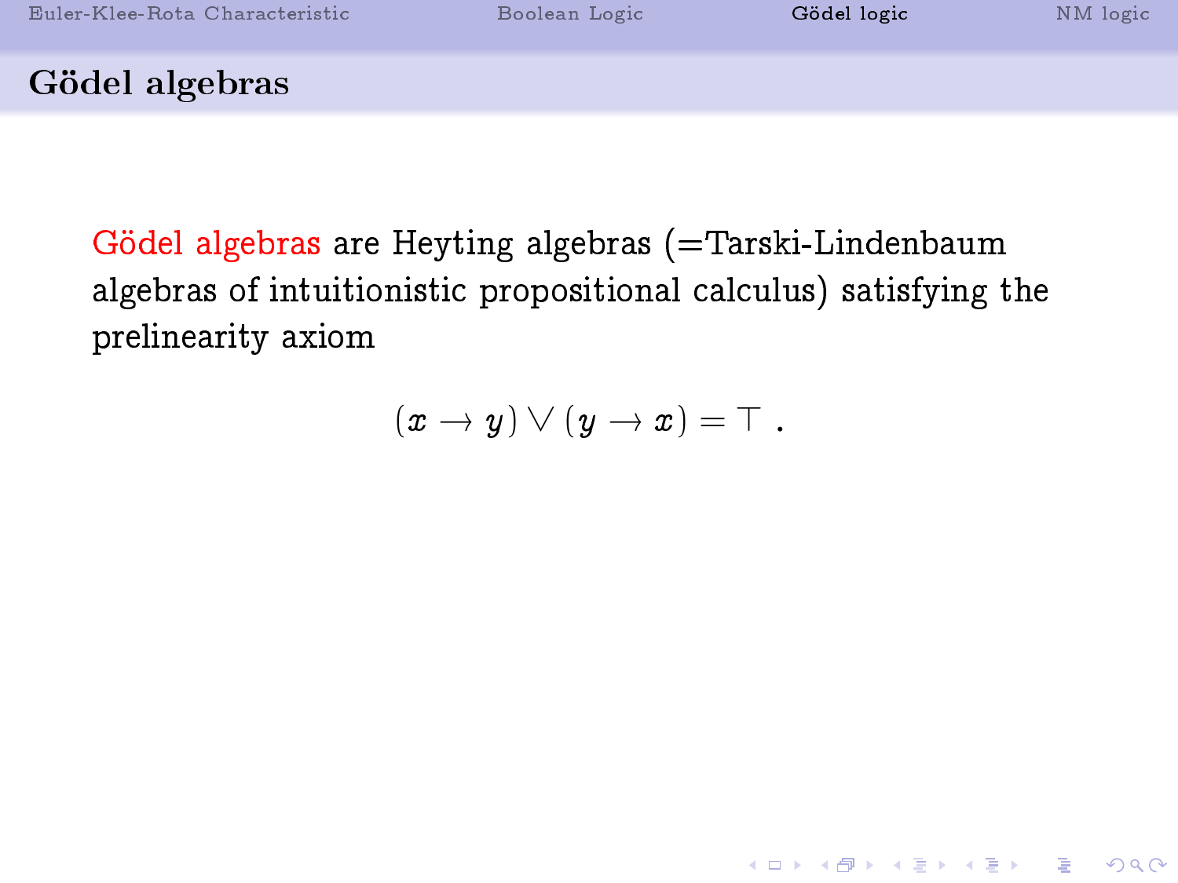## Gödel algebras

Gödel algebras are Heyting algebras (=Tarski-Lindenbaum algebras of intuitionistic propositional calculus) satisfying the prelinearity axiom

$$(x \to y) \vee (y \to x) = \top \ .$$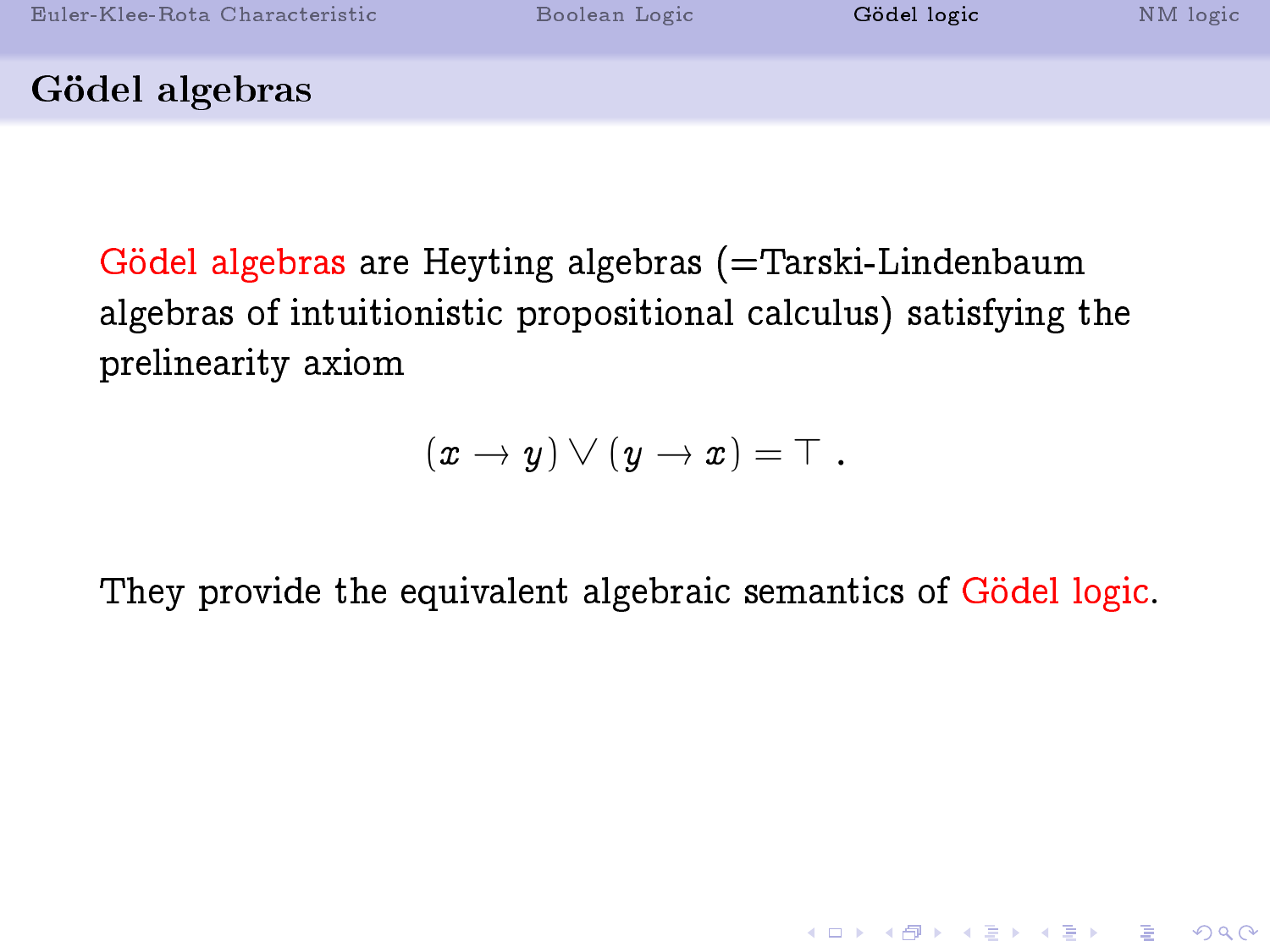## Gödel algebras

Gödel algebras are Heyting algebras (=Tarski-Lindenbaum algebras of intuitionistic propositional calculus) satisfying the prelinearity axiom

$$(x \to y) \vee (y \to x) = \top \ .$$

They provide the equivalent algebraic semantics of Gödel logic.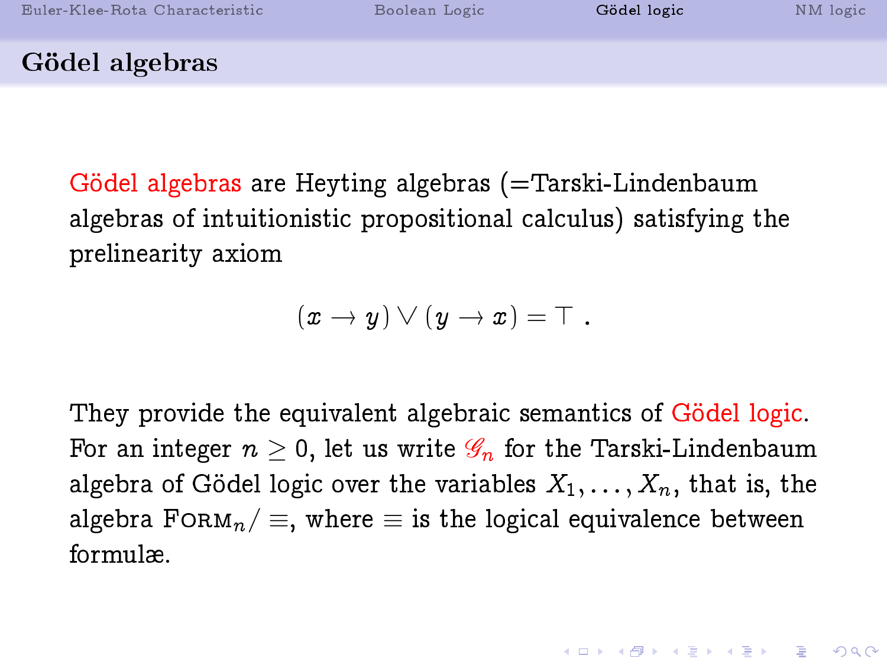## Gödel algebras

Gödel algebras are Heyting algebras (=Tarski-Lindenbaum algebras of intuitionistic propositional calculus) satisfying the prelinearity axiom

$$(x \to y) \vee (y \to x) = \top \ .$$

They provide the equivalent algebraic semantics of Gödel logic. For an integer $n \geq 0$, let us write $\mathscr{G}_n$ for the Tarski-Lindenbaum algebra of Gödel logic over the variables $X_1, \ldots, X_n$, that is, the algebra $\textsc{Form}_n / \equiv$, where $\equiv$ is the logical equivalence between formulæ.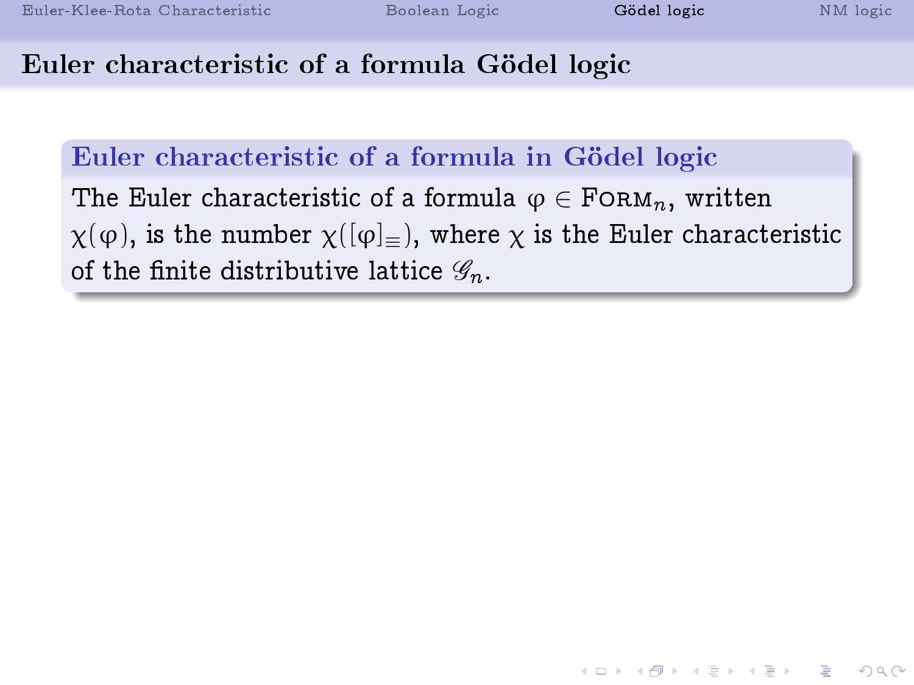## Euler characteristic of a formula Gödel logic

### Euler characteristic of a formula in Gödel logic

The Euler characteristic of a formula $\varphi \in \textsc{Form}_n$, written $\chi(\varphi)$, is the number $\chi([\varphi]_{\equiv})$, where $\chi$ is the Euler characteristic of the finite distributive lattice $\mathscr{G}_n$.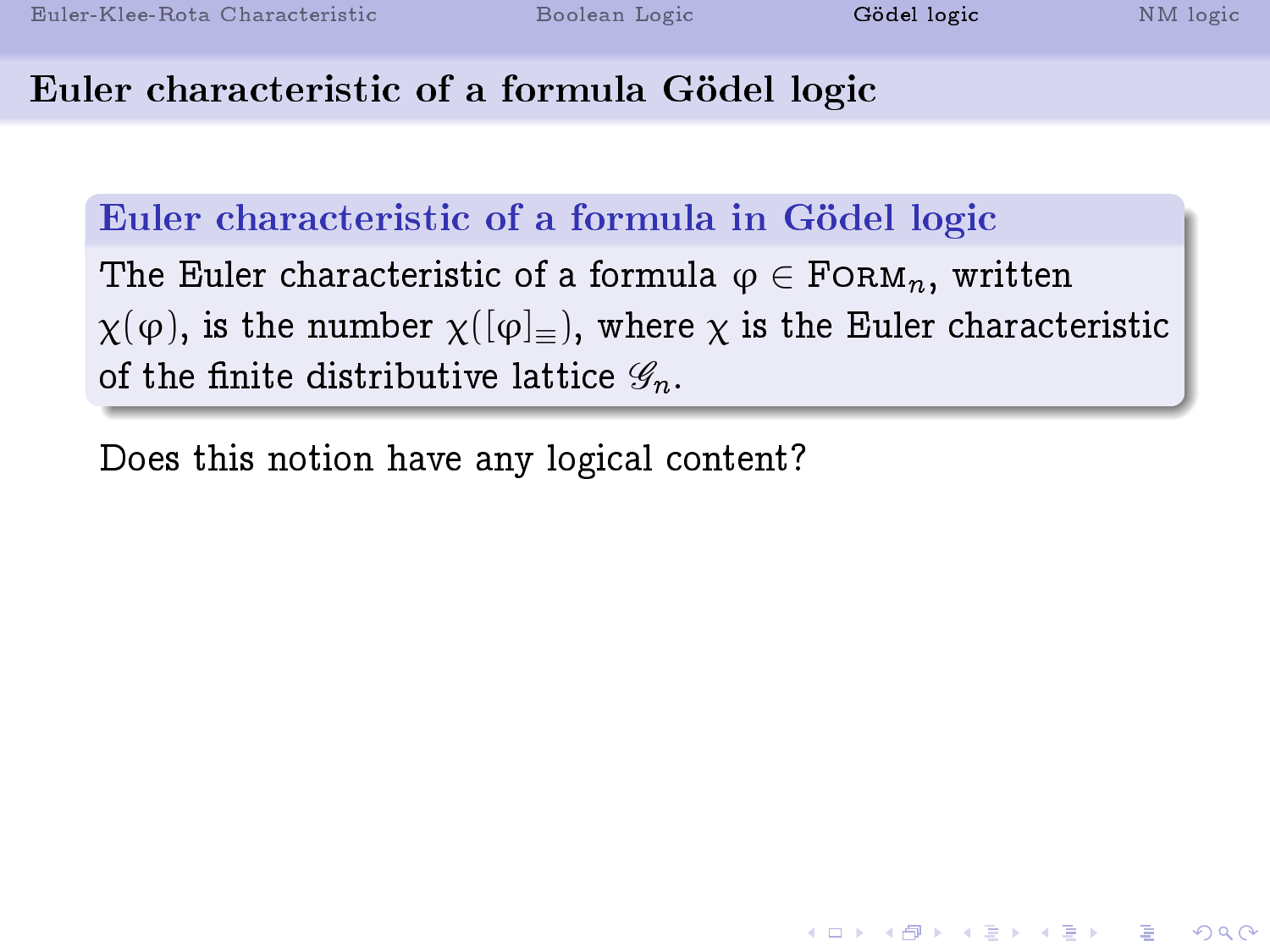## Euler characteristic of a formula Gödel logic

**Euler characteristic of a formula in Gödel logic**

The Euler characteristic of a formula $\varphi \in \textsc{Form}_n$, written $\chi(\varphi)$, is the number $\chi([\varphi]_{\equiv})$, where $\chi$ is the Euler characteristic of the finite distributive lattice $\mathscr{G}_n$.

Does this notion have any logical content?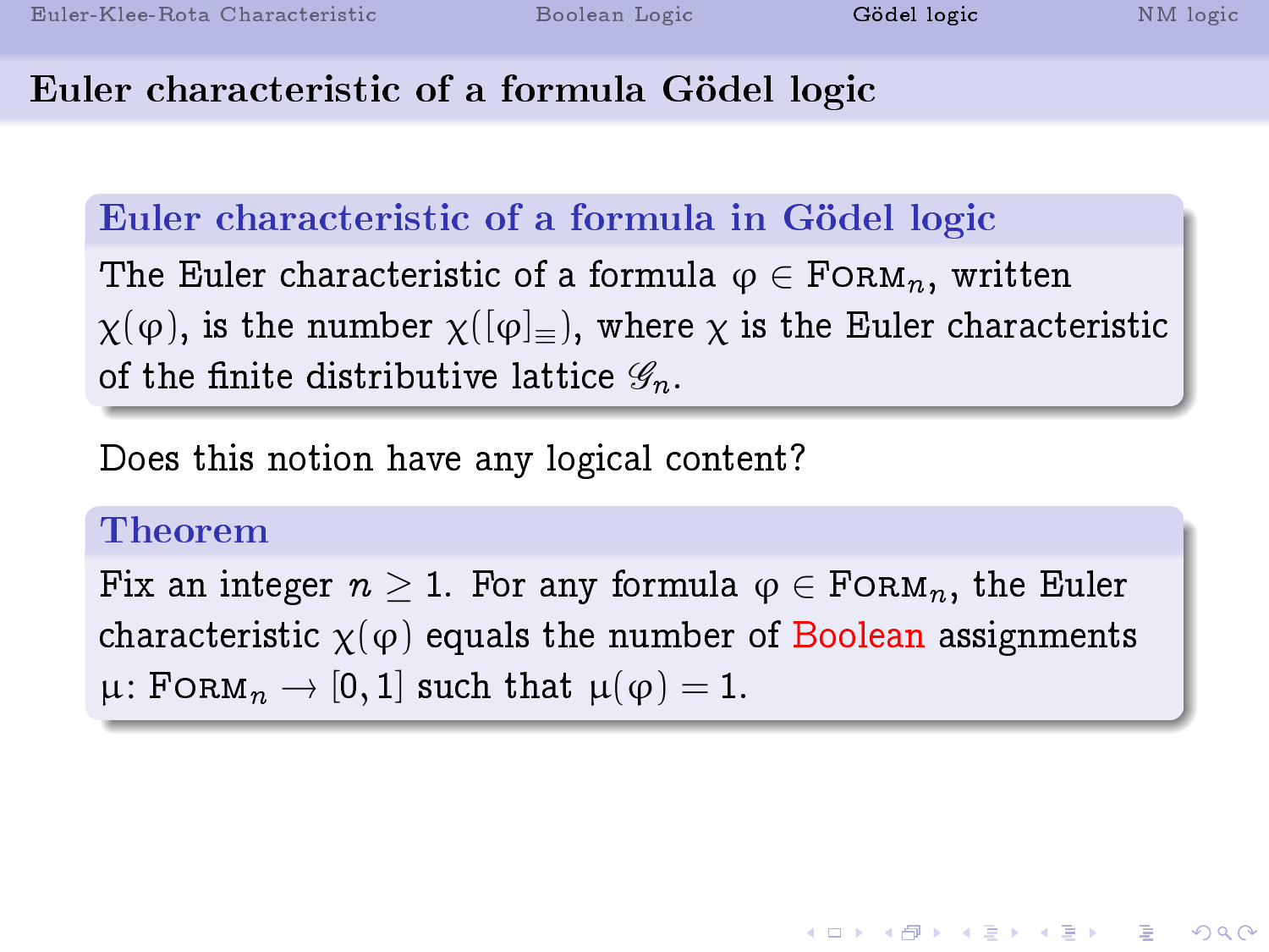## Euler characteristic of a formula Gödel logic

**Euler characteristic of a formula in Gödel logic**

The Euler characteristic of a formula $\varphi \in \textsc{Form}_n$, written $\chi(\varphi)$, is the number $\chi([\varphi]_\equiv)$, where $\chi$ is the Euler characteristic of the finite distributive lattice $\mathscr{G}_n$.

Does this notion have any logical content?

**Theorem**

Fix an integer $n \geq 1$. For any formula $\varphi \in \textsc{Form}_n$, the Euler characteristic $\chi(\varphi)$ equals the number of Boolean assignments $\mu \colon \textsc{Form}_n \to [0,1]$ such that $\mu(\varphi) = 1$.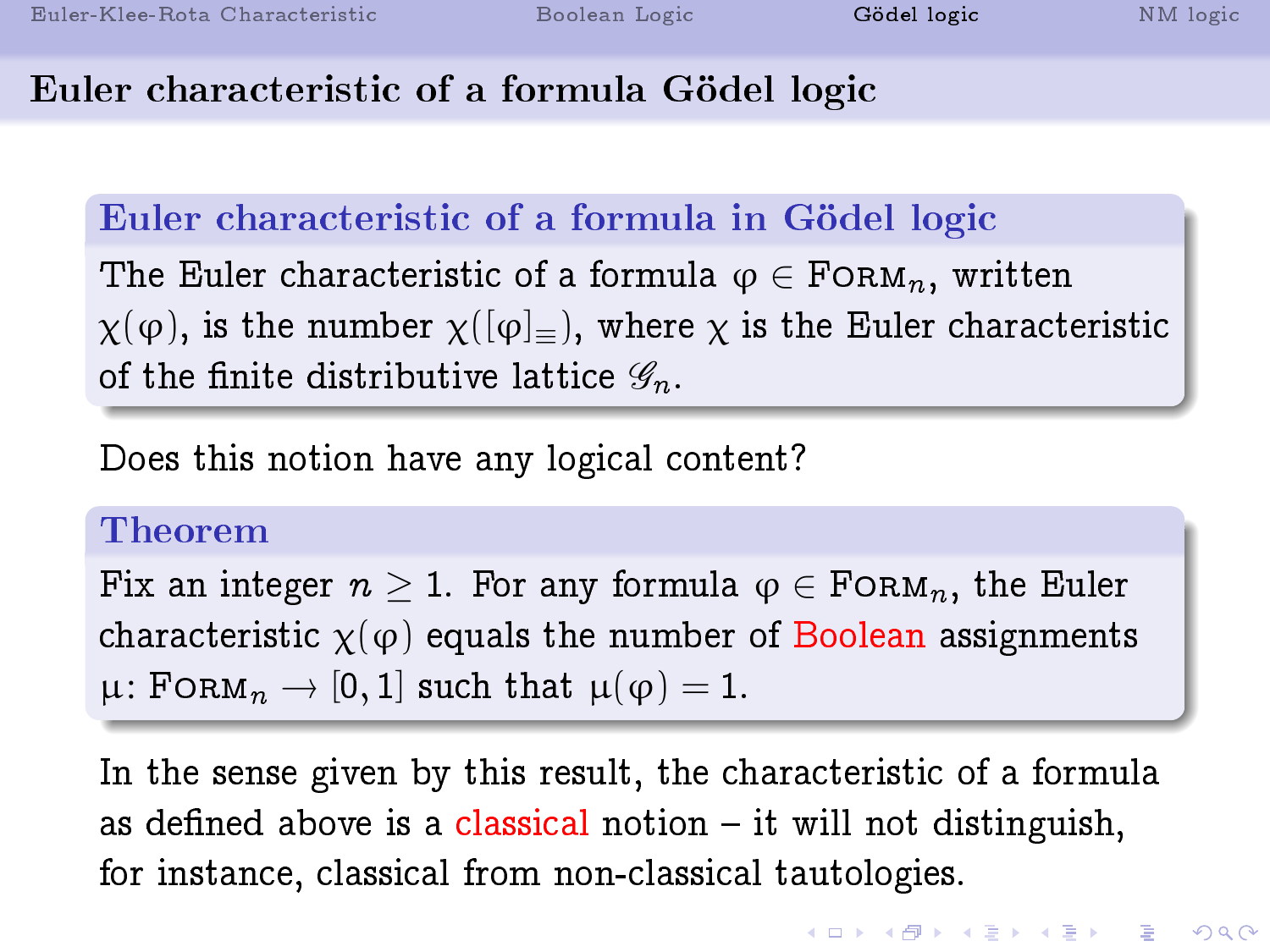# Euler characteristic of a formula Gödel logic

## Euler characteristic of a formula in Gödel logic

The Euler characteristic of a formula $\varphi \in \textsc{Form}_n$, written $\chi(\varphi)$, is the number $\chi([\varphi]_\equiv)$, where $\chi$ is the Euler characteristic of the finite distributive lattice $\mathscr{G}_n$.

Does this notion have any logical content?

## Theorem

Fix an integer $n \geq 1$. For any formula $\varphi \in \textsc{Form}_n$, the Euler characteristic $\chi(\varphi)$ equals the number of Boolean assignments $\mu \colon \textsc{Form}_n \to [0,1]$ such that $\mu(\varphi) = 1$.

In the sense given by this result, the characteristic of a formula as defined above is a classical notion – it will not distinguish, for instance, classical from non-classical tautologies.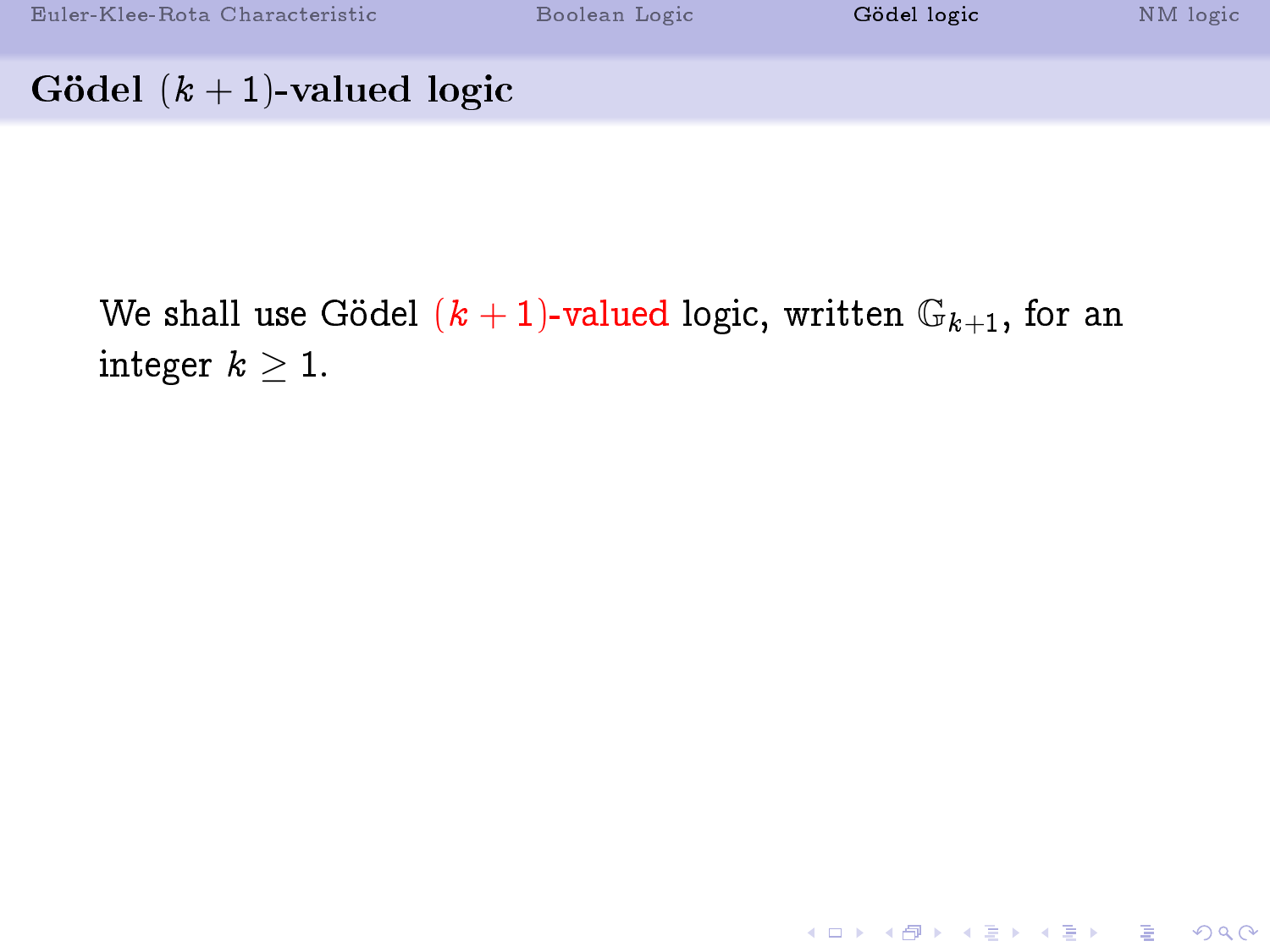# Gödel $(k+1)$-valued logic

We shall use Gödel $(k+1)$-valued logic, written $\mathbb{G}_{k+1}$, for an integer $k \geq 1$.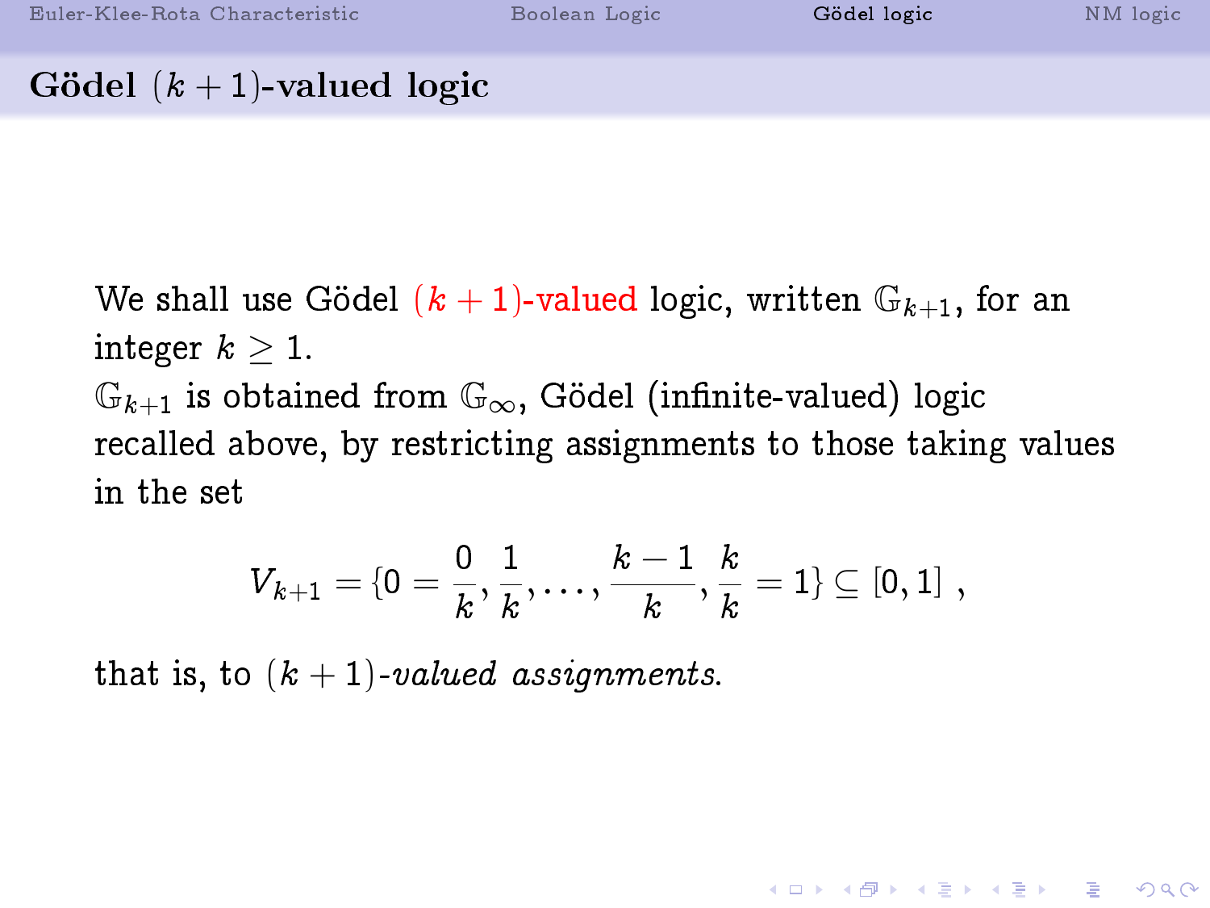## Gödel $(k+1)$-valued logic

We shall use Gödel $(k+1)$-valued logic, written $\mathbb{G}_{k+1}$, for an integer $k \geq 1$.

$\mathbb{G}_{k+1}$ is obtained from $\mathbb{G}_{\infty}$, Gödel (infinite-valued) logic recalled above, by restricting assignments to those taking values in the set

$$V_{k+1} = \{0 = \frac{0}{k}, \frac{1}{k}, \ldots, \frac{k-1}{k}, \frac{k}{k} = 1\} \subseteq [0,1] \ ,$$

that is, to $(k+1)$-*valued assignments.*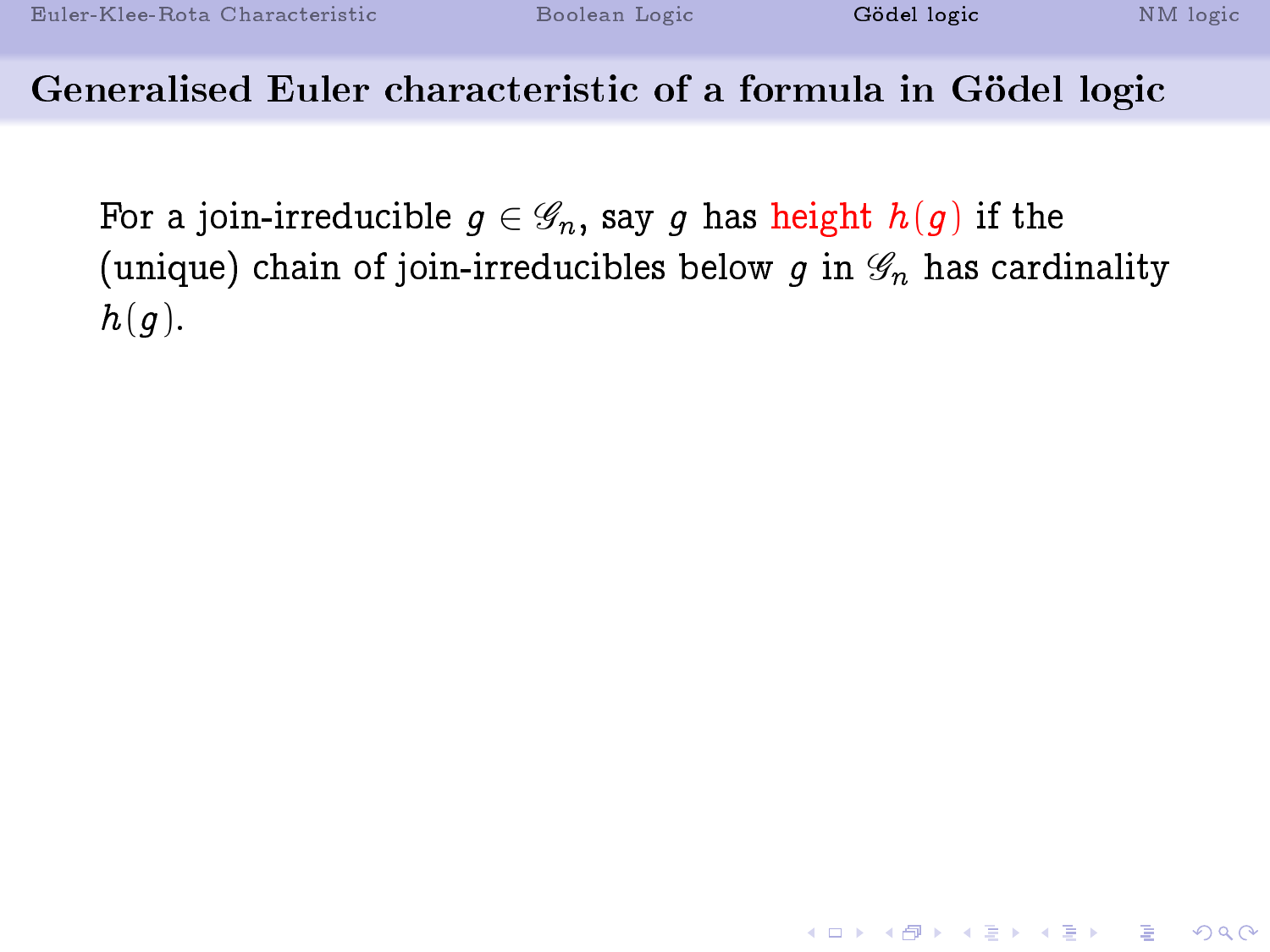## Generalised Euler characteristic of a formula in Gödel logic

For a join-irreducible $g \in \mathscr{G}_n$, say $g$ has **height $h(g)$** if the (unique) chain of join-irreducibles below $g$ in $\mathscr{G}_n$ has cardinality $h(g)$.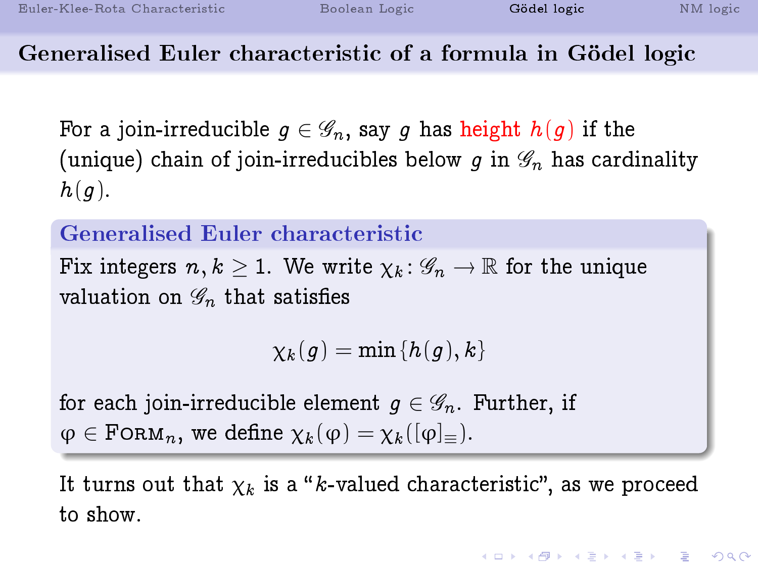## Generalised Euler characteristic of a formula in Gödel logic

For a join-irreducible $g \in \mathscr{G}_n$, say $g$ has height $h(g)$ if the (unique) chain of join-irreducibles below $g$ in $\mathscr{G}_n$ has cardinality $h(g)$.

### Generalised Euler characteristic

Fix integers $n, k \geq 1$. We write $\chi_k \colon \mathscr{G}_n \to \mathbb{R}$ for the unique valuation on $\mathscr{G}_n$ that satisfies

$$\chi_k(g) = \min\{h(g), k\}$$

for each join-irreducible element $g \in \mathscr{G}_n$. Further, if $\varphi \in \textsc{Form}_n$, we define $\chi_k(\varphi) = \chi_k([\varphi]_\equiv)$.

It turns out that $\chi_k$ is a "$k$-valued characteristic", as we proceed to show.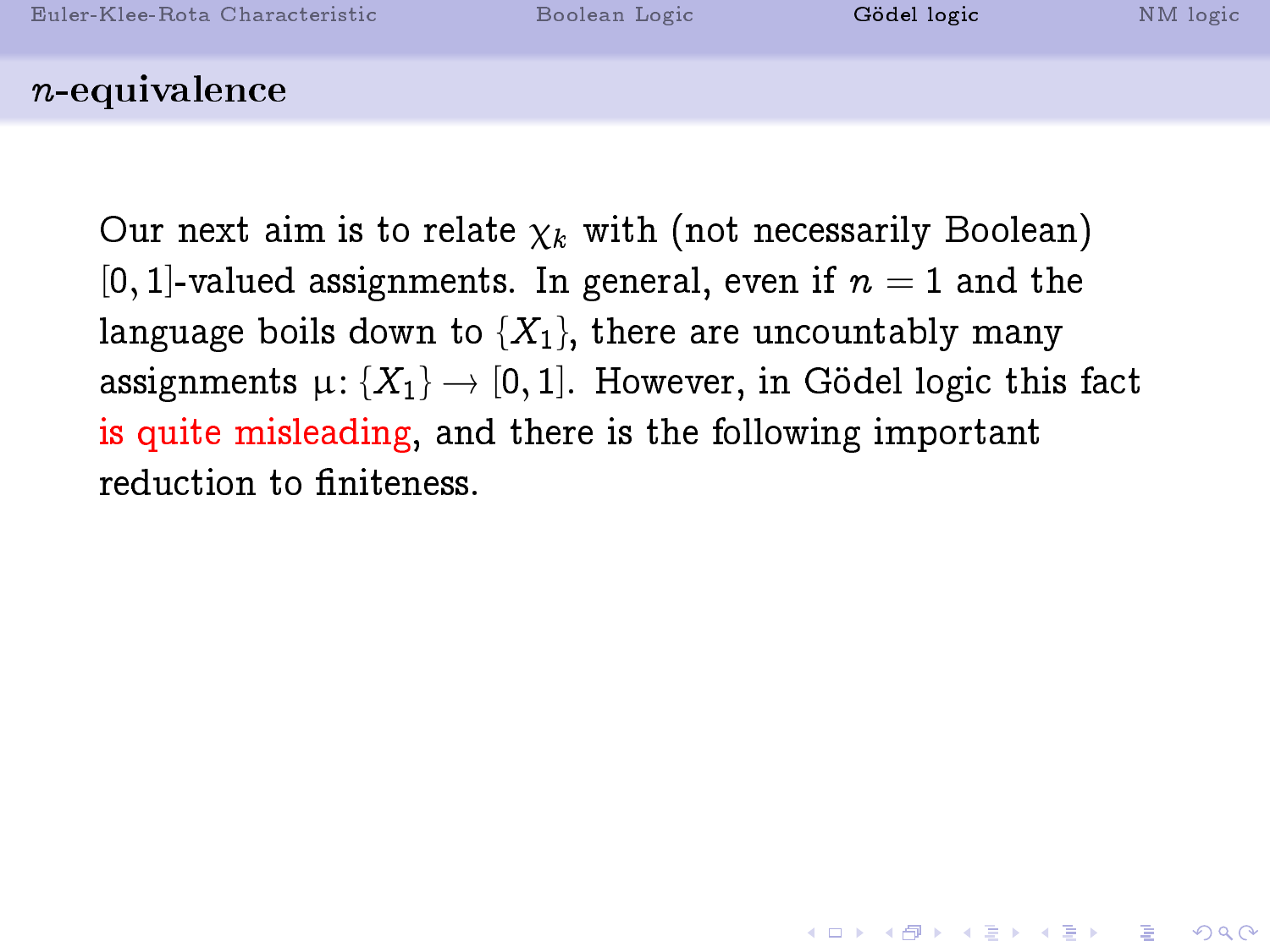## $n$-equivalence

Our next aim is to relate $\chi_k$ with (not necessarily Boolean) $[0,1]$-valued assignments. In general, even if $n = 1$ and the language boils down to $\{X_1\}$, there are uncountably many assignments $\mu\colon \{X_1\} \to [0,1]$. However, in Gödel logic this fact is quite misleading, and there is the following important reduction to finiteness.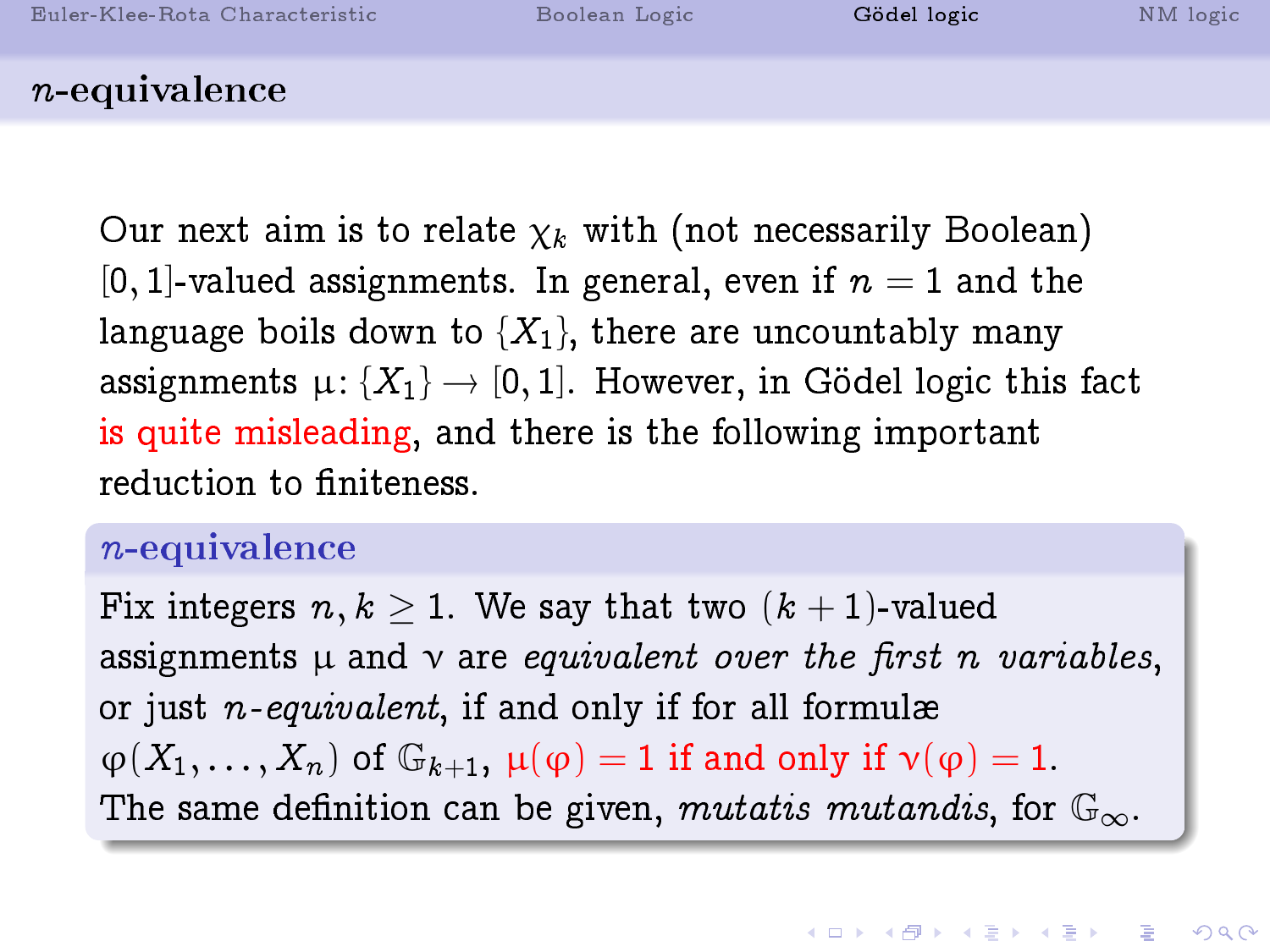## $n$-equivalence

Our next aim is to relate $\chi_k$ with (not necessarily Boolean) $[0,1]$-valued assignments. In general, even if $n = 1$ and the language boils down to $\{X_1\}$, there are uncountably many assignments $\mu\colon \{X_1\} \to [0,1]$. However, in Gödel logic this fact is quite misleading, and there is the following important reduction to finiteness.

### $n$-equivalence

Fix integers $n, k \geq 1$. We say that two $(k+1)$-valued assignments $\mu$ and $\nu$ are *equivalent over the first $n$ variables*, or just *$n$-equivalent*, if and only if for all formulæ $\varphi(X_1, \ldots, X_n)$ of $\mathbb{G}_{k+1}$, $\mu(\varphi) = 1$ if and only if $\nu(\varphi) = 1$. The same definition can be given, *mutatis mutandis*, for $\mathbb{G}_\infty$.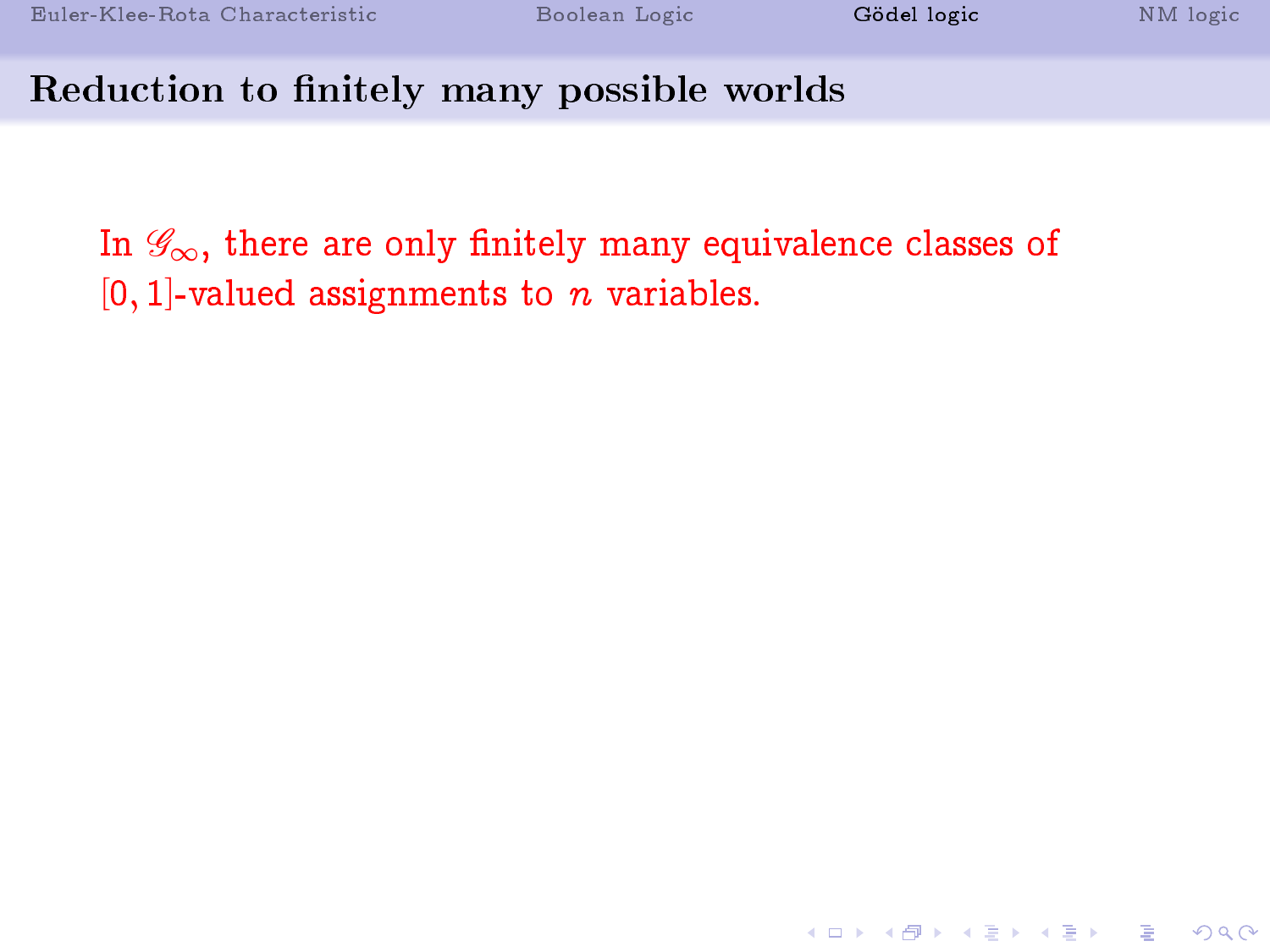## Reduction to finitely many possible worlds

In $\mathscr{G}_\infty$, there are only finitely many equivalence classes of $[0,1]$-valued assignments to $n$ variables.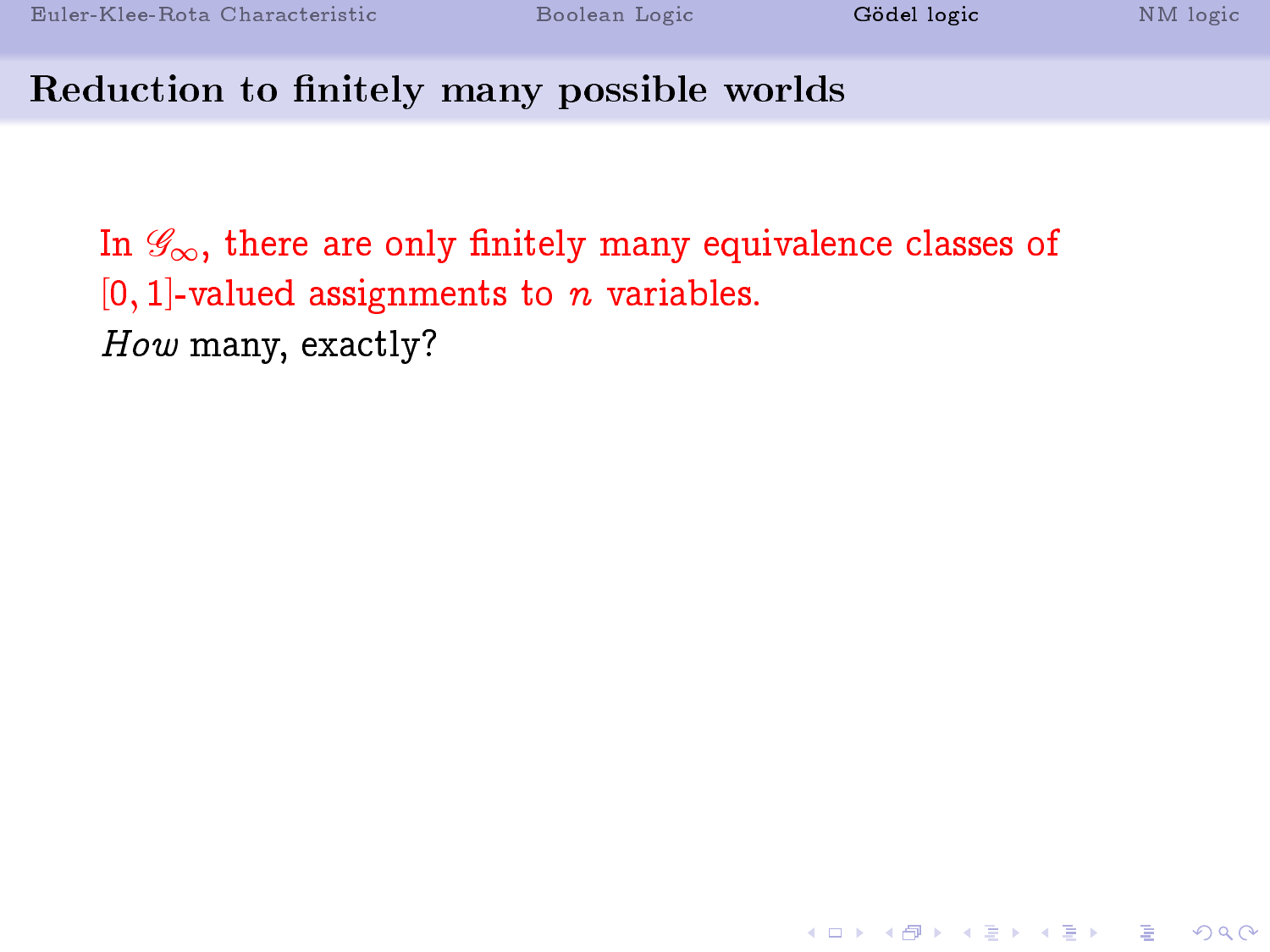## Reduction to finitely many possible worlds

In $\mathscr{G}_\infty$, there are only finitely many equivalence classes of $[0,1]$-valued assignments to $n$ variables.

*How* many, exactly?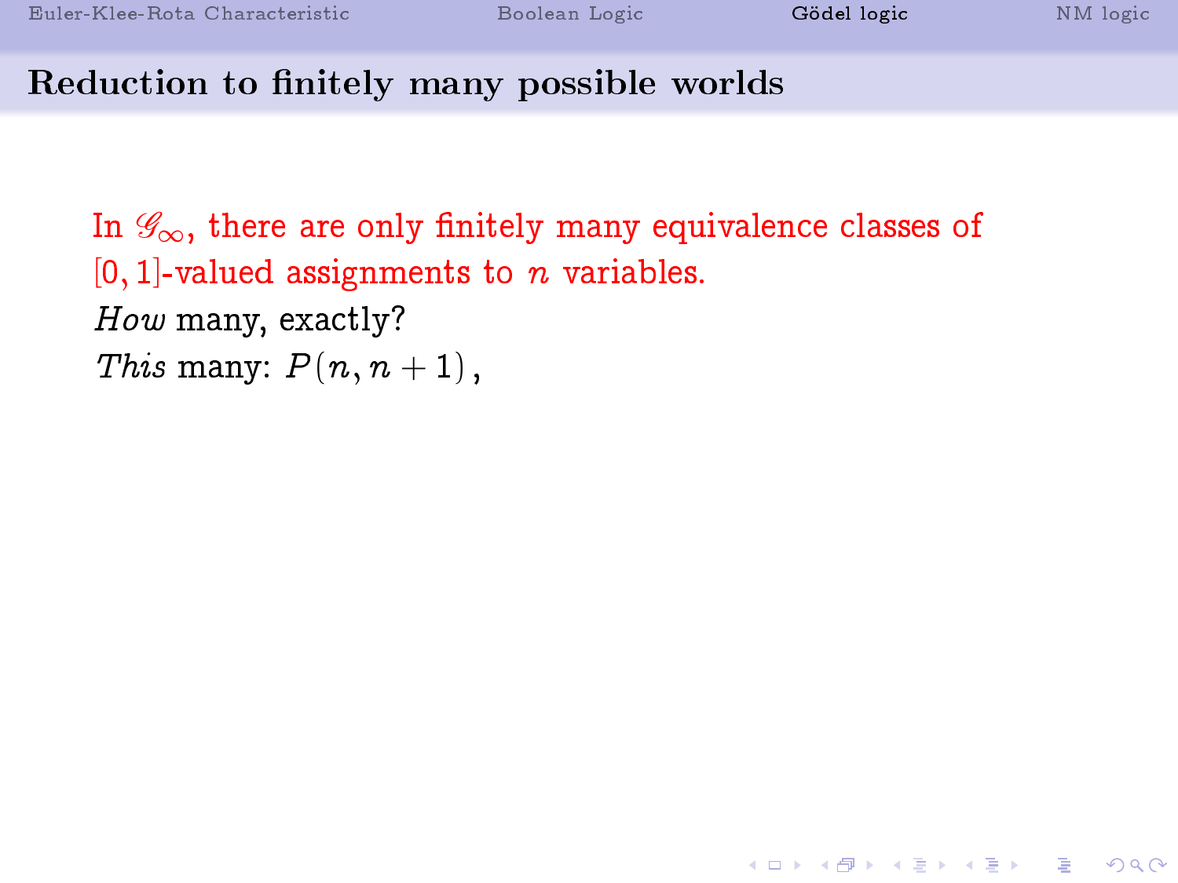## Reduction to finitely many possible worlds

In $\mathscr{G}_\infty$, there are only finitely many equivalence classes of $[0,1]$-valued assignments to $n$ variables.

*How* many, exactly?

*This* many: $P(n, n+1)$ ,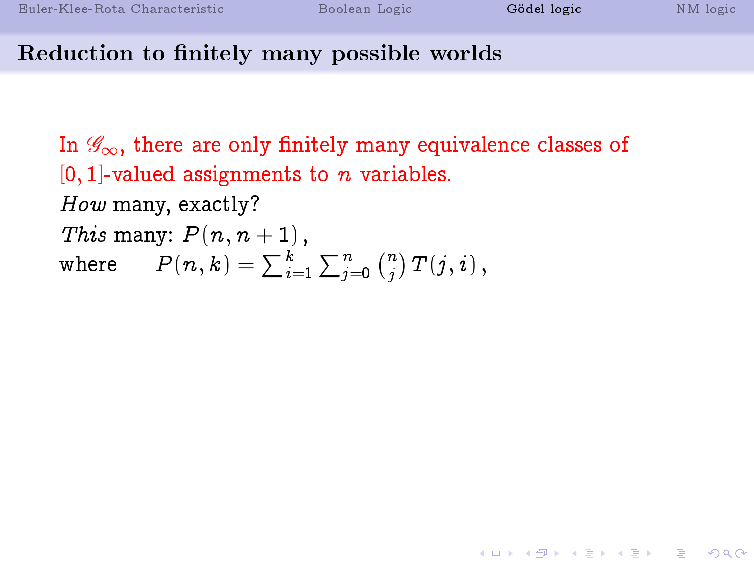## Reduction to finitely many possible worlds

In $\mathscr{G}_\infty$, there are only finitely many equivalence classes of $[0,1]$-valued assignments to $n$ variables.

*How* many, exactly?

*This* many: $P(n, n+1)$,

where $\quad P(n,k) = \sum_{i=1}^{k} \sum_{j=0}^{n} \binom{n}{j} T(j,i)$,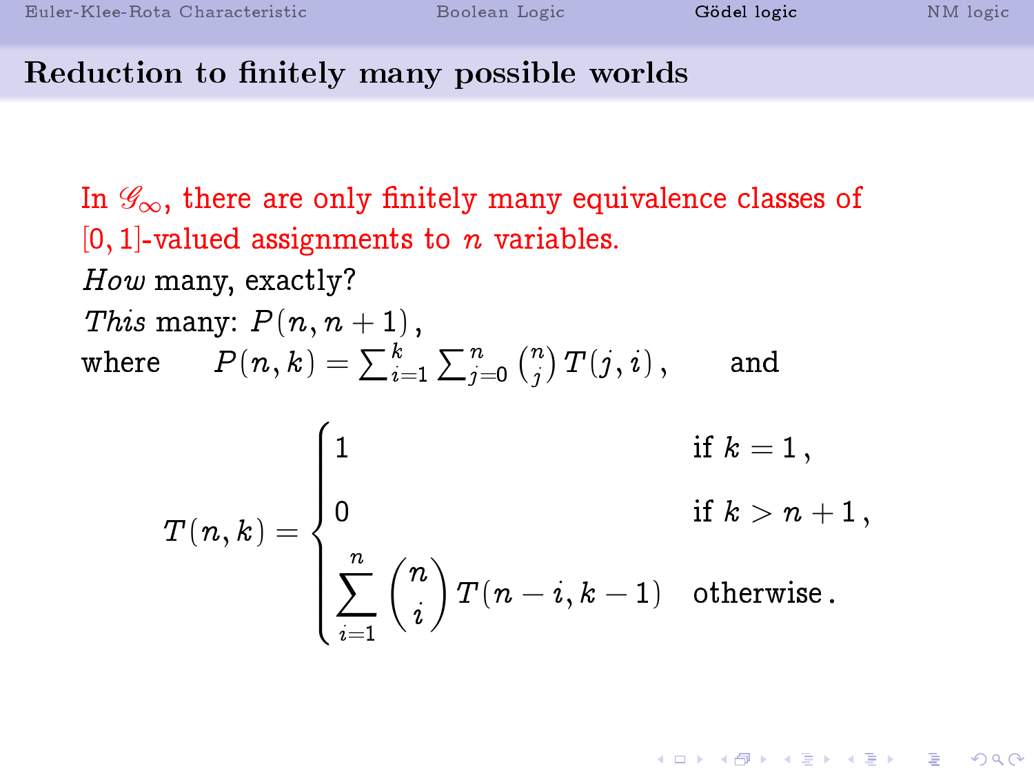## Reduction to finitely many possible worlds

In $\mathscr{G}_\infty$, there are only finitely many equivalence classes of $[0,1]$-valued assignments to $n$ variables.

*How* many, exactly?

*This* many: $P(n, n+1)$,

where $\quad P(n,k) = \sum_{i=1}^{k} \sum_{j=0}^{n} \binom{n}{j} T(j,i)$, $\quad$ and

$$T(n,k) = \begin{cases} 1 & \text{if } k = 1\,, \\ 0 & \text{if } k > n+1\,, \\ \displaystyle\sum_{i=1}^{n} \binom{n}{i} T(n-i, k-1) & \text{otherwise}\,. \end{cases}$$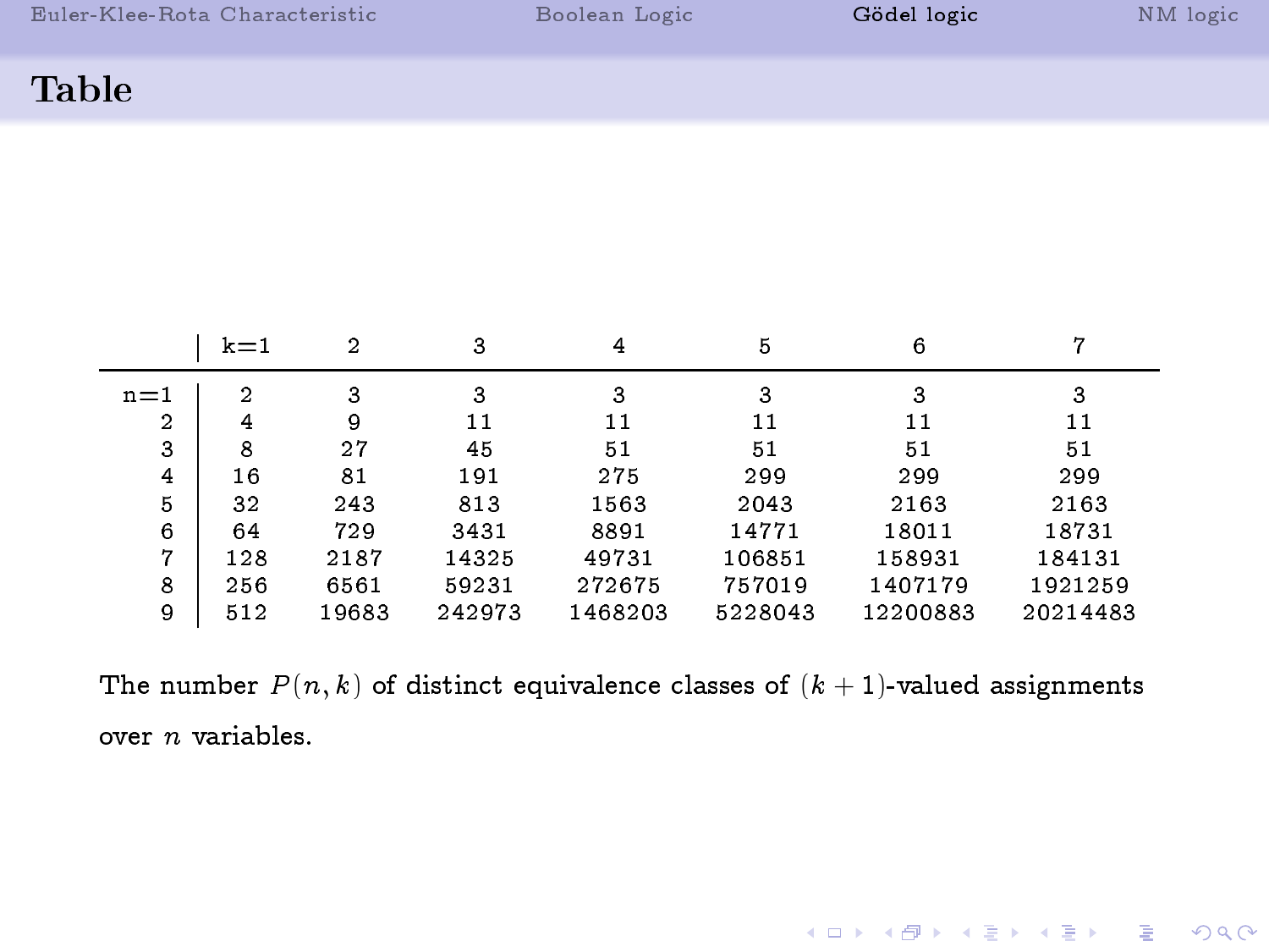## Table

| | k=1 | 2 | 3 | 4 | 5 | 6 | 7 |
|---|---|---|---|---|---|---|---|
| n=1 | 2 | 3 | 3 | 3 | 3 | 3 | 3 |
| 2 | 4 | 9 | 11 | 11 | 11 | 11 | 11 |
| 3 | 8 | 27 | 45 | 51 | 51 | 51 | 51 |
| 4 | 16 | 81 | 191 | 275 | 299 | 299 | 299 |
| 5 | 32 | 243 | 813 | 1563 | 2043 | 2163 | 2163 |
| 6 | 64 | 729 | 3431 | 8891 | 14771 | 18011 | 18731 |
| 7 | 128 | 2187 | 14325 | 49731 | 106851 | 158931 | 184131 |
| 8 | 256 | 6561 | 59231 | 272675 | 757019 | 1407179 | 1921259 |
| 9 | 512 | 19683 | 242973 | 1468203 | 5228043 | 12200883 | 20214483 |

The number $P(n, k)$ of distinct equivalence classes of $(k+1)$-valued assignments over $n$ variables.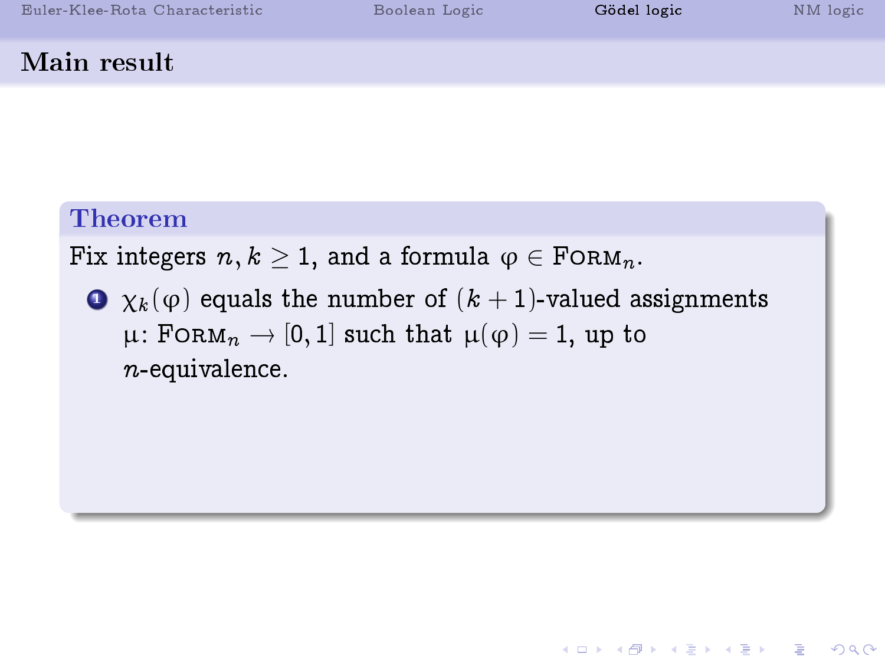## Main result

**Theorem**

Fix integers $n, k \geq 1$, and a formula $\varphi \in \textsc{Form}_n$.

1. $\chi_k(\varphi)$ equals the number of $(k+1)$-valued assignments $\mu \colon \textsc{Form}_n \to [0,1]$ such that $\mu(\varphi) = 1$, up to $n$-equivalence.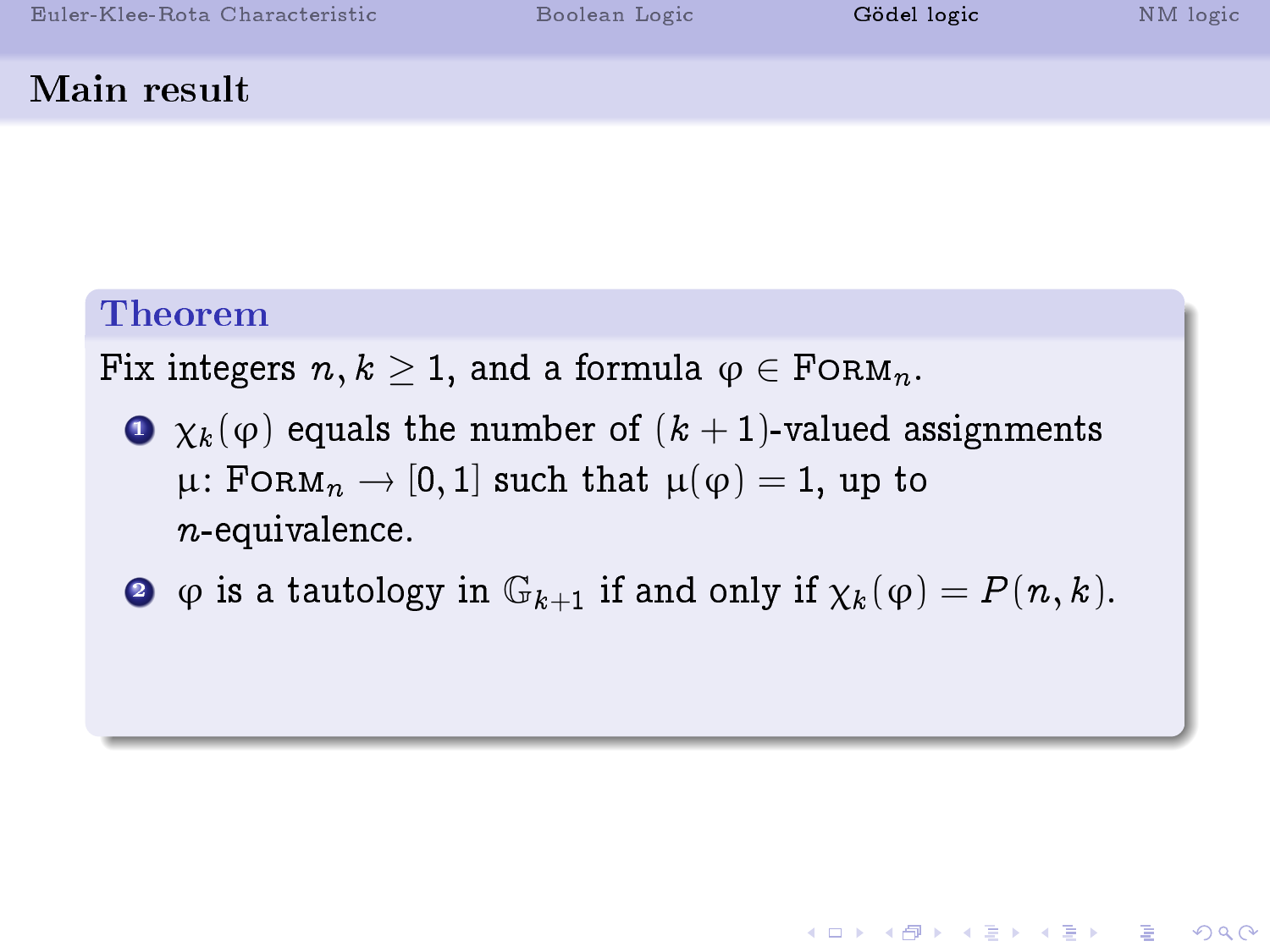## Main result

**Theorem**

Fix integers $n, k \geq 1$, and a formula $\varphi \in \text{FORM}_n$.

1. $\chi_k(\varphi)$ equals the number of $(k+1)$-valued assignments $\mu\colon \text{FORM}_n \to [0,1]$ such that $\mu(\varphi) = 1$, up to $n$-equivalence.
2. $\varphi$ is a tautology in $\mathbb{G}_{k+1}$ if and only if $\chi_k(\varphi) = P(n,k)$.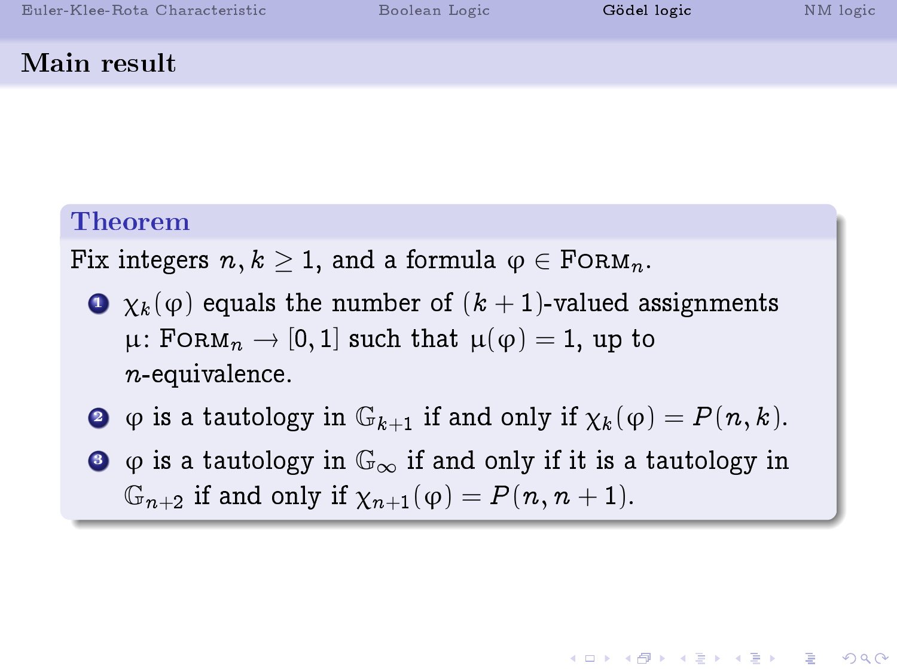## Main result

**Theorem**

Fix integers $n, k \geq 1$, and a formula $\varphi \in \textsc{Form}_n$.

1. $\chi_k(\varphi)$ equals the number of $(k+1)$-valued assignments $\mu \colon \textsc{Form}_n \to [0,1]$ such that $\mu(\varphi) = 1$, up to $n$-equivalence.
2. $\varphi$ is a tautology in $\mathbb{G}_{k+1}$ if and only if $\chi_k(\varphi) = P(n,k)$.
3. $\varphi$ is a tautology in $\mathbb{G}_\infty$ if and only if it is a tautology in $\mathbb{G}_{n+2}$ if and only if $\chi_{n+1}(\varphi) = P(n, n+1)$.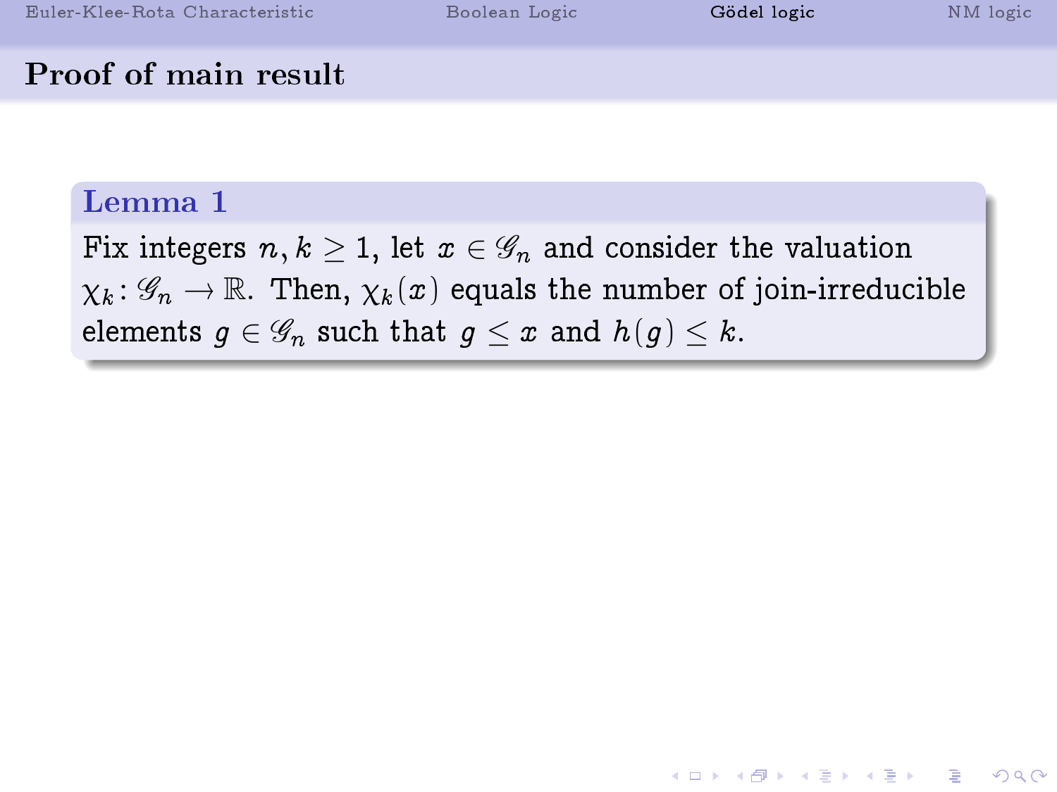## Proof of main result

**Lemma 1**

Fix integers $n, k \geq 1$, let $x \in \mathscr{G}_n$ and consider the valuation $\chi_k \colon \mathscr{G}_n \to \mathbb{R}$. Then, $\chi_k(x)$ equals the number of join-irreducible elements $g \in \mathscr{G}_n$ such that $g \leq x$ and $h(g) \leq k$.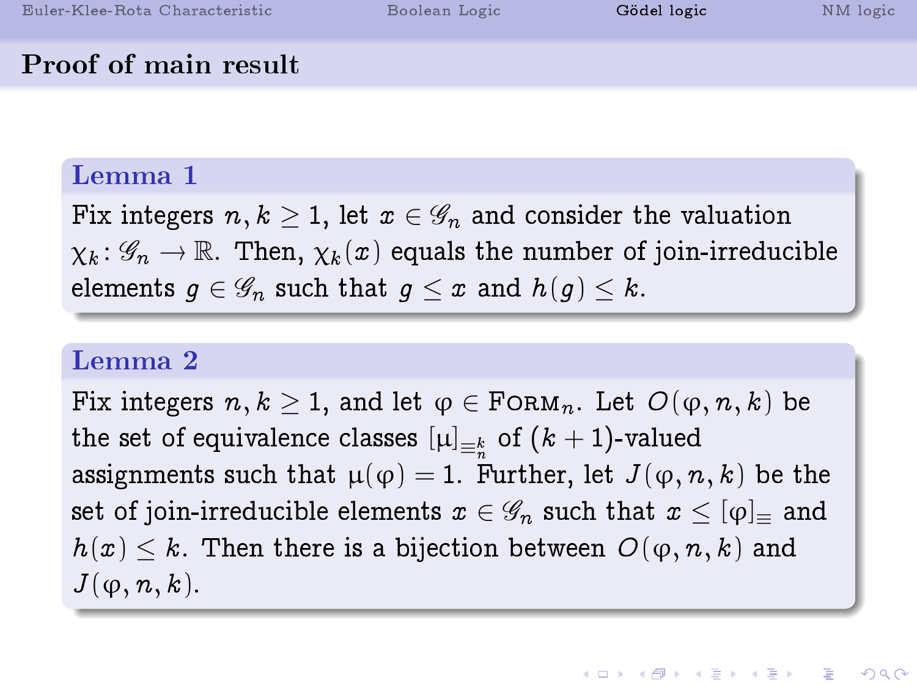## Proof of main result

**Lemma 1**

Fix integers $n, k \geq 1$, let $x \in \mathscr{G}_n$ and consider the valuation $\chi_k \colon \mathscr{G}_n \to \mathbb{R}$. Then, $\chi_k(x)$ equals the number of join-irreducible elements $g \in \mathscr{G}_n$ such that $g \leq x$ and $h(g) \leq k$.

**Lemma 2**

Fix integers $n, k \geq 1$, and let $\varphi \in \textsc{Form}_n$. Let $O(\varphi, n, k)$ be the set of equivalence classes $[\mu]_{\equiv_n^k}$ of $(k+1)$-valued assignments such that $\mu(\varphi) = 1$. Further, let $J(\varphi, n, k)$ be the set of join-irreducible elements $x \in \mathscr{G}_n$ such that $x \leq [\varphi]_{\equiv}$ and $h(x) \leq k$. Then there is a bijection between $O(\varphi, n, k)$ and $J(\varphi, n, k)$.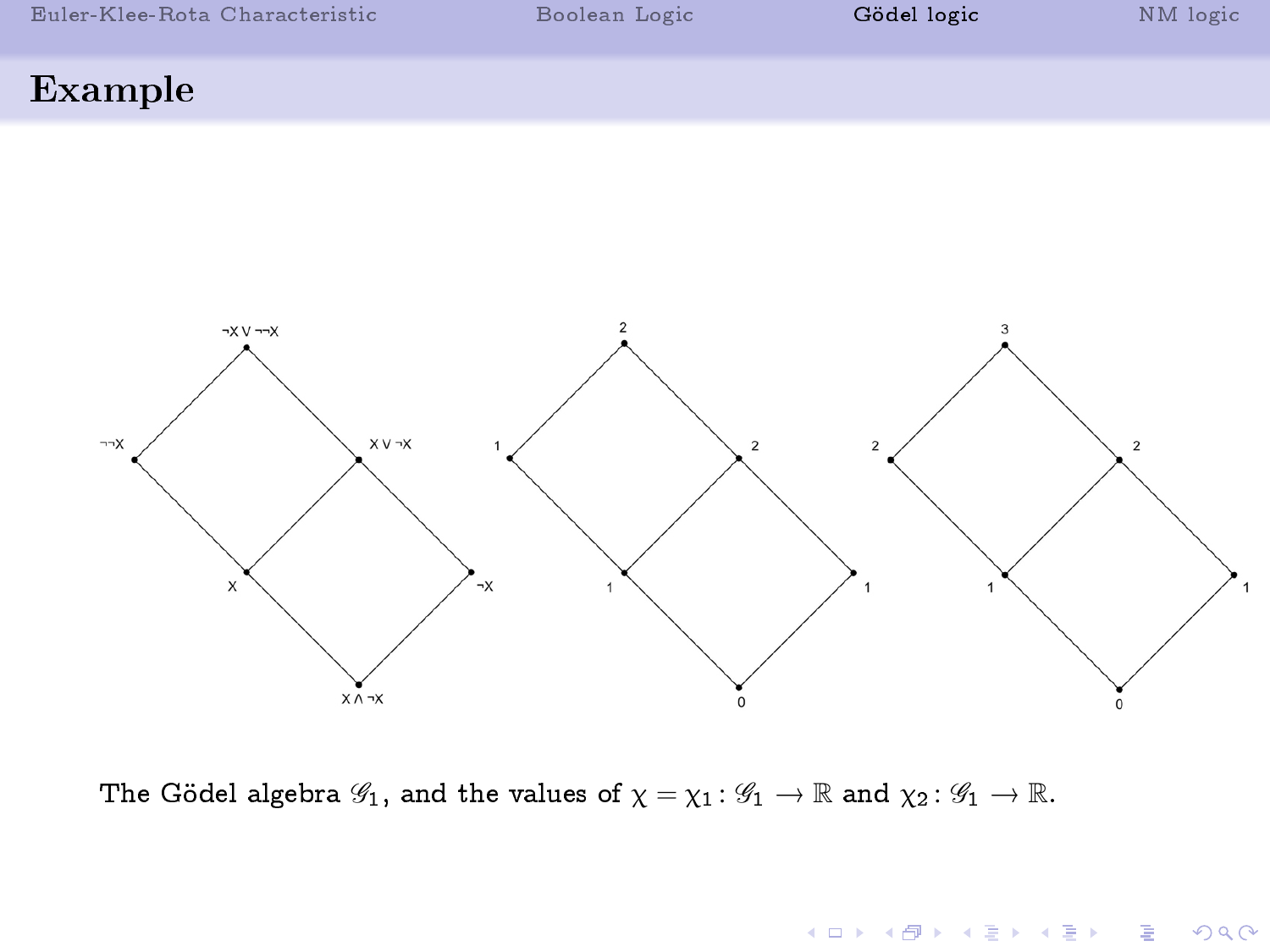## Example

¬x ∨ ¬¬x

¬¬x

x ∨ ¬x

x

¬x

x ∧ ¬x

2

1

2

1

1

0

3

2

2

1

1

0

The Gödel algebra $\mathscr{G}_1$, and the values of $\chi = \chi_1 : \mathscr{G}_1 \longrightarrow \mathbb{R}$ and $\chi_2 : \mathscr{G}_1 \longrightarrow \mathbb{R}$.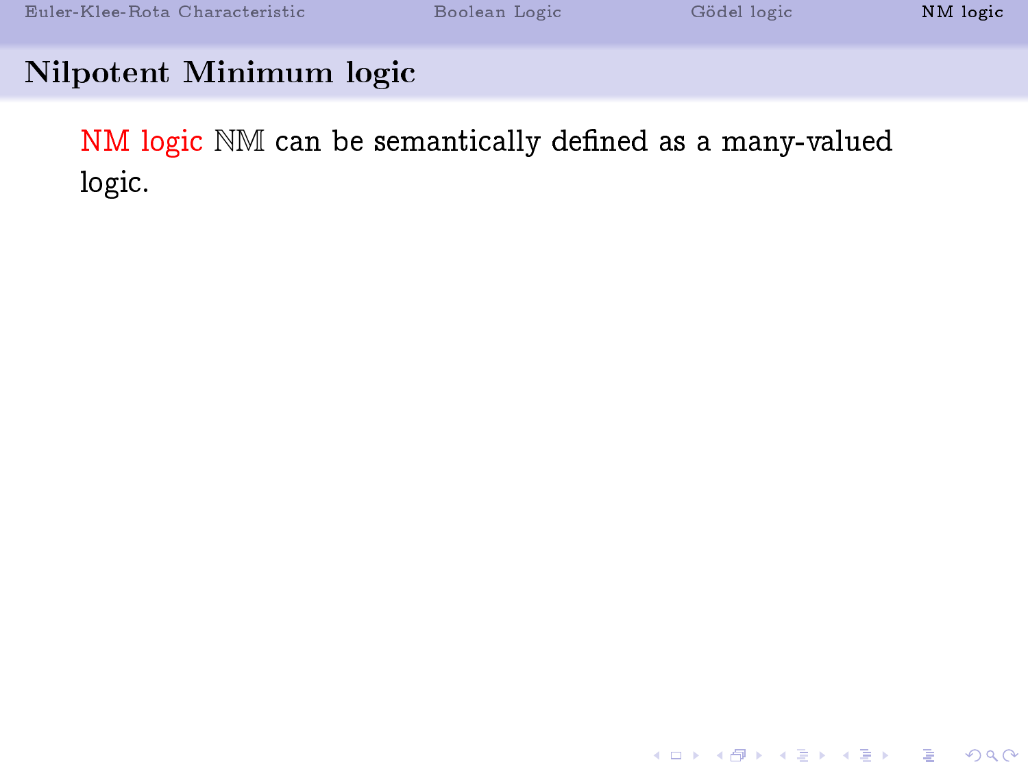## Nilpotent Minimum logic

NM logic $\mathbb{NM}$ can be semantically defined as a many-valued logic.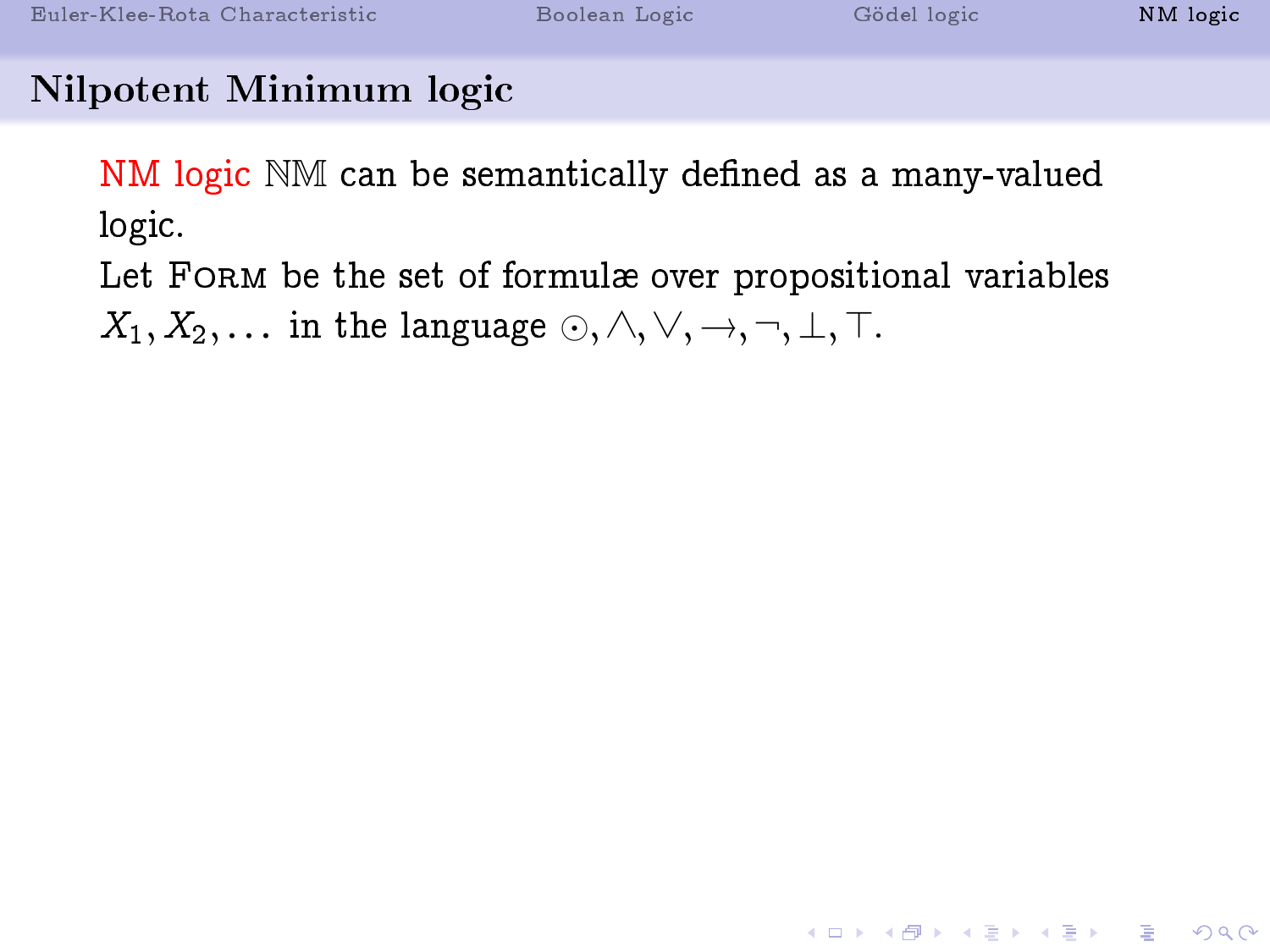## Nilpotent Minimum logic

NM logic $\mathbb{NM}$ can be semantically defined as a many-valued logic.

Let Form be the set of formulæ over propositional variables $X_1, X_2, \ldots$ in the language $\odot, \wedge, \vee, \rightarrow, \neg, \bot, \top$.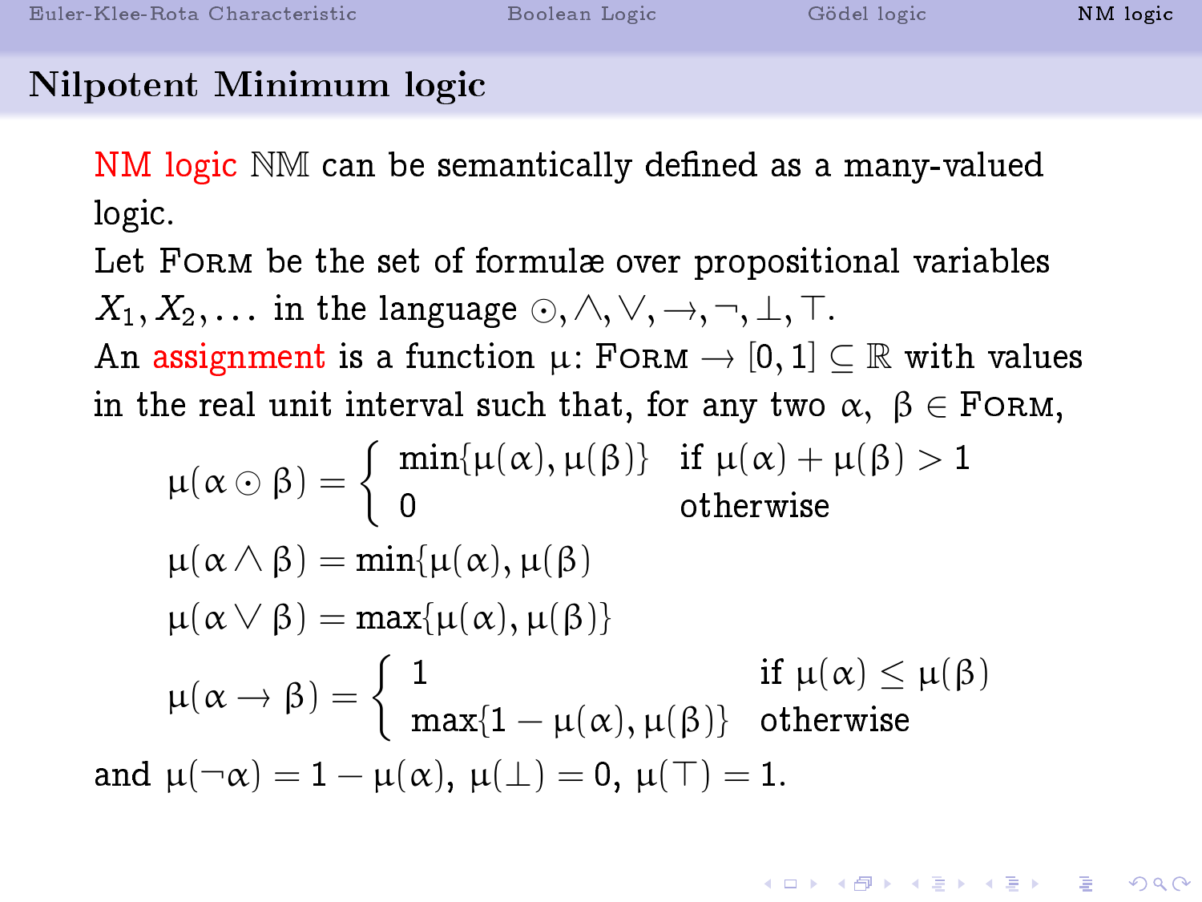## Nilpotent Minimum logic

NM logic $\mathbb{NM}$ can be semantically defined as a many-valued logic.
Let FORM be the set of formulæ over propositional variables $X_1, X_2, \ldots$ in the language $\odot, \wedge, \vee, \rightarrow, \neg, \bot, \top$.
An assignment is a function $\mu\colon \text{FORM} \rightarrow [0,1] \subseteq \mathbb{R}$ with values in the real unit interval such that, for any two $\alpha,\ \beta \in \text{FORM}$,

$$\mu(\alpha \odot \beta) = \begin{cases} \min\{\mu(\alpha), \mu(\beta)\} & \text{if } \mu(\alpha) + \mu(\beta) > 1 \\ 0 & \text{otherwise} \end{cases}$$

$$\mu(\alpha \wedge \beta) = \min\{\mu(\alpha), \mu(\beta)$$

$$\mu(\alpha \vee \beta) = \max\{\mu(\alpha), \mu(\beta)\}$$

$$\mu(\alpha \rightarrow \beta) = \begin{cases} 1 & \text{if } \mu(\alpha) \leq \mu(\beta) \\ \max\{1 - \mu(\alpha), \mu(\beta)\} & \text{otherwise} \end{cases}$$

and $\mu(\neg\alpha) = 1 - \mu(\alpha)$, $\mu(\bot) = 0$, $\mu(\top) = 1$.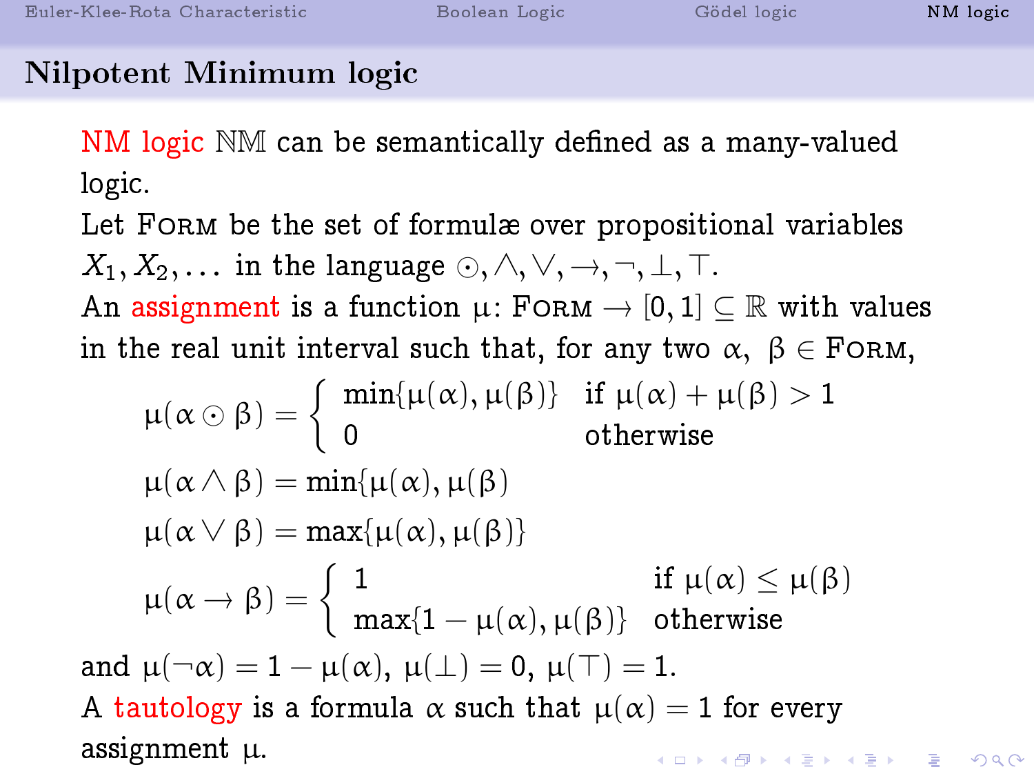## Nilpotent Minimum logic

NM logic $\mathbb{NM}$ can be semantically defined as a many-valued logic.

Let FORM be the set of formulæ over propositional variables $X_1, X_2, \ldots$ in the language $\odot, \wedge, \vee, \to, \neg, \bot, \top$.

An assignment is a function $\mu\colon \text{FORM} \to [0,1] \subseteq \mathbb{R}$ with values in the real unit interval such that, for any two $\alpha,\ \beta \in \text{FORM}$,

$$\mu(\alpha \odot \beta) = \begin{cases} \min\{\mu(\alpha), \mu(\beta)\} & \text{if } \mu(\alpha) + \mu(\beta) > 1 \\ 0 & \text{otherwise} \end{cases}$$

$$\mu(\alpha \wedge \beta) = \min\{\mu(\alpha), \mu(\beta)\}$$

$$\mu(\alpha \vee \beta) = \max\{\mu(\alpha), \mu(\beta)\}$$

$$\mu(\alpha \to \beta) = \begin{cases} 1 & \text{if } \mu(\alpha) \leq \mu(\beta) \\ \max\{1 - \mu(\alpha), \mu(\beta)\} & \text{otherwise} \end{cases}$$

and $\mu(\neg\alpha) = 1 - \mu(\alpha)$, $\mu(\bot) = 0$, $\mu(\top) = 1$.

A tautology is a formula $\alpha$ such that $\mu(\alpha) = 1$ for every assignment $\mu$.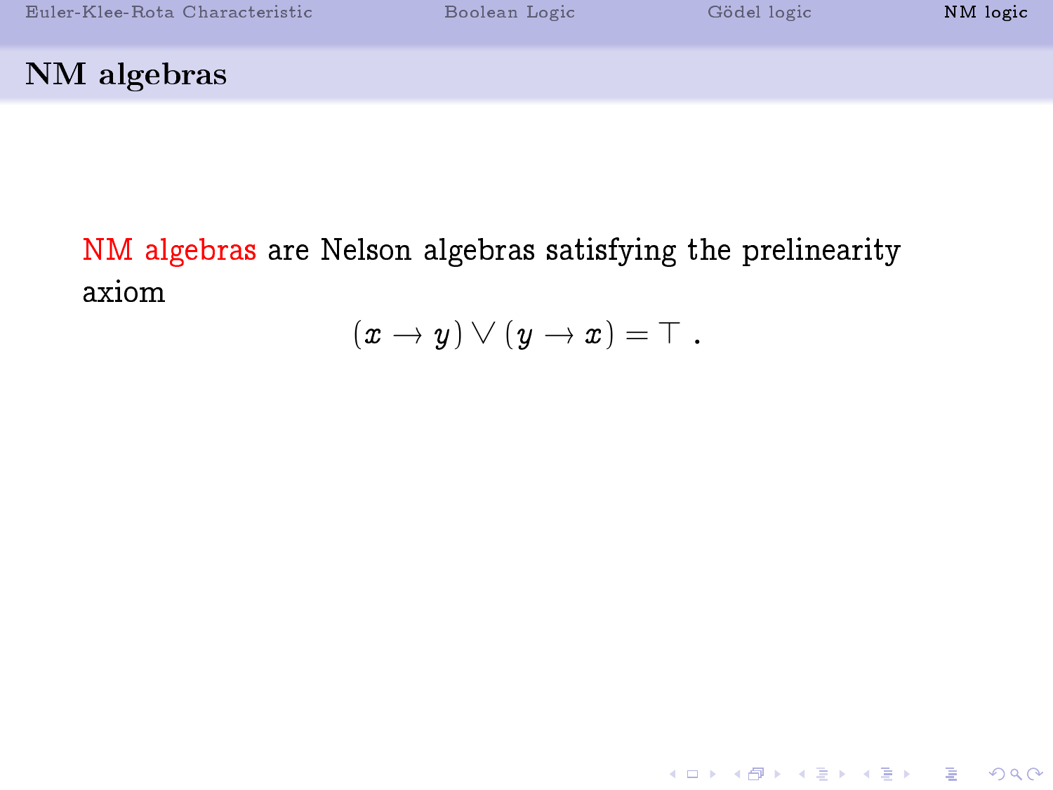## NM algebras

NM algebras are Nelson algebras satisfying the prelinearity axiom

$$(x \to y) \vee (y \to x) = \top \ .$$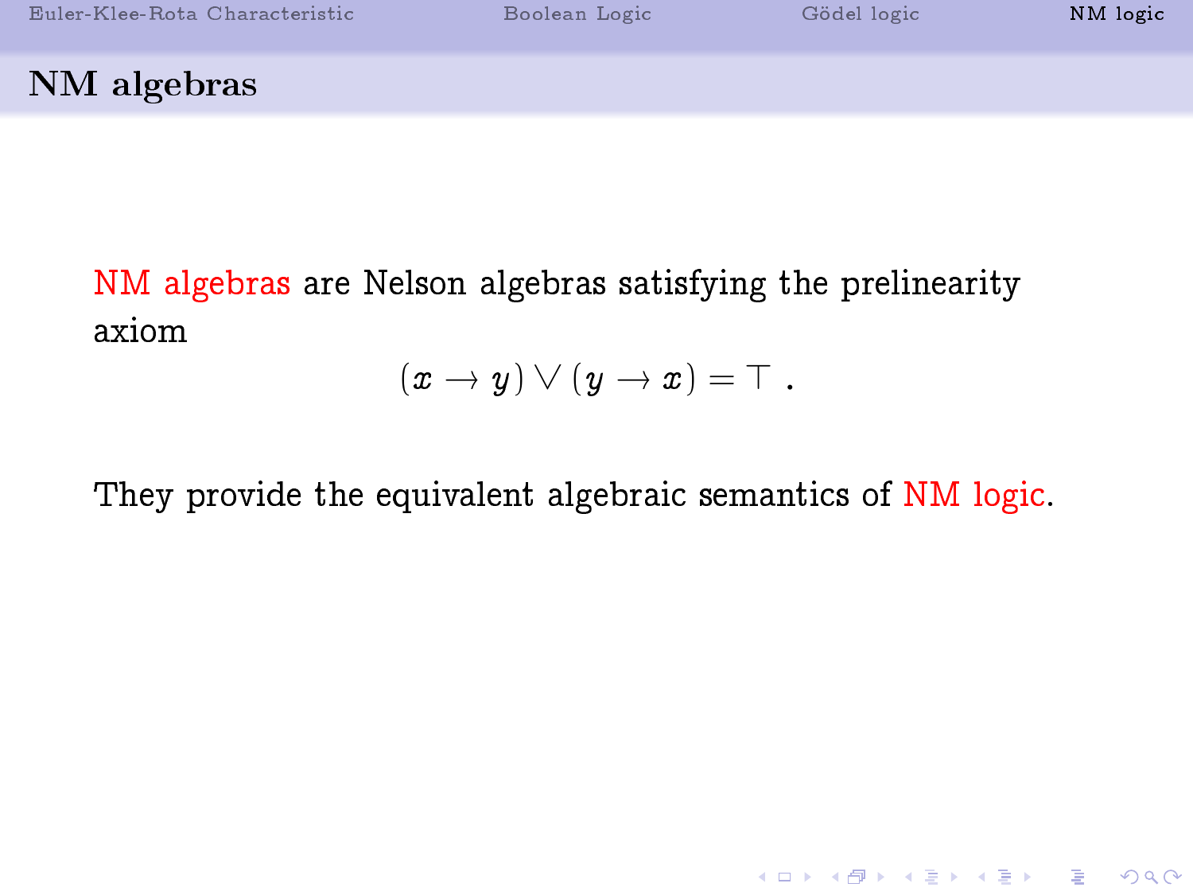## NM algebras

NM algebras are Nelson algebras satisfying the prelinearity axiom

$$(x \to y) \vee (y \to x) = \top \ .$$

They provide the equivalent algebraic semantics of NM logic.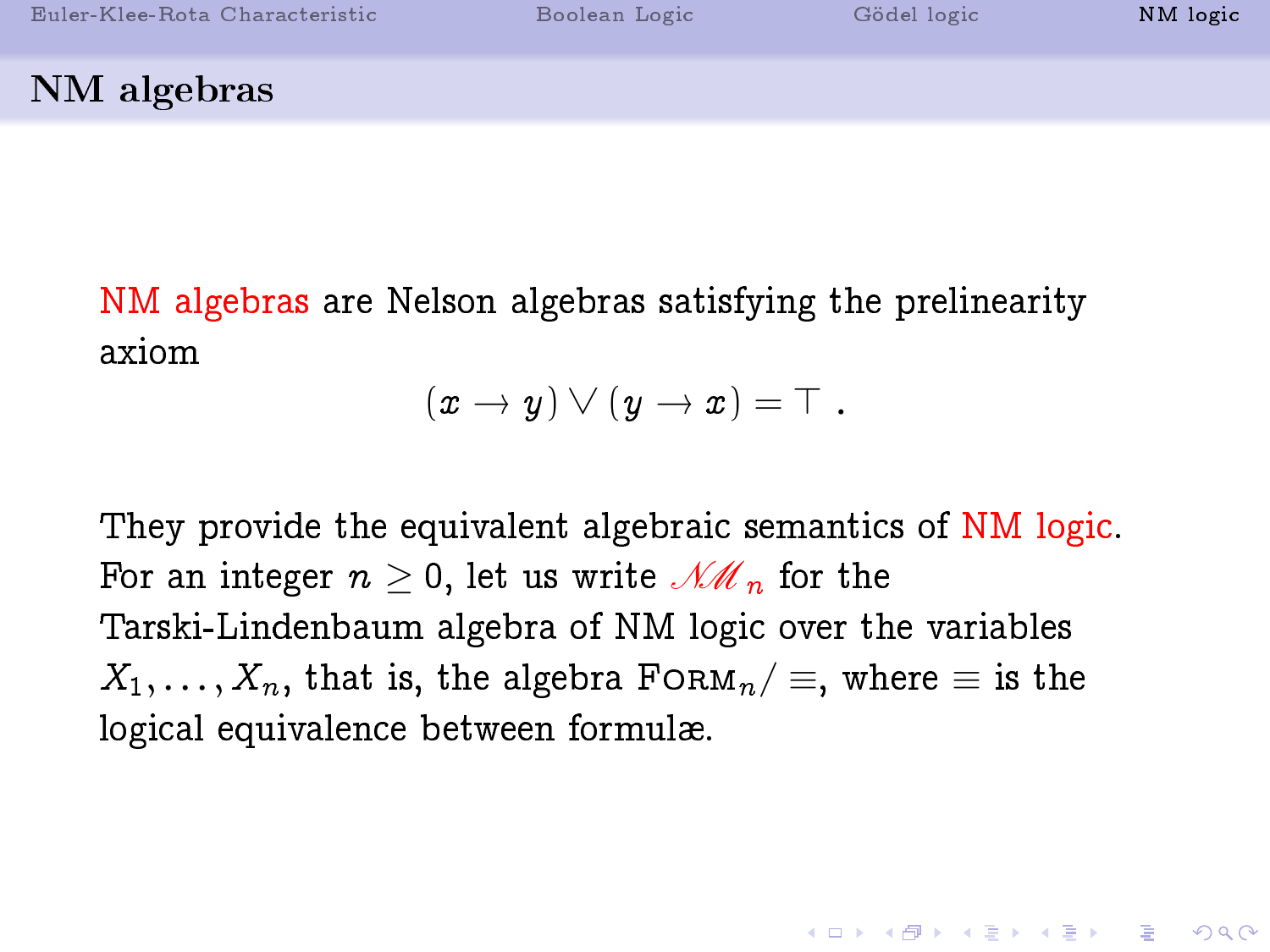## NM algebras

**NM algebras** are Nelson algebras satisfying the prelinearity axiom

$$(x \to y) \vee (y \to x) = \top \ .$$

They provide the equivalent algebraic semantics of **NM logic**. For an integer $n \geq 0$, let us write $\mathscr{NM}_n$ for the Tarski-Lindenbaum algebra of NM logic over the variables $X_1, \ldots, X_n$, that is, the algebra $\text{Form}_n / \equiv$, where $\equiv$ is the logical equivalence between formulæ.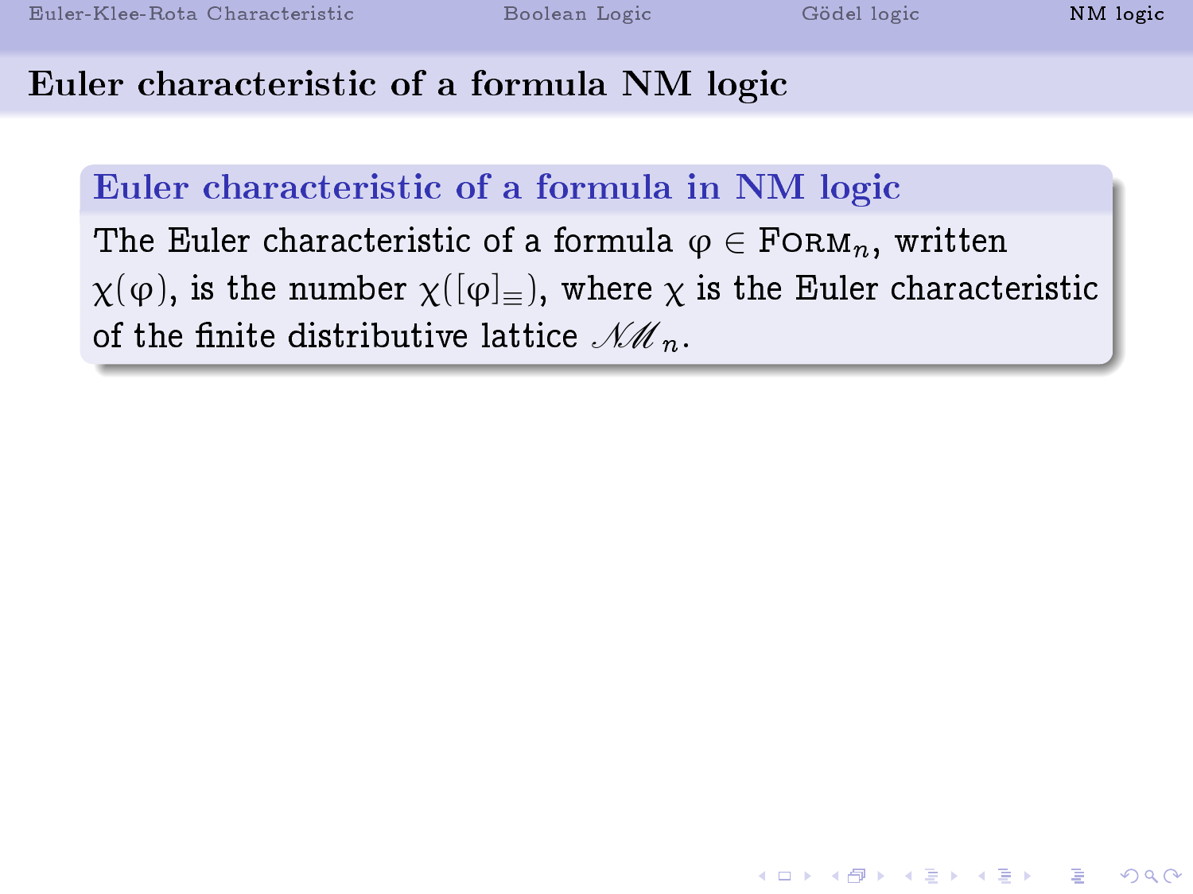## Euler characteristic of a formula NM logic

### Euler characteristic of a formula in NM logic

The Euler characteristic of a formula $\varphi \in \textsc{Form}_n$, written $\chi(\varphi)$, is the number $\chi([\varphi]_{\equiv})$, where $\chi$ is the Euler characteristic of the finite distributive lattice $\mathscr{NM}_n$.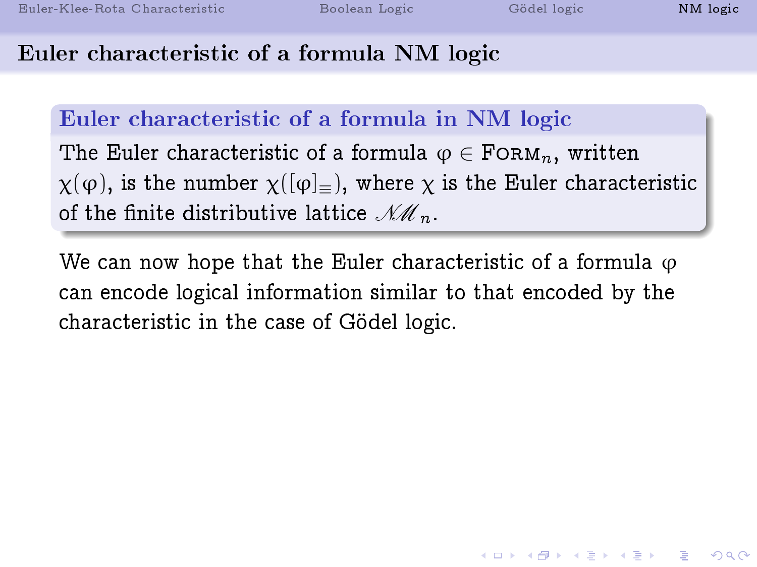## Euler characteristic of a formula NM logic

### Euler characteristic of a formula in NM logic

The Euler characteristic of a formula $\varphi \in \textsc{Form}_n$, written $\chi(\varphi)$, is the number $\chi([\varphi]_\equiv)$, where $\chi$ is the Euler characteristic of the finite distributive lattice $\mathscr{NM}_n$.

We can now hope that the Euler characteristic of a formula $\varphi$ can encode logical information similar to that encoded by the characteristic in the case of Gödel logic.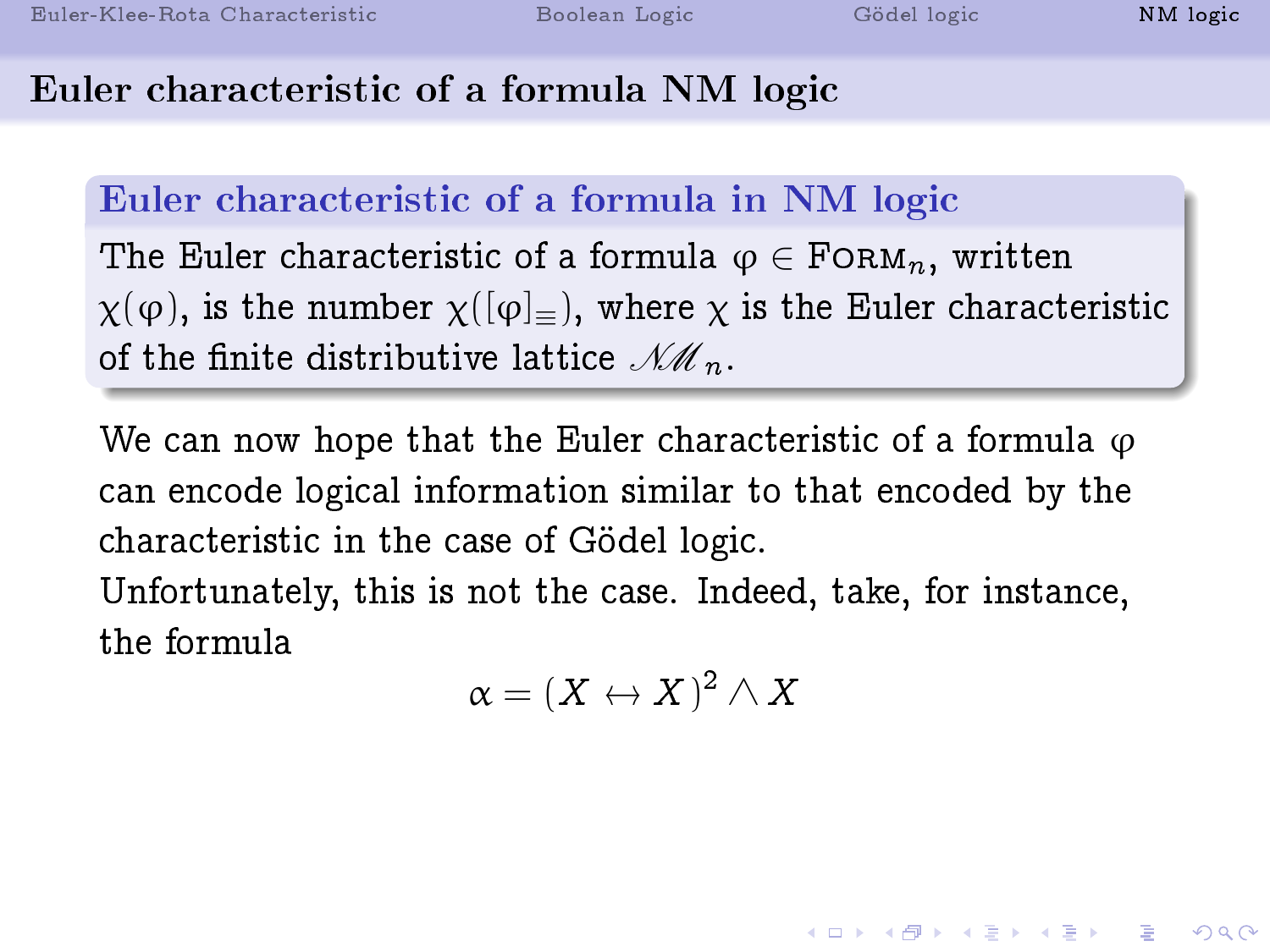## Euler characteristic of a formula NM logic

### Euler characteristic of a formula in NM logic

The Euler characteristic of a formula $\varphi \in \textsc{Form}_n$, written $\chi(\varphi)$, is the number $\chi([\varphi]_{\equiv})$, where $\chi$ is the Euler characteristic of the finite distributive lattice $\mathscr{NM}_n$.

We can now hope that the Euler characteristic of a formula $\varphi$ can encode logical information similar to that encoded by the characteristic in the case of Gödel logic.

Unfortunately, this is not the case. Indeed, take, for instance, the formula

$$\alpha = (X \leftrightarrow X)^2 \wedge X$$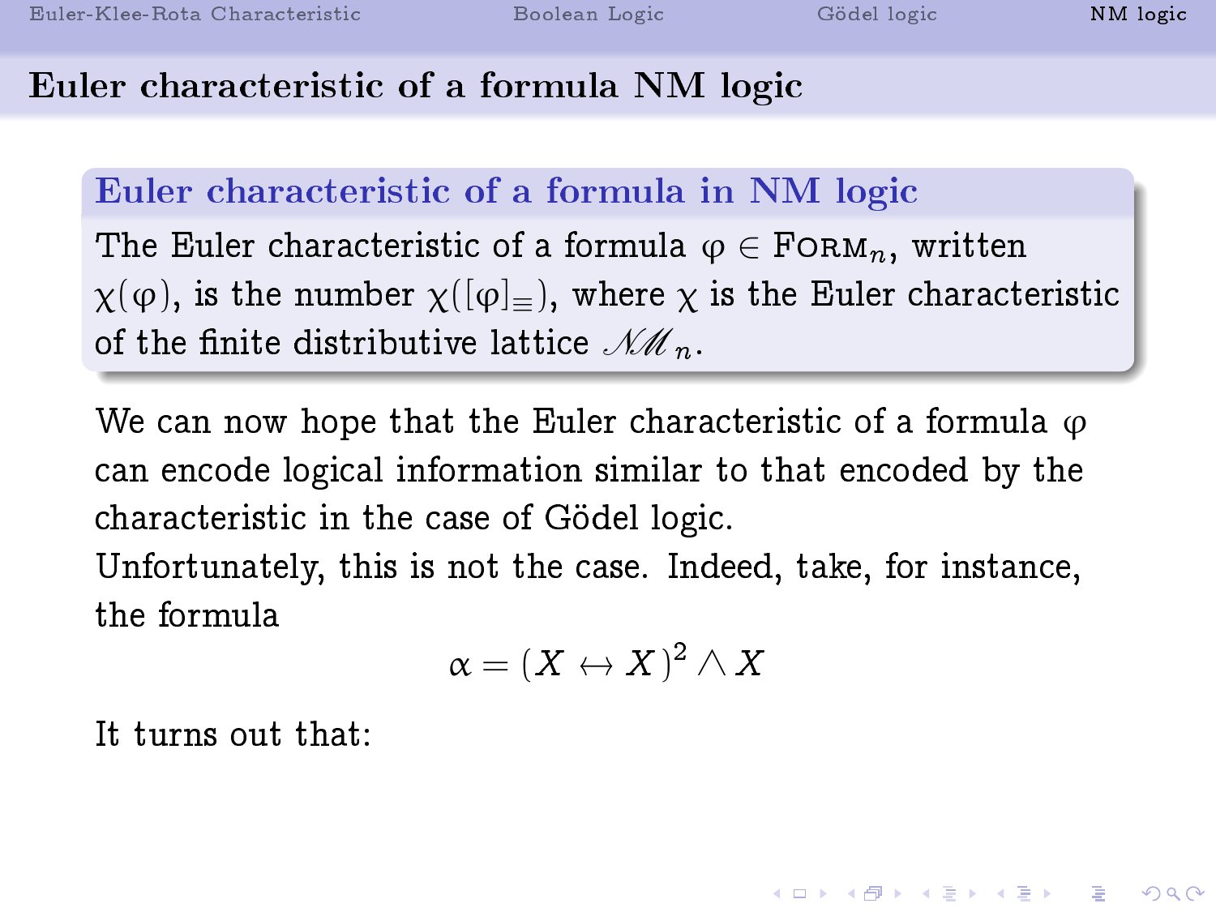## Euler characteristic of a formula NM logic

**Euler characteristic of a formula in NM logic**

The Euler characteristic of a formula $\varphi \in \textsc{Form}_n$, written $\chi(\varphi)$, is the number $\chi([\varphi]_\equiv)$, where $\chi$ is the Euler characteristic of the finite distributive lattice $\mathscr{NM}_n$.

We can now hope that the Euler characteristic of a formula $\varphi$ can encode logical information similar to that encoded by the characteristic in the case of Gödel logic.

Unfortunately, this is not the case. Indeed, take, for instance, the formula

$$\alpha = (X \leftrightarrow X)^2 \wedge X$$

It turns out that: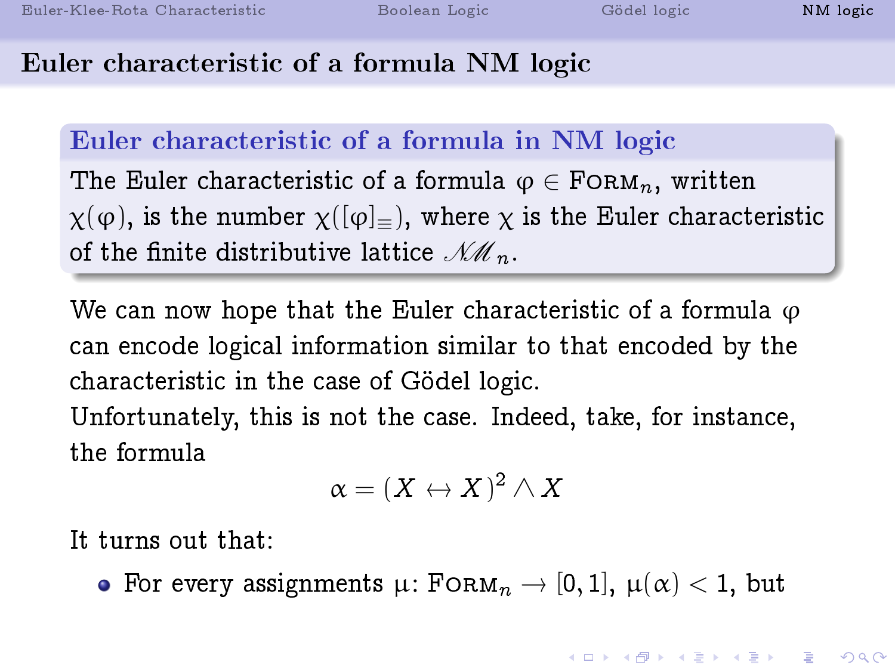## Euler characteristic of a formula NM logic

**Euler characteristic of a formula in NM logic**

The Euler characteristic of a formula $\varphi \in \textsc{Form}_n$, written $\chi(\varphi)$, is the number $\chi([\varphi]_{\equiv})$, where $\chi$ is the Euler characteristic of the finite distributive lattice $\mathscr{NM}_n$.

We can now hope that the Euler characteristic of a formula $\varphi$ can encode logical information similar to that encoded by the characteristic in the case of Gödel logic.

Unfortunately, this is not the case. Indeed, take, for instance, the formula

$$\alpha = (X \leftrightarrow X)^2 \wedge X$$

It turns out that:

- For every assignments $\mu \colon \textsc{Form}_n \to [0,1]$, $\mu(\alpha) < 1$, but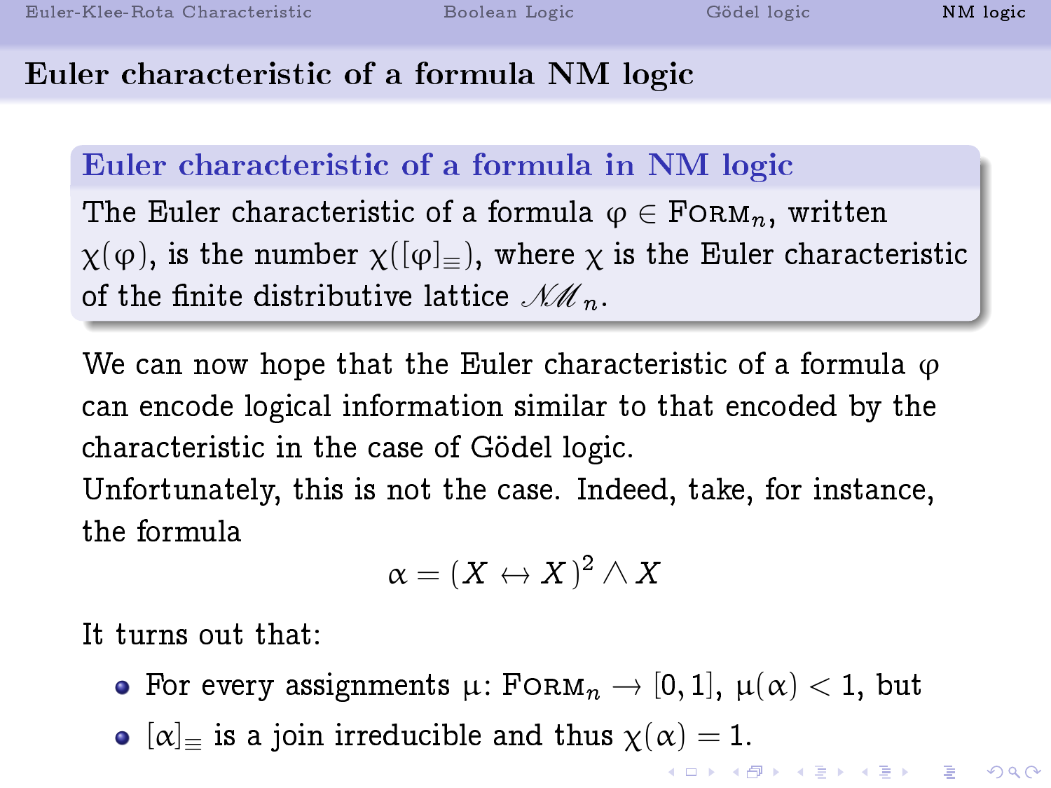## Euler characteristic of a formula NM logic

### Euler characteristic of a formula in NM logic

The Euler characteristic of a formula $\varphi \in \textsc{Form}_n$, written $\chi(\varphi)$, is the number $\chi([\varphi]_{\equiv})$, where $\chi$ is the Euler characteristic of the finite distributive lattice $\mathscr{NM}_n$.

We can now hope that the Euler characteristic of a formula $\varphi$ can encode logical information similar to that encoded by the characteristic in the case of Gödel logic.
Unfortunately, this is not the case. Indeed, take, for instance, the formula

$$\alpha = (X \leftrightarrow X)^2 \wedge X$$

It turns out that:

- For every assignments $\mu \colon \textsc{Form}_n \to [0,1]$, $\mu(\alpha) < 1$, but
- $[\alpha]_{\equiv}$ is a join irreducible and thus $\chi(\alpha) = 1$.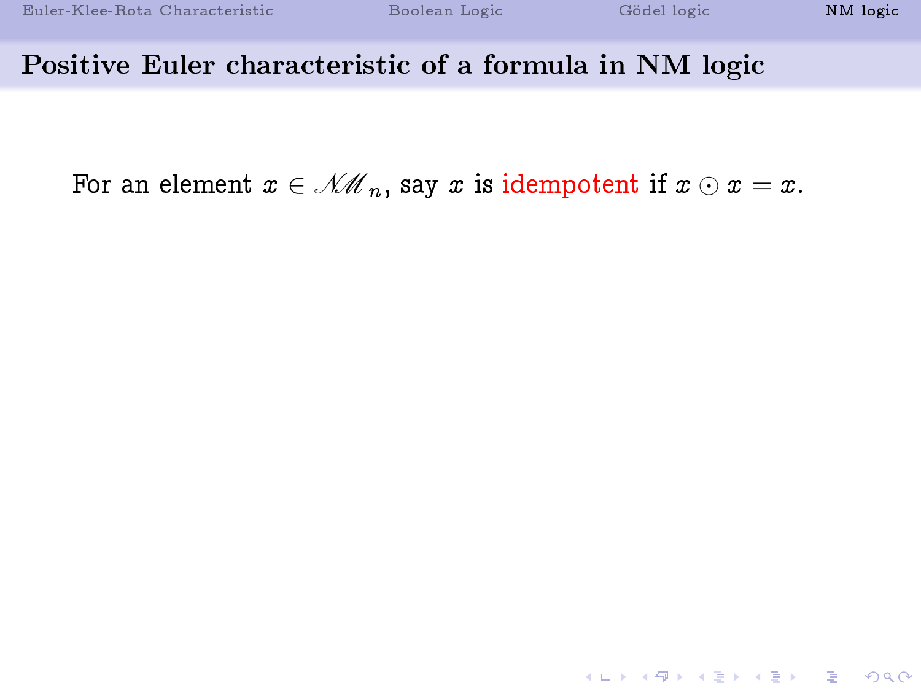# Positive Euler characteristic of a formula in NM logic

For an element $x \in \mathscr{NM}_n$, say $x$ is idempotent if $x \odot x = x$.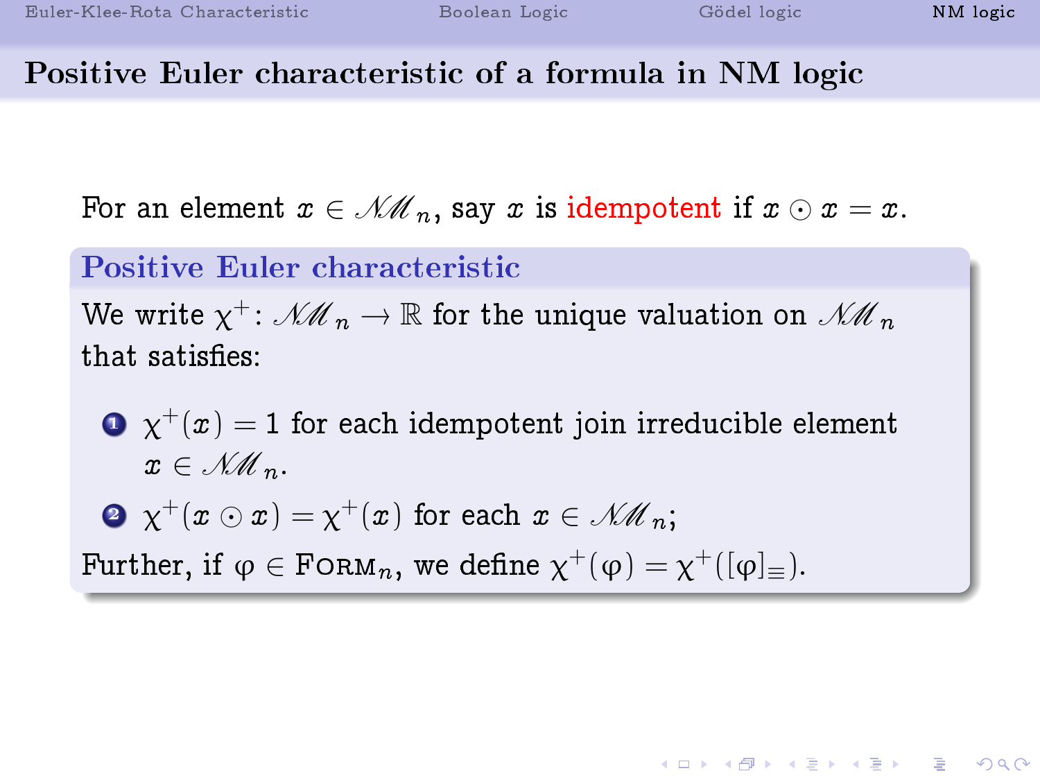# Positive Euler characteristic of a formula in NM logic

For an element $x \in \mathscr{NM}_n$, say $x$ is idempotent if $x \odot x = x$.

## Positive Euler characteristic

We write $\chi^+ \colon \mathscr{NM}_n \to \mathbb{R}$ for the unique valuation on $\mathscr{NM}_n$ that satisfies:

1. $\chi^+(x) = 1$ for each idempotent join irreducible element $x \in \mathscr{NM}_n$.
2. $\chi^+(x \odot x) = \chi^+(x)$ for each $x \in \mathscr{NM}_n$;

Further, if $\varphi \in \textsc{Form}_n$, we define $\chi^+(\varphi) = \chi^+([\varphi]_\equiv)$.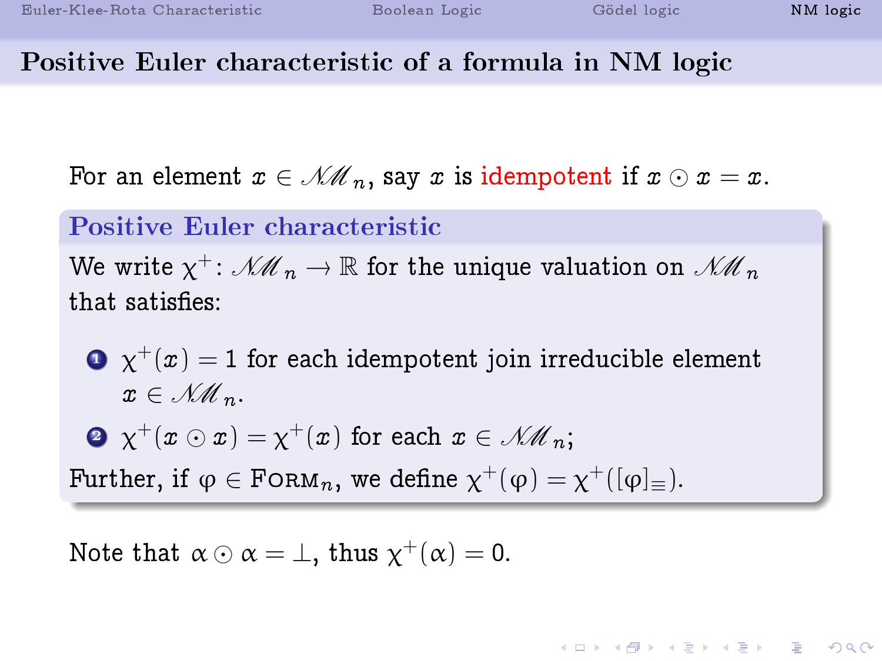# Positive Euler characteristic of a formula in NM logic

For an element $x \in \mathscr{NM}_n$, say $x$ is idempotent if $x \odot x = x$.

### Positive Euler characteristic

We write $\chi^+ \colon \mathscr{NM}_n \to \mathbb{R}$ for the unique valuation on $\mathscr{NM}_n$ that satisfies:

1. $\chi^+(x) = 1$ for each idempotent join irreducible element $x \in \mathscr{NM}_n$.
2. $\chi^+(x \odot x) = \chi^+(x)$ for each $x \in \mathscr{NM}_n$;

Further, if $\varphi \in \textsc{Form}_n$, we define $\chi^+(\varphi) = \chi^+([\varphi]_\equiv)$.

Note that $\alpha \odot \alpha = \bot$, thus $\chi^+(\alpha) = 0$.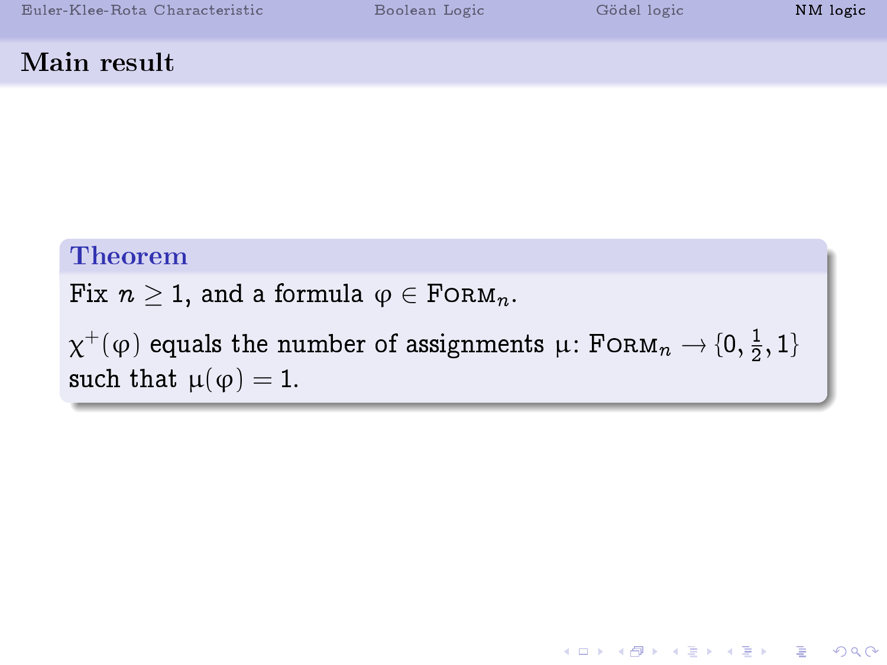## Main result

**Theorem**

Fix $n \geq 1$, and a formula $\varphi \in \textsc{Form}_n$.

$\chi^+(\varphi)$ equals the number of assignments $\mu \colon \textsc{Form}_n \to \{0, \frac{1}{2}, 1\}$ such that $\mu(\varphi) = 1$.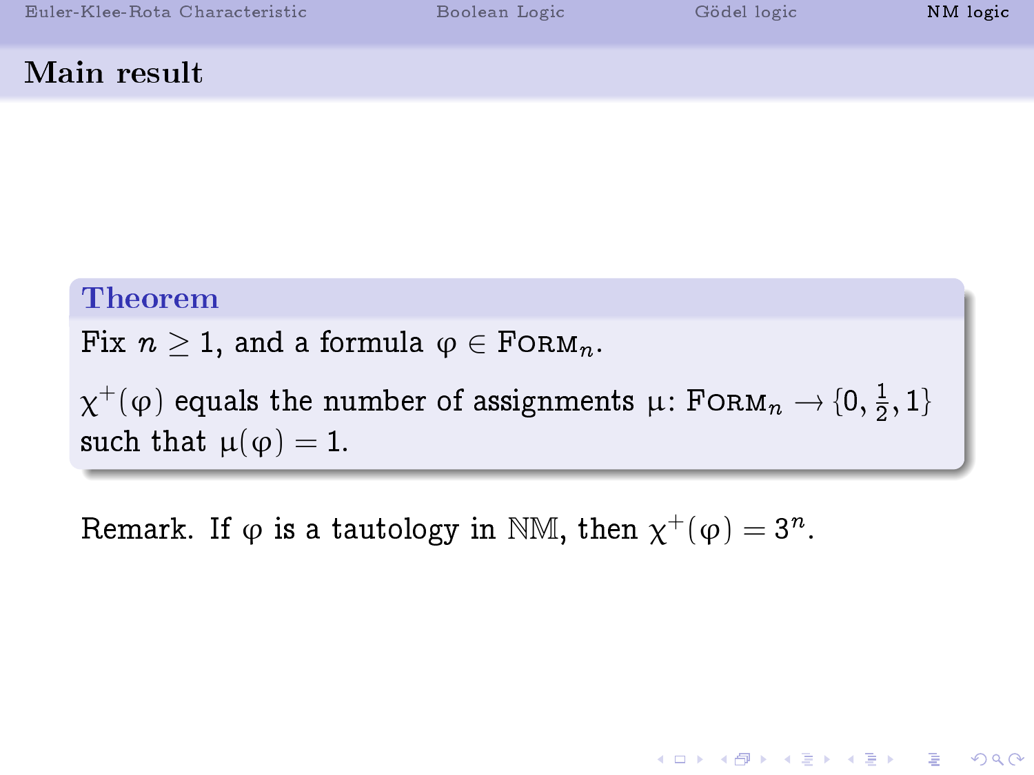## Main result

**Theorem**

Fix $n \geq 1$, and a formula $\varphi \in \textsc{Form}_n$.

$\chi^+(\varphi)$ equals the number of assignments $\mu\colon \textsc{Form}_n \to \{0, \frac{1}{2}, 1\}$ such that $\mu(\varphi) = 1$.

Remark. If $\varphi$ is a tautology in $\mathbb{NM}$, then $\chi^+(\varphi) = 3^n$.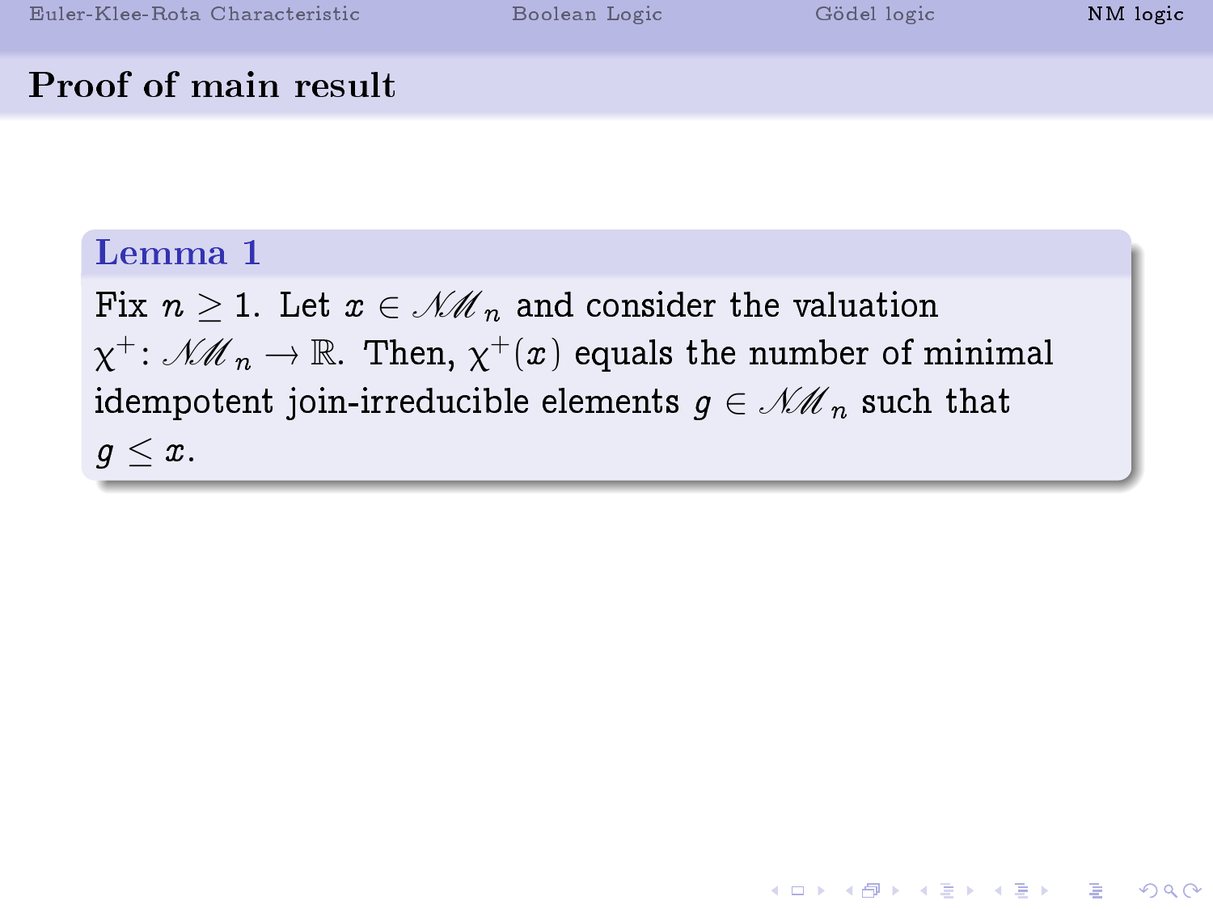## Proof of main result

**Lemma 1**

Fix $n \geq 1$. Let $x \in \mathscr{NM}_n$ and consider the valuation $\chi^+ \colon \mathscr{NM}_n \to \mathbb{R}$. Then, $\chi^+(x)$ equals the number of minimal idempotent join-irreducible elements $g \in \mathscr{NM}_n$ such that $g \leq x$.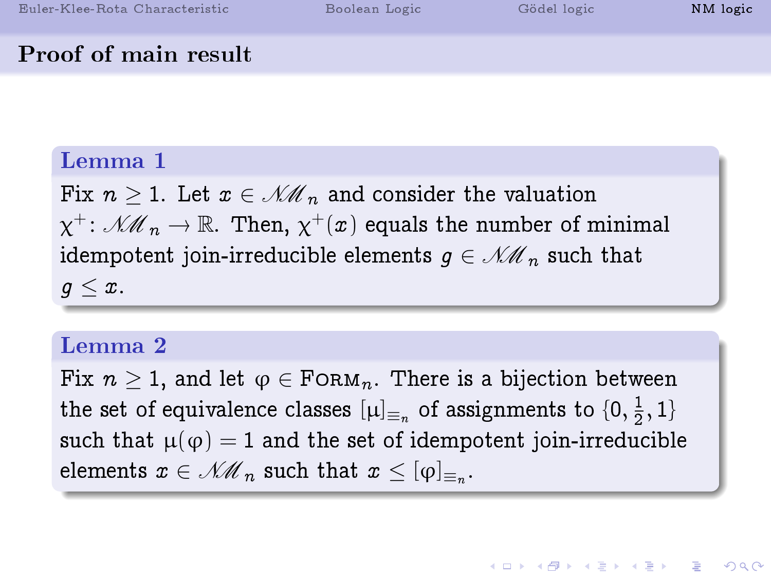## Proof of main result

**Lemma 1**

Fix $n \geq 1$. Let $x \in \mathscr{NM}_n$ and consider the valuation $\chi^+ \colon \mathscr{NM}_n \to \mathbb{R}$. Then, $\chi^+(x)$ equals the number of minimal idempotent join-irreducible elements $g \in \mathscr{NM}_n$ such that $g \leq x$.

**Lemma 2**

Fix $n \geq 1$, and let $\varphi \in \textsc{Form}_n$. There is a bijection between the set of equivalence classes $[\mu]_{\equiv_n}$ of assignments to $\{0, \frac{1}{2}, 1\}$ such that $\mu(\varphi) = 1$ and the set of idempotent join-irreducible elements $x \in \mathscr{NM}_n$ such that $x \leq [\varphi]_{\equiv_n}$.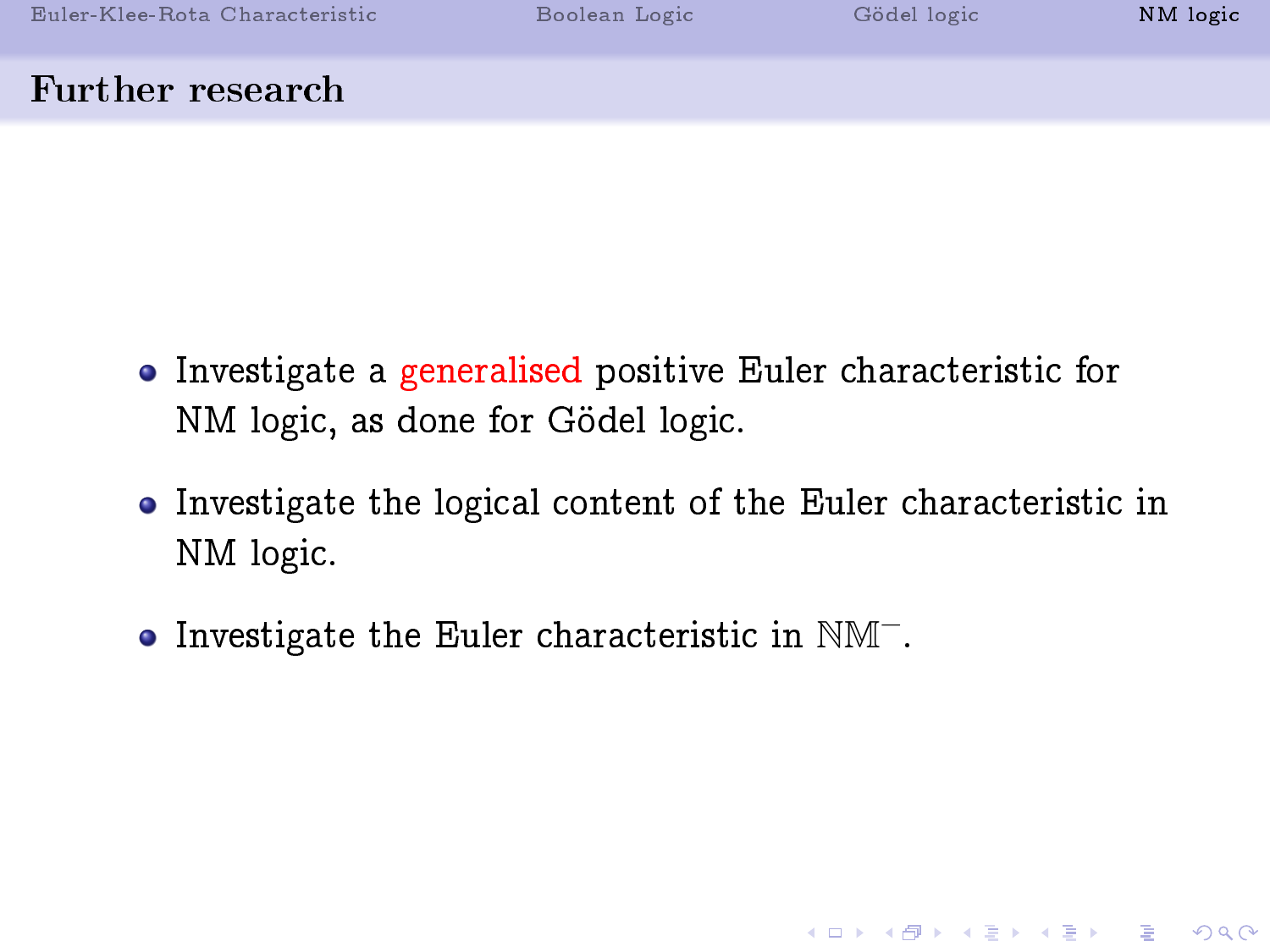## Further research

- Investigate a generalised positive Euler characteristic for NM logic, as done for Gödel logic.
- Investigate the logical content of the Euler characteristic in NM logic.
- Investigate the Euler characteristic in $\mathbb{NM}^{-}$.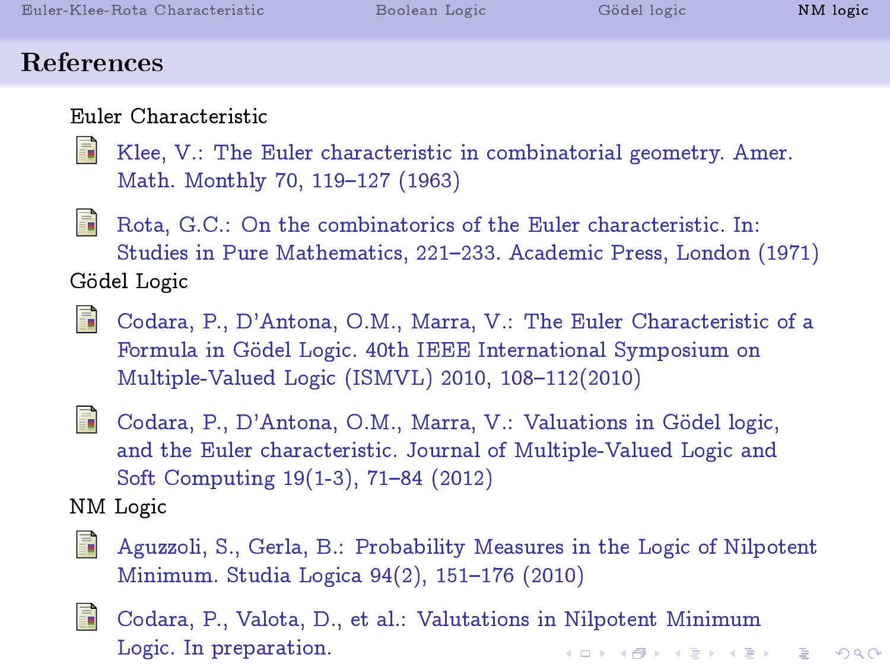# References

### Euler Characteristic

- Klee, V.: The Euler characteristic in combinatorial geometry. Amer. Math. Monthly 70, 119–127 (1963)
- Rota, G.C.: On the combinatorics of the Euler characteristic. In: Studies in Pure Mathematics, 221–233. Academic Press, London (1971)

### Gödel Logic

- Codara, P., D'Antona, O.M., Marra, V.: The Euler Characteristic of a Formula in Gödel Logic. 40th IEEE International Symposium on Multiple-Valued Logic (ISMVL) 2010, 108–112(2010)
- Codara, P., D'Antona, O.M., Marra, V.: Valuations in Gödel logic, and the Euler characteristic. Journal of Multiple-Valued Logic and Soft Computing 19(1-3), 71–84 (2012)

### NM Logic

- Aguzzoli, S., Gerla, B.: Probability Measures in the Logic of Nilpotent Minimum. Studia Logica 94(2), 151–176 (2010)
- Codara, P., Valota, D., et al.: Valutations in Nilpotent Minimum Logic. In preparation.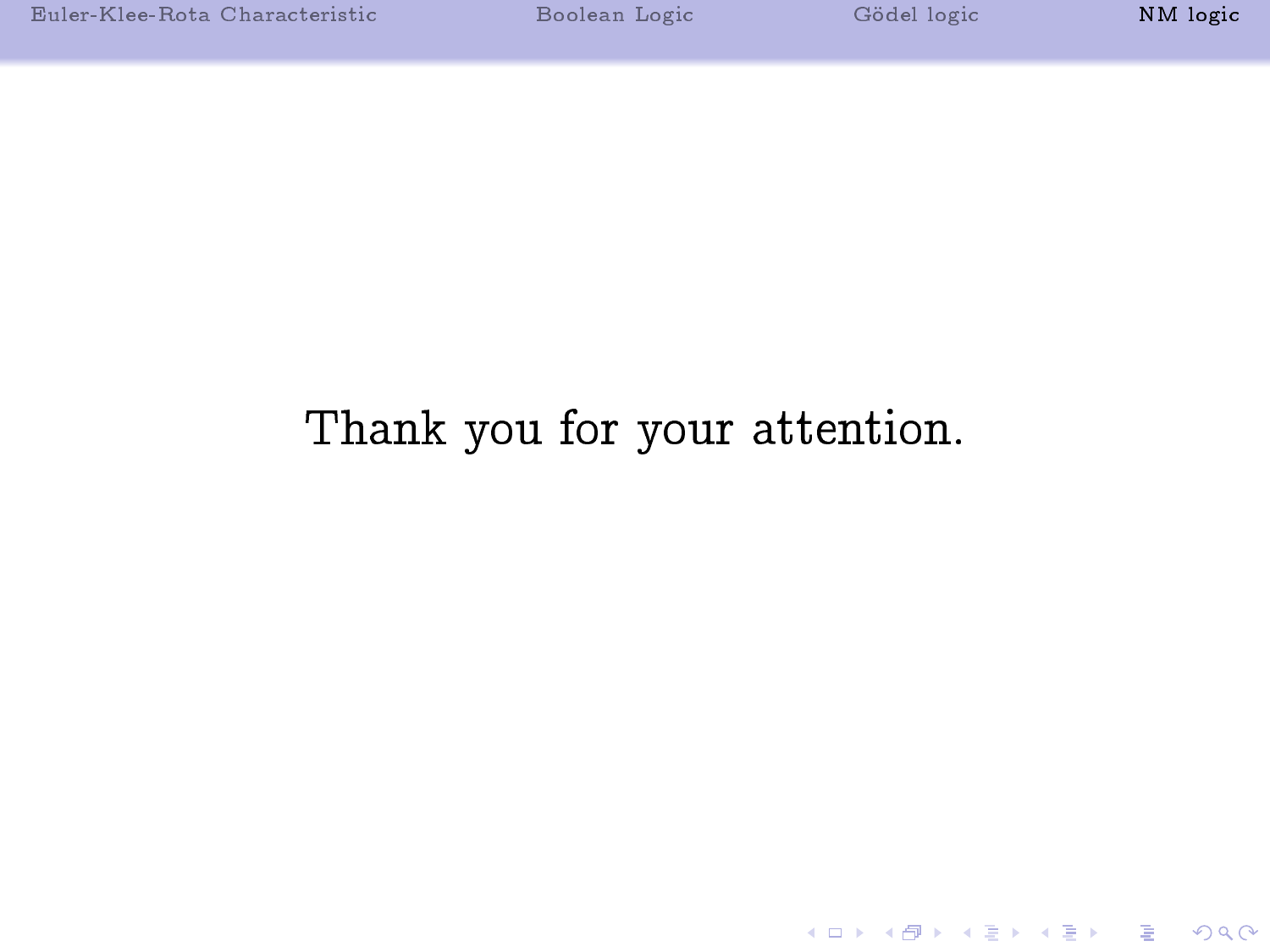Thank you for your attention.